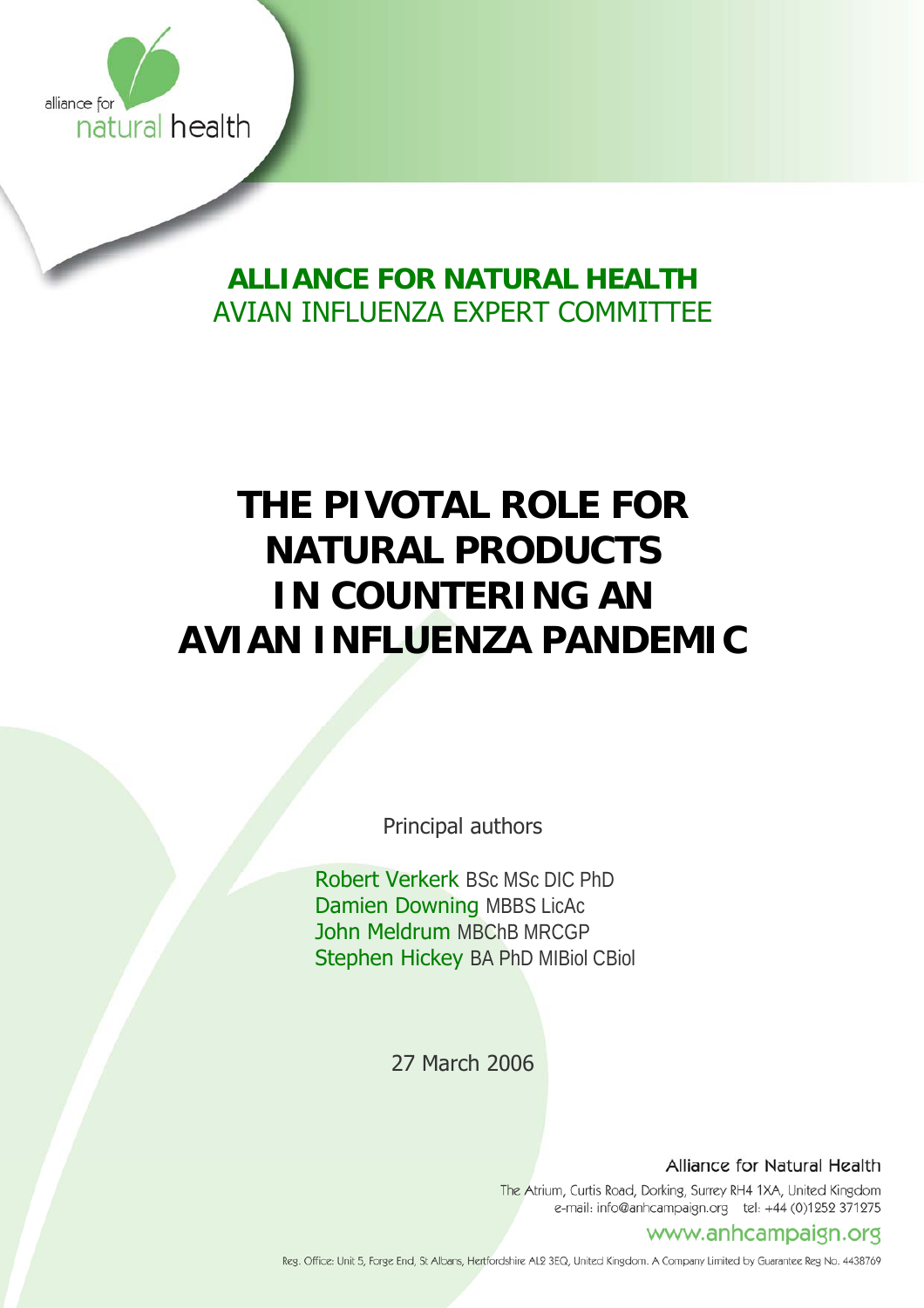alliance for natural health

**ALLIANCE FOR NATURAL HEALTH**
AVIAN INFLUENZA EXPERT COMMITTEE

# THE PIVOTAL ROLE FOR NATURAL PRODUCTS IN COUNTERING AN AVIAN INFLUENZA PANDEMIC

Principal authors

Robert Verkerk BSc MSc DIC PhD
Damien Downing MBBS LicAc
John Meldrum MBChB MRCGP
Stephen Hickey BA PhD MIBiol CBiol

27 March 2006

Alliance for Natural Health
The Atrium, Curtis Road, Dorking, Surrey RH4 1XA, United Kingdom
e-mail: info@anhcampaign.org tel: +44 (0)1252 371275
www.anhcampaign.org

Reg. Office: Unit 5, Forge End, St Albans, Hertfordshire AL2 3EQ, United Kingdom. A Company Limited by Guarantee Reg No. 4438769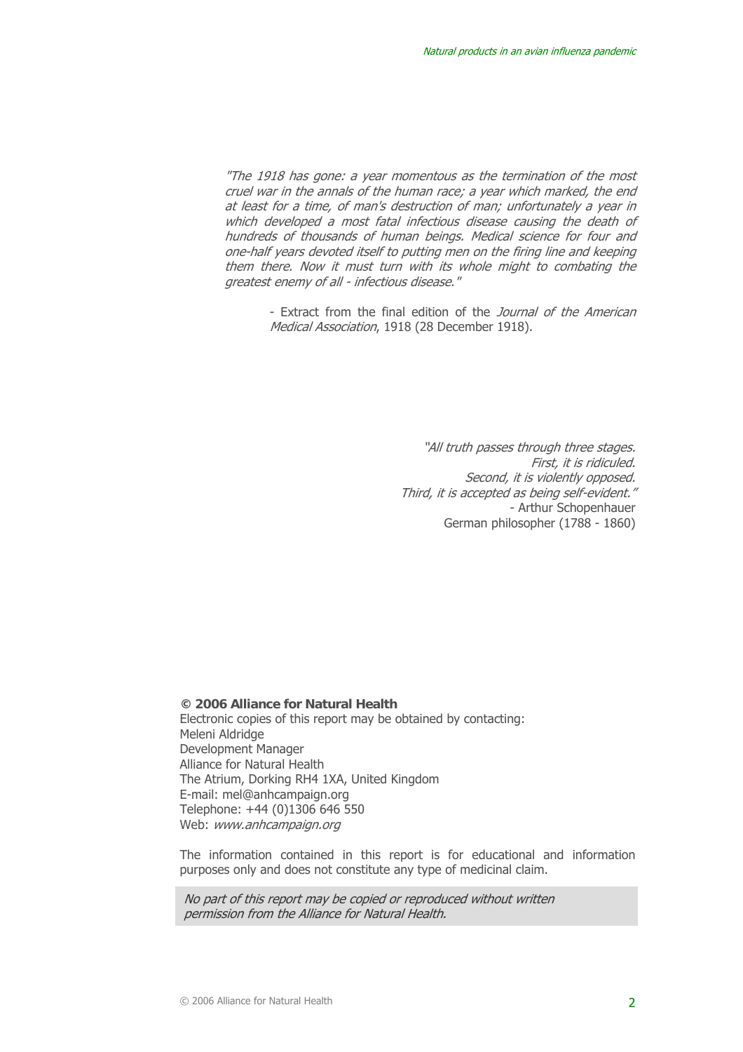*"The 1918 has gone: a year momentous as the termination of the most cruel war in the annals of the human race; a year which marked, the end at least for a time, of man's destruction of man; unfortunately a year in which developed a most fatal infectious disease causing the death of hundreds of thousands of human beings. Medical science for four and one-half years devoted itself to putting men on the firing line and keeping them there. Now it must turn with its whole might to combating the greatest enemy of all - infectious disease."*

- Extract from the final edition of the *Journal of the American Medical Association*, 1918 (28 December 1918).

*"All truth passes through three stages.*
*First, it is ridiculed.*
*Second, it is violently opposed.*
*Third, it is accepted as being self-evident."*
- Arthur Schopenhauer
German philosopher (1788 - 1860)

**© 2006 Alliance for Natural Health**
Electronic copies of this report may be obtained by contacting:
Meleni Aldridge
Development Manager
Alliance for Natural Health
The Atrium, Dorking RH4 1XA, United Kingdom
E-mail: mel@anhcampaign.org
Telephone: +44 (0)1306 646 550
Web: *www.anhcampaign.org*

The information contained in this report is for educational and information purposes only and does not constitute any type of medicinal claim.

*No part of this report may be copied or reproduced without written permission from the Alliance for Natural Health.*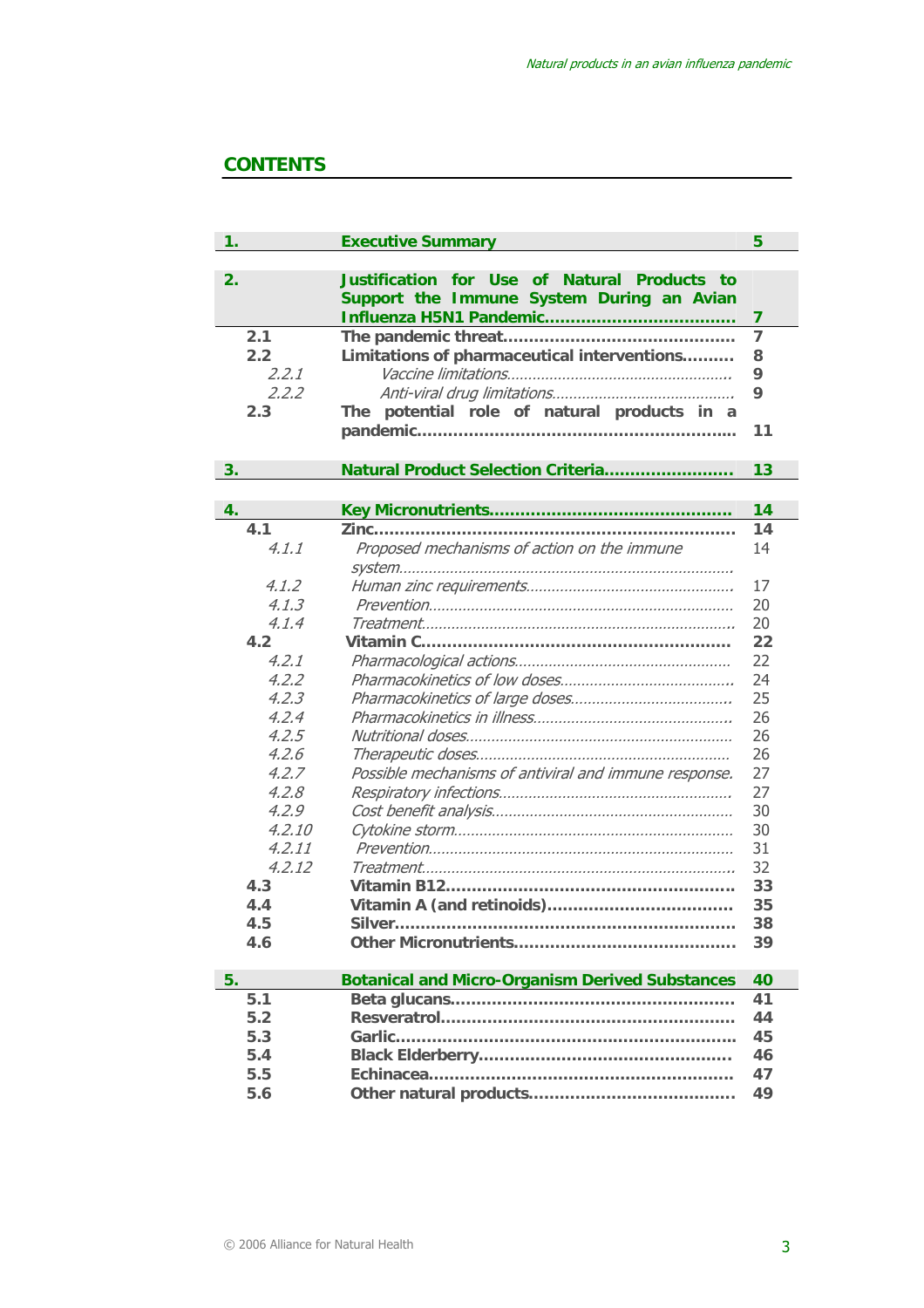## CONTENTS

| | | |
|---|---|---|
| **1.** | **Executive Summary** | **5** |
| **2.** | **Justification for Use of Natural Products to Support the Immune System During an Avian Influenza H5N1 Pandemic....................................** | **7** |
| **2.1** | **The pandemic threat............................................** | **7** |
| **2.2** | **Limitations of pharmaceutical interventions..........** | **8** |
| *2.2.1* | *Vaccine limitations....................................................* | **9** |
| *2.2.2* | *Anti-viral drug limitations...........................................* | **9** |
| **2.3** | **The potential role of natural products in a pandemic.............................................................** | **11** |
| **3.** | **Natural Product Selection Criteria.........................** | **13** |
| **4.** | **Key Micronutrients..............................................** | **14** |
| **4.1** | **Zinc.....................................................................** | **14** |
| *4.1.1* | *Proposed mechanisms of action on the immune system...............................................................................* | 14 |
| *4.1.2* | *Human zinc requirements.................................................* | 17 |
| *4.1.3* | *Prevention.......................................................................* | 20 |
| *4.1.4* | *Treatment.........................................................................* | 20 |
| **4.2** | **Vitamin C...........................................................** | **22** |
| *4.2.1* | *Pharmacological actions..................................................* | 22 |
| *4.2.2* | *Pharmacokinetics of low doses........................................* | 24 |
| *4.2.3* | *Pharmacokinetics of large doses.....................................* | 25 |
| *4.2.4* | *Pharmacokinetics in illness..............................................* | 26 |
| *4.2.5* | *Nutritional doses..............................................................* | 26 |
| *4.2.6* | *Therapeutic doses...........................................................* | 26 |
| *4.2.7* | *Possible mechanisms of antiviral and immune response.* | 27 |
| *4.2.8* | *Respiratory infections......................................................* | 27 |
| *4.2.9* | *Cost benefit analysis........................................................* | 30 |
| *4.2.10* | *Cytokine storm.................................................................* | 30 |
| *4.2.11* | *Prevention.......................................................................* | 31 |
| *4.2.12* | *Treatment.........................................................................* | 32 |
| **4.3** | **Vitamin B12.......................................................** | **33** |
| **4.4** | **Vitamin A (and retinoids)...................................** | **35** |
| **4.5** | **Silver.................................................................** | **38** |
| **4.6** | **Other Micronutrients..........................................** | **39** |
| **5.** | **Botanical and Micro-Organism Derived Substances** | **40** |
| **5.1** | **Beta glucans......................................................** | **41** |
| **5.2** | **Resveratrol........................................................** | **44** |
| **5.3** | **Garlic.................................................................** | **45** |
| **5.4** | **Black Elderberry................................................** | **46** |
| **5.5** | **Echinacea..........................................................** | **47** |
| **5.6** | **Other natural products.......................................** | **49** |

© 2006 Alliance for Natural Health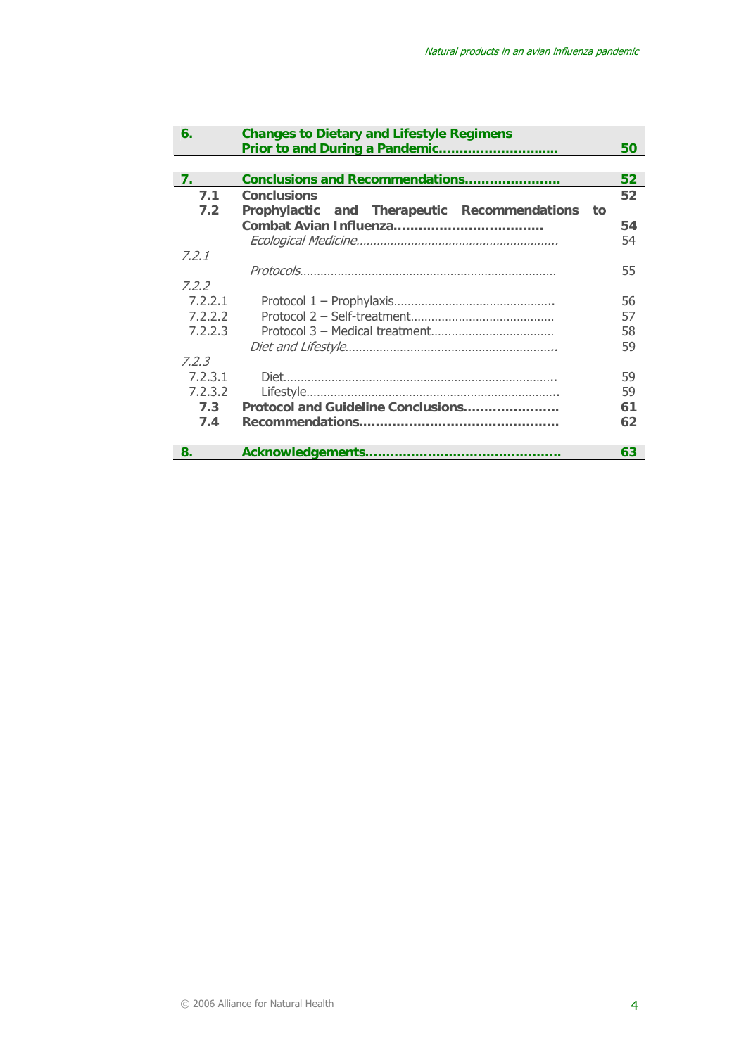| | | |
|---|---|---|
| **6.** | **Changes to Dietary and Lifestyle Regimens Prior to and During a Pandemic..............................** | **50** |
| **7.** | **Conclusions and Recommendations.......................** | **52** |
| **7.1** | **Conclusions** | **52** |
| **7.2** | **Prophylactic and Therapeutic Recommendations to Combat Avian Influenza....................................** | **54** |
| *7.2.1* | *Ecological Medicine...........................................................* | 54 |
| *7.2.2* | *Protocols..........................................................................* | 55 |
| 7.2.2.1 | Protocol 1 – Prophylaxis.............................................. | 56 |
| 7.2.2.2 | Protocol 2 – Self-treatment.......................................... | 57 |
| 7.2.2.3 | Protocol 3 – Medical treatment.................................... | 58 |
| *7.2.3* | *Diet and Lifestyle.............................................................* | 59 |
| 7.2.3.1 | Diet............................................................................... | 59 |
| 7.2.3.2 | Lifestyle......................................................................... | 59 |
| **7.3** | **Protocol and Guideline Conclusions.......................** | **61** |
| **7.4** | **Recommendations................................................** | **62** |
| **8.** | **Acknowledgements..............................................** | **63** |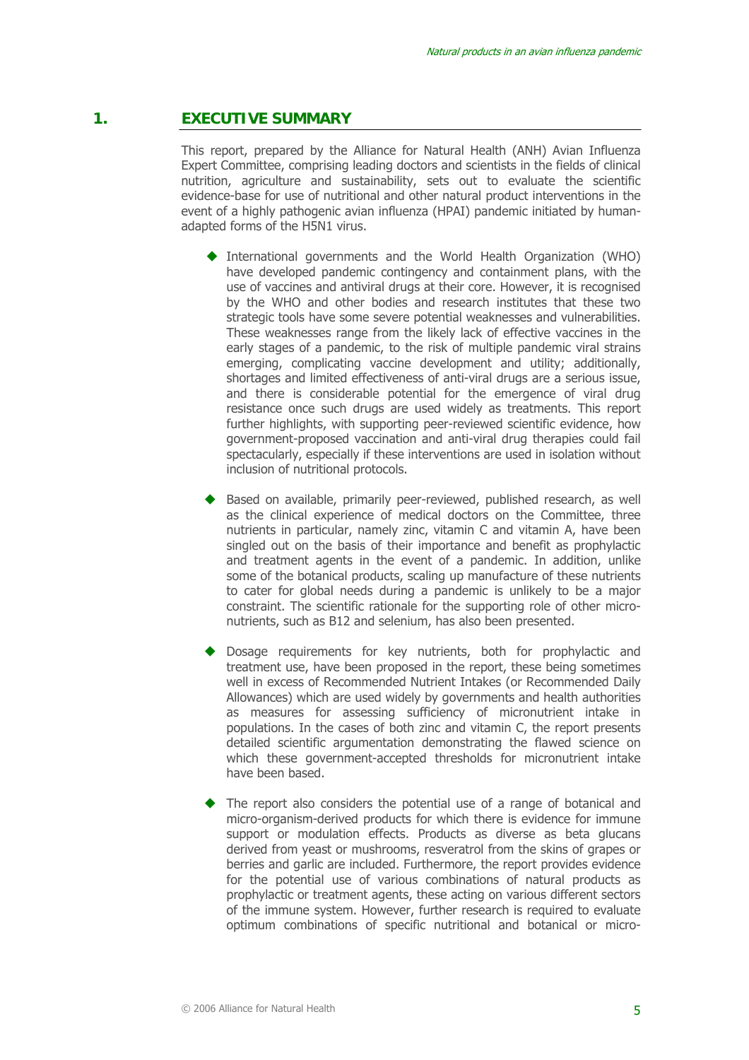# 1. EXECUTIVE SUMMARY

This report, prepared by the Alliance for Natural Health (ANH) Avian Influenza Expert Committee, comprising leading doctors and scientists in the fields of clinical nutrition, agriculture and sustainability, sets out to evaluate the scientific evidence-base for use of nutritional and other natural product interventions in the event of a highly pathogenic avian influenza (HPAI) pandemic initiated by human-adapted forms of the H5N1 virus.

- International governments and the World Health Organization (WHO) have developed pandemic contingency and containment plans, with the use of vaccines and antiviral drugs at their core. However, it is recognised by the WHO and other bodies and research institutes that these two strategic tools have some severe potential weaknesses and vulnerabilities. These weaknesses range from the likely lack of effective vaccines in the early stages of a pandemic, to the risk of multiple pandemic viral strains emerging, complicating vaccine development and utility; additionally, shortages and limited effectiveness of anti-viral drugs are a serious issue, and there is considerable potential for the emergence of viral drug resistance once such drugs are used widely as treatments. This report further highlights, with supporting peer-reviewed scientific evidence, how government-proposed vaccination and anti-viral drug therapies could fail spectacularly, especially if these interventions are used in isolation without inclusion of nutritional protocols.

- Based on available, primarily peer-reviewed, published research, as well as the clinical experience of medical doctors on the Committee, three nutrients in particular, namely zinc, vitamin C and vitamin A, have been singled out on the basis of their importance and benefit as prophylactic and treatment agents in the event of a pandemic. In addition, unlike some of the botanical products, scaling up manufacture of these nutrients to cater for global needs during a pandemic is unlikely to be a major constraint. The scientific rationale for the supporting role of other micro-nutrients, such as B12 and selenium, has also been presented.

- Dosage requirements for key nutrients, both for prophylactic and treatment use, have been proposed in the report, these being sometimes well in excess of Recommended Nutrient Intakes (or Recommended Daily Allowances) which are used widely by governments and health authorities as measures for assessing sufficiency of micronutrient intake in populations. In the cases of both zinc and vitamin C, the report presents detailed scientific argumentation demonstrating the flawed science on which these government-accepted thresholds for micronutrient intake have been based.

- The report also considers the potential use of a range of botanical and micro-organism-derived products for which there is evidence for immune support or modulation effects. Products as diverse as beta glucans derived from yeast or mushrooms, resveratrol from the skins of grapes or berries and garlic are included. Furthermore, the report provides evidence for the potential use of various combinations of natural products as prophylactic or treatment agents, these acting on various different sectors of the immune system. However, further research is required to evaluate optimum combinations of specific nutritional and botanical or micro-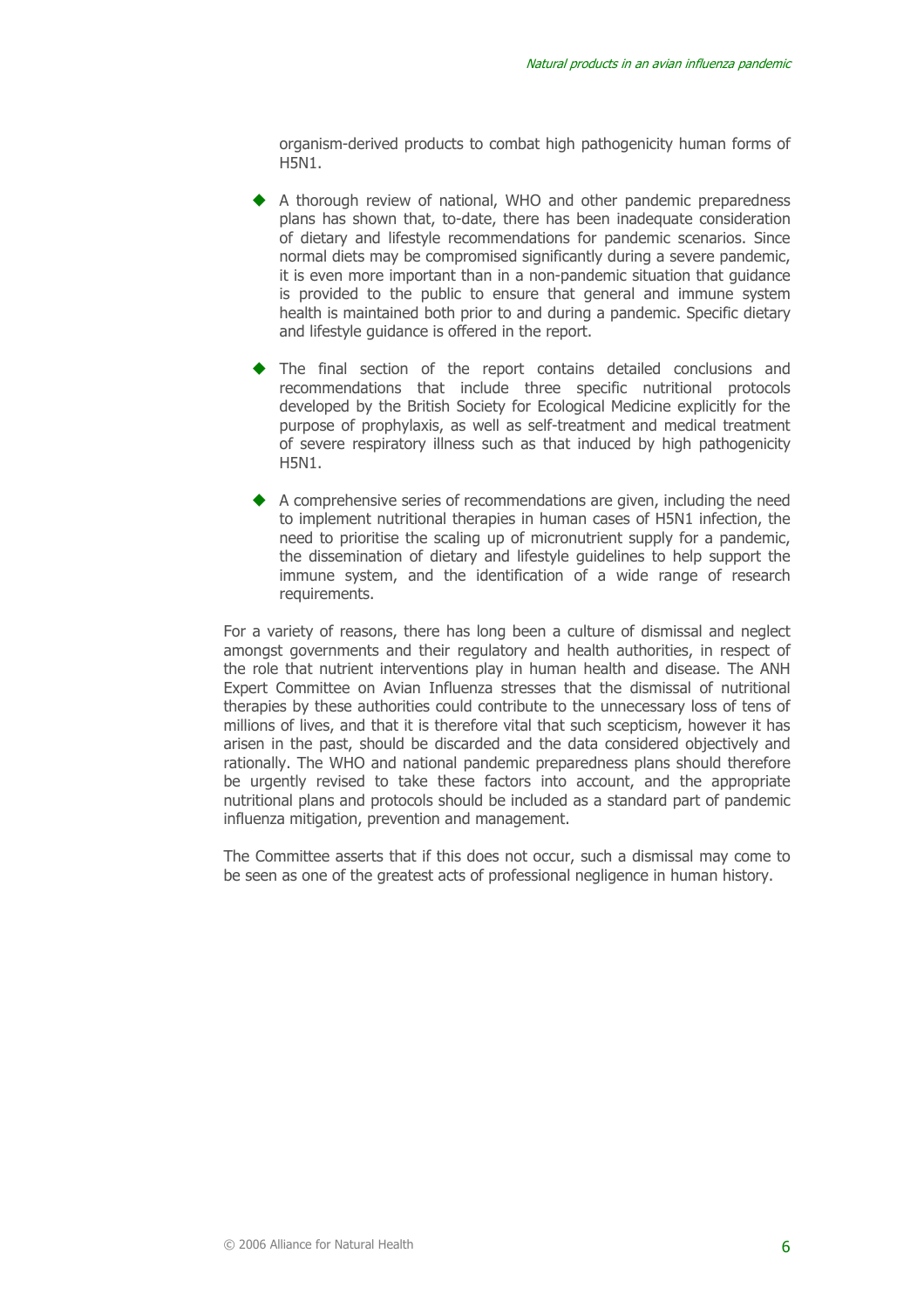organism-derived products to combat high pathogenicity human forms of H5N1.

- A thorough review of national, WHO and other pandemic preparedness plans has shown that, to-date, there has been inadequate consideration of dietary and lifestyle recommendations for pandemic scenarios. Since normal diets may be compromised significantly during a severe pandemic, it is even more important than in a non-pandemic situation that guidance is provided to the public to ensure that general and immune system health is maintained both prior to and during a pandemic. Specific dietary and lifestyle guidance is offered in the report.

- The final section of the report contains detailed conclusions and recommendations that include three specific nutritional protocols developed by the British Society for Ecological Medicine explicitly for the purpose of prophylaxis, as well as self-treatment and medical treatment of severe respiratory illness such as that induced by high pathogenicity H5N1.

- A comprehensive series of recommendations are given, including the need to implement nutritional therapies in human cases of H5N1 infection, the need to prioritise the scaling up of micronutrient supply for a pandemic, the dissemination of dietary and lifestyle guidelines to help support the immune system, and the identification of a wide range of research requirements.

For a variety of reasons, there has long been a culture of dismissal and neglect amongst governments and their regulatory and health authorities, in respect of the role that nutrient interventions play in human health and disease. The ANH Expert Committee on Avian Influenza stresses that the dismissal of nutritional therapies by these authorities could contribute to the unnecessary loss of tens of millions of lives, and that it is therefore vital that such scepticism, however it has arisen in the past, should be discarded and the data considered objectively and rationally. The WHO and national pandemic preparedness plans should therefore be urgently revised to take these factors into account, and the appropriate nutritional plans and protocols should be included as a standard part of pandemic influenza mitigation, prevention and management.

The Committee asserts that if this does not occur, such a dismissal may come to be seen as one of the greatest acts of professional negligence in human history.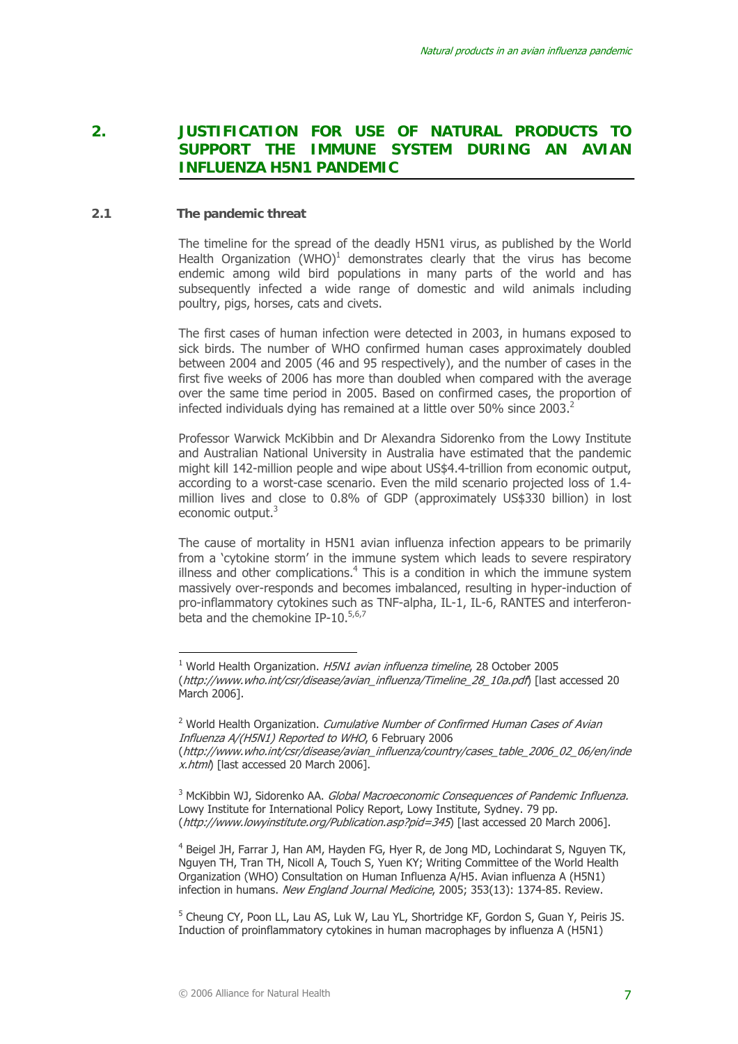## 2. JUSTIFICATION FOR USE OF NATURAL PRODUCTS TO SUPPORT THE IMMUNE SYSTEM DURING AN AVIAN INFLUENZA H5N1 PANDEMIC

### 2.1 The pandemic threat

The timeline for the spread of the deadly H5N1 virus, as published by the World Health Organization (WHO)[1] demonstrates clearly that the virus has become endemic among wild bird populations in many parts of the world and has subsequently infected a wide range of domestic and wild animals including poultry, pigs, horses, cats and civets.

The first cases of human infection were detected in 2003, in humans exposed to sick birds. The number of WHO confirmed human cases approximately doubled between 2004 and 2005 (46 and 95 respectively), and the number of cases in the first five weeks of 2006 has more than doubled when compared with the average over the same time period in 2005. Based on confirmed cases, the proportion of infected individuals dying has remained at a little over 50% since 2003.[2]

Professor Warwick McKibbin and Dr Alexandra Sidorenko from the Lowy Institute and Australian National University in Australia have estimated that the pandemic might kill 142-million people and wipe about US$4.4-trillion from economic output, according to a worst-case scenario. Even the mild scenario projected loss of 1.4-million lives and close to 0.8% of GDP (approximately US$330 billion) in lost economic output.[3]

The cause of mortality in H5N1 avian influenza infection appears to be primarily from a 'cytokine storm' in the immune system which leads to severe respiratory illness and other complications.[4] This is a condition in which the immune system massively over-responds and becomes imbalanced, resulting in hyper-induction of pro-inflammatory cytokines such as TNF-alpha, IL-1, IL-6, RANTES and interferon-beta and the chemokine IP-10.[5,6,7]

---

[1] World Health Organization. *H5N1 avian influenza timeline*, 28 October 2005 (*http://www.who.int/csr/disease/avian_influenza/Timeline_28_10a.pdf*) [last accessed 20 March 2006].

[2] World Health Organization. *Cumulative Number of Confirmed Human Cases of Avian Influenza A/(H5N1) Reported to WHO*, 6 February 2006 (*http://www.who.int/csr/disease/avian_influenza/country/cases_table_2006_02_06/en/index.html*) [last accessed 20 March 2006].

[3] McKibbin WJ, Sidorenko AA. *Global Macroeconomic Consequences of Pandemic Influenza.* Lowy Institute for International Policy Report, Lowy Institute, Sydney. 79 pp. (*http://www.lowyinstitute.org/Publication.asp?pid=345*) [last accessed 20 March 2006].

[4] Beigel JH, Farrar J, Han AM, Hayden FG, Hyer R, de Jong MD, Lochindarat S, Nguyen TK, Nguyen TH, Tran TH, Nicoll A, Touch S, Yuen KY; Writing Committee of the World Health Organization (WHO) Consultation on Human Influenza A/H5. Avian influenza A (H5N1) infection in humans. *New England Journal Medicine*, 2005; 353(13): 1374-85. Review.

[5] Cheung CY, Poon LL, Lau AS, Luk W, Lau YL, Shortridge KF, Gordon S, Guan Y, Peiris JS. Induction of proinflammatory cytokines in human macrophages by influenza A (H5N1)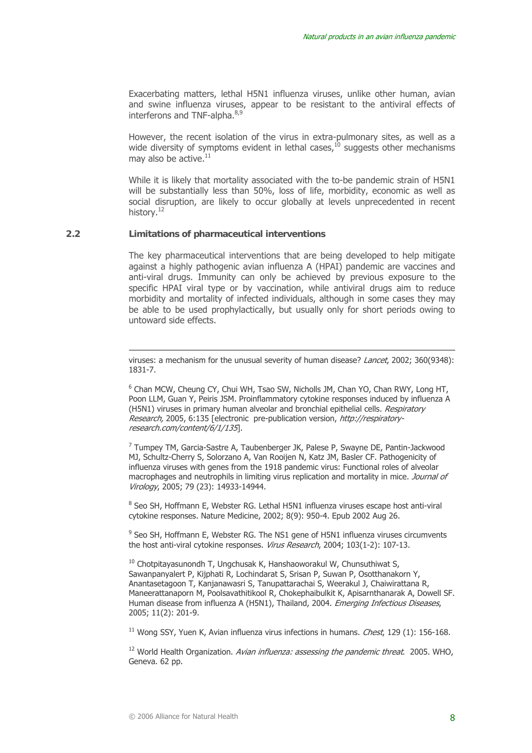Exacerbating matters, lethal H5N1 influenza viruses, unlike other human, avian and swine influenza viruses, appear to be resistant to the antiviral effects of interferons and TNF-alpha.[8,9]

However, the recent isolation of the virus in extra-pulmonary sites, as well as a wide diversity of symptoms evident in lethal cases,[10] suggests other mechanisms may also be active.[11]

While it is likely that mortality associated with the to-be pandemic strain of H5N1 will be substantially less than 50%, loss of life, morbidity, economic as well as social disruption, are likely to occur globally at levels unprecedented in recent history.[12]

## 2.2 Limitations of pharmaceutical interventions

The key pharmaceutical interventions that are being developed to help mitigate against a highly pathogenic avian influenza A (HPAI) pandemic are vaccines and anti-viral drugs. Immunity can only be achieved by previous exposure to the specific HPAI viral type or by vaccination, while antiviral drugs aim to reduce morbidity and mortality of infected individuals, although in some cases they may be able to be used prophylactically, but usually only for short periods owing to untoward side effects.

---

viruses: a mechanism for the unusual severity of human disease? *Lancet*, 2002; 360(9348): 1831-7.

[6] Chan MCW, Cheung CY, Chui WH, Tsao SW, Nicholls JM, Chan YO, Chan RWY, Long HT, Poon LLM, Guan Y, Peiris JSM. Proinflammatory cytokine responses induced by influenza A (H5N1) viruses in primary human alveolar and bronchial epithelial cells. *Respiratory Research,* 2005, 6:135 [electronic pre-publication version, *http://respiratory-research.com/content/6/1/135*].

[7] Tumpey TM, Garcia-Sastre A, Taubenberger JK, Palese P, Swayne DE, Pantin-Jackwood MJ, Schultz-Cherry S, Solorzano A, Van Rooijen N, Katz JM, Basler CF. Pathogenicity of influenza viruses with genes from the 1918 pandemic virus: Functional roles of alveolar macrophages and neutrophils in limiting virus replication and mortality in mice. *Journal of Virology*, 2005; 79 (23): 14933-14944.

[8] Seo SH, Hoffmann E, Webster RG. Lethal H5N1 influenza viruses escape host anti-viral cytokine responses. Nature Medicine, 2002; 8(9): 950-4. Epub 2002 Aug 26.

[9] Seo SH, Hoffmann E, Webster RG. The NS1 gene of H5N1 influenza viruses circumvents the host anti-viral cytokine responses. *Virus Research*, 2004; 103(1-2): 107-13.

[10] Chotpitayasunondh T, Ungchusak K, Hanshaoworakul W, Chunsuthiwat S, Sawanpanyalert P, Kijphati R, Lochindarat S, Srisan P, Suwan P, Osotthanakorn Y, Anantasetagoon T, Kanjanawasri S, Tanupattarachai S, Weerakul J, Chaiwirattana R, Maneerattanaporn M, Poolsavathitikool R, Chokephaibulkit K, Apisarnthanarak A, Dowell SF. Human disease from influenza A (H5N1), Thailand, 2004. *Emerging Infectious Diseases*, 2005; 11(2): 201-9.

[11] Wong SSY, Yuen K, Avian influenza virus infections in humans. *Chest*, 129 (1): 156-168.

[12] World Health Organization. *Avian influenza: assessing the pandemic threat*. 2005. WHO, Geneva. 62 pp.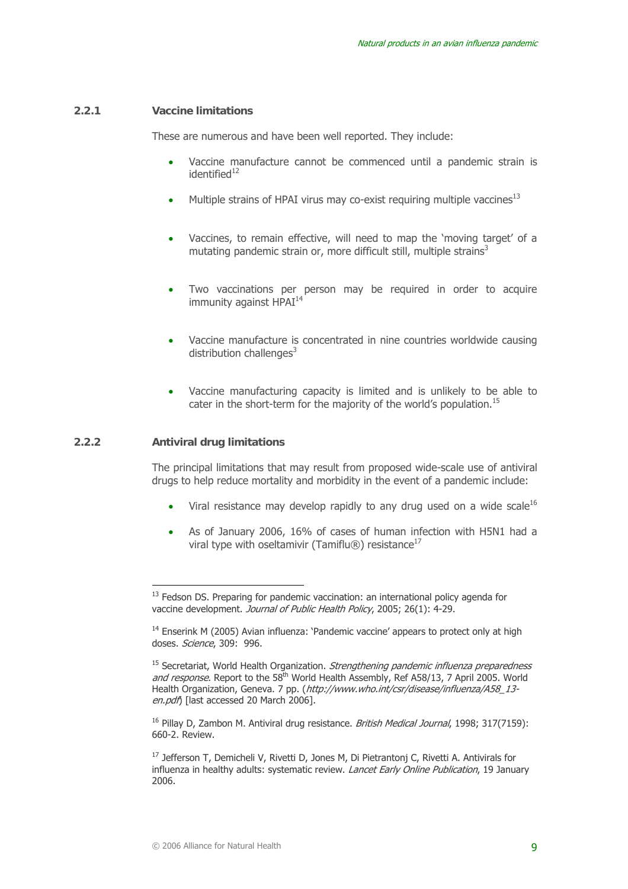### 2.2.1 Vaccine limitations

These are numerous and have been well reported. They include:

- Vaccine manufacture cannot be commenced until a pandemic strain is identified[12]
- Multiple strains of HPAI virus may co-exist requiring multiple vaccines[13]
- Vaccines, to remain effective, will need to map the 'moving target' of a mutating pandemic strain or, more difficult still, multiple strains[3]
- Two vaccinations per person may be required in order to acquire immunity against HPAI[14]
- Vaccine manufacture is concentrated in nine countries worldwide causing distribution challenges[3]
- Vaccine manufacturing capacity is limited and is unlikely to be able to cater in the short-term for the majority of the world's population.[15]

### 2.2.2 Antiviral drug limitations

The principal limitations that may result from proposed wide-scale use of antiviral drugs to help reduce mortality and morbidity in the event of a pandemic include:

- Viral resistance may develop rapidly to any drug used on a wide scale[16]
- As of January 2006, 16% of cases of human infection with H5N1 had a viral type with oseltamivir (Tamiflu®) resistance[17]

---

[13] Fedson DS. Preparing for pandemic vaccination: an international policy agenda for vaccine development. *Journal of Public Health Policy*, 2005; 26(1): 4-29.

[14] Enserink M (2005) Avian influenza: 'Pandemic vaccine' appears to protect only at high doses. *Science*, 309: 996.

[15] Secretariat, World Health Organization. *Strengthening pandemic influenza preparedness and response*. Report to the 58th World Health Assembly, Ref A58/13, 7 April 2005. World Health Organization, Geneva. 7 pp. (*http://www.who.int/csr/disease/influenza/A58_13-en.pdf*) [last accessed 20 March 2006].

[16] Pillay D, Zambon M. Antiviral drug resistance. *British Medical Journal*, 1998; 317(7159): 660-2. Review.

[17] Jefferson T, Demicheli V, Rivetti D, Jones M, Di Pietrantonj C, Rivetti A. Antivirals for influenza in healthy adults: systematic review. *Lancet Early Online Publication*, 19 January 2006.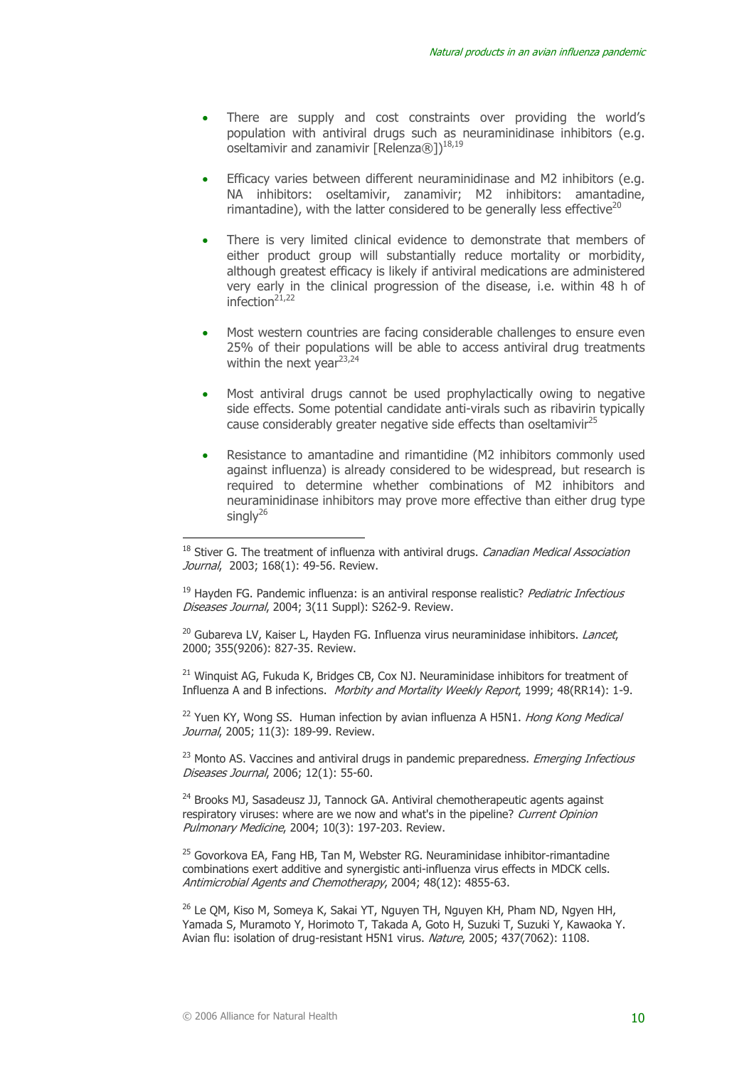- There are supply and cost constraints over providing the world's population with antiviral drugs such as neuraminidinase inhibitors (e.g. oseltamivir and zanamivir [Relenza®])[18,19]

- Efficacy varies between different neuraminidinase and M2 inhibitors (e.g. NA inhibitors: oseltamivir, zanamivir; M2 inhibitors: amantadine, rimantadine), with the latter considered to be generally less effective[20]

- There is very limited clinical evidence to demonstrate that members of either product group will substantially reduce mortality or morbidity, although greatest efficacy is likely if antiviral medications are administered very early in the clinical progression of the disease, i.e. within 48 h of infection[21,22]

- Most western countries are facing considerable challenges to ensure even 25% of their populations will be able to access antiviral drug treatments within the next year[23,24]

- Most antiviral drugs cannot be used prophylactically owing to negative side effects. Some potential candidate anti-virals such as ribavirin typically cause considerably greater negative side effects than oseltamivir[25]

- Resistance to amantadine and rimantidine (M2 inhibitors commonly used against influenza) is already considered to be widespread, but research is required to determine whether combinations of M2 inhibitors and neuraminidinase inhibitors may prove more effective than either drug type singly[26]

---

[18] Stiver G. The treatment of influenza with antiviral drugs. *Canadian Medical Association Journal*, 2003; 168(1): 49-56. Review.

[19] Hayden FG. Pandemic influenza: is an antiviral response realistic? *Pediatric Infectious Diseases Journal*, 2004; 3(11 Suppl): S262-9. Review.

[20] Gubareva LV, Kaiser L, Hayden FG. Influenza virus neuraminidase inhibitors. *Lancet*, 2000; 355(9206): 827-35. Review.

[21] Winquist AG, Fukuda K, Bridges CB, Cox NJ. Neuraminidase inhibitors for treatment of Influenza A and B infections. *Morbity and Mortality Weekly Report*, 1999; 48(RR14): 1-9.

[22] Yuen KY, Wong SS. Human infection by avian influenza A H5N1. *Hong Kong Medical Journal*, 2005; 11(3): 189-99. Review.

[23] Monto AS. Vaccines and antiviral drugs in pandemic preparedness. *Emerging Infectious Diseases Journal*, 2006; 12(1): 55-60.

[24] Brooks MJ, Sasadeusz JJ, Tannock GA. Antiviral chemotherapeutic agents against respiratory viruses: where are we now and what's in the pipeline? *Current Opinion Pulmonary Medicine*, 2004; 10(3): 197-203. Review.

[25] Govorkova EA, Fang HB, Tan M, Webster RG. Neuraminidase inhibitor-rimantadine combinations exert additive and synergistic anti-influenza virus effects in MDCK cells. *Antimicrobial Agents and Chemotherapy*, 2004; 48(12): 4855-63.

[26] Le QM, Kiso M, Someya K, Sakai YT, Nguyen TH, Nguyen KH, Pham ND, Ngyen HH, Yamada S, Muramoto Y, Horimoto T, Takada A, Goto H, Suzuki T, Suzuki Y, Kawaoka Y. Avian flu: isolation of drug-resistant H5N1 virus. *Nature*, 2005; 437(7062): 1108.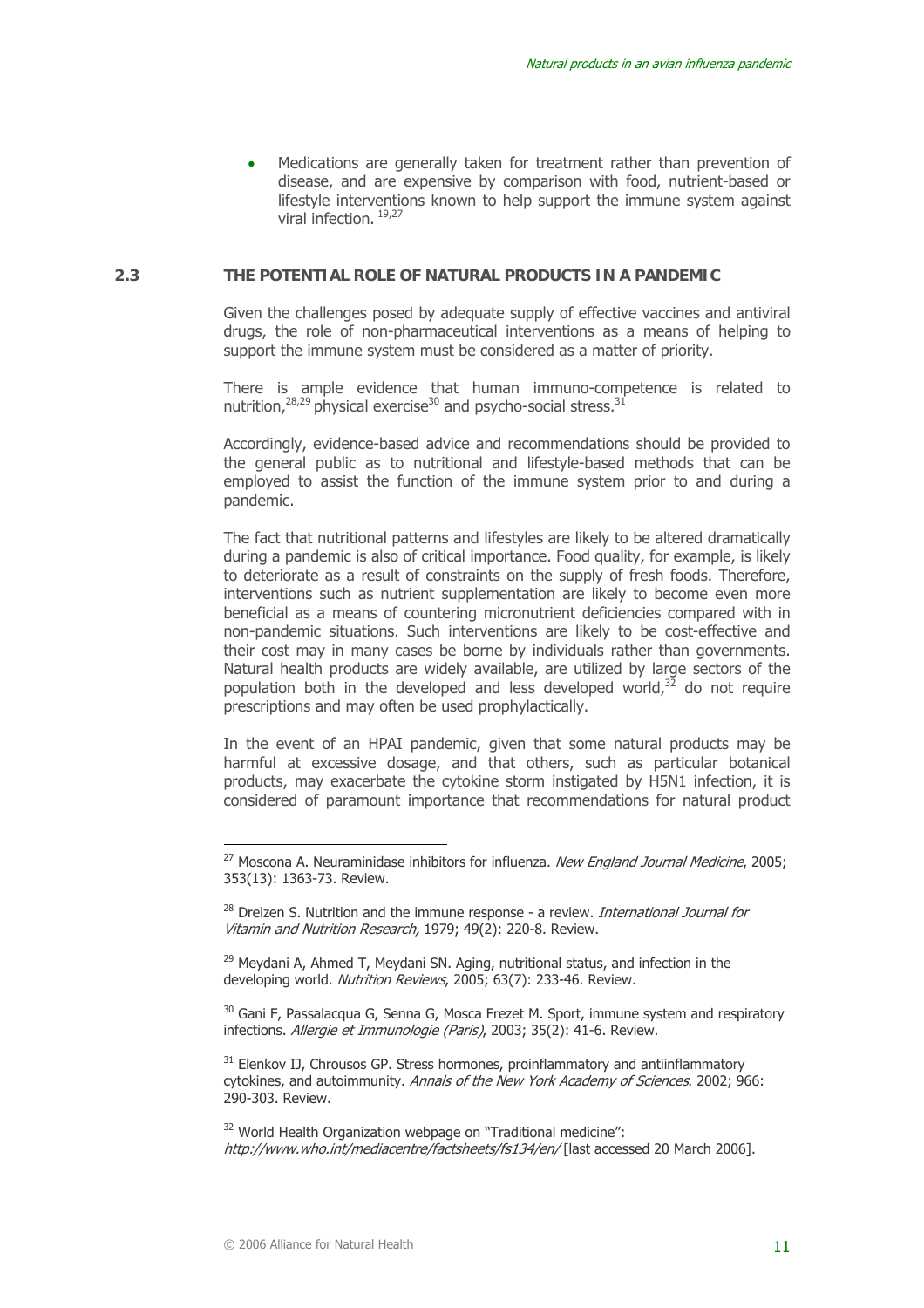- Medications are generally taken for treatment rather than prevention of disease, and are expensive by comparison with food, nutrient-based or lifestyle interventions known to help support the immune system against viral infection. [19,27]

## 2.3 THE POTENTIAL ROLE OF NATURAL PRODUCTS IN A PANDEMIC

Given the challenges posed by adequate supply of effective vaccines and antiviral drugs, the role of non-pharmaceutical interventions as a means of helping to support the immune system must be considered as a matter of priority.

There is ample evidence that human immuno-competence is related to nutrition,[28,29] physical exercise[30] and psycho-social stress.[31]

Accordingly, evidence-based advice and recommendations should be provided to the general public as to nutritional and lifestyle-based methods that can be employed to assist the function of the immune system prior to and during a pandemic.

The fact that nutritional patterns and lifestyles are likely to be altered dramatically during a pandemic is also of critical importance. Food quality, for example, is likely to deteriorate as a result of constraints on the supply of fresh foods. Therefore, interventions such as nutrient supplementation are likely to become even more beneficial as a means of countering micronutrient deficiencies compared with in non-pandemic situations. Such interventions are likely to be cost-effective and their cost may in many cases be borne by individuals rather than governments. Natural health products are widely available, are utilized by large sectors of the population both in the developed and less developed world,[32] do not require prescriptions and may often be used prophylactically.

In the event of an HPAI pandemic, given that some natural products may be harmful at excessive dosage, and that others, such as particular botanical products, may exacerbate the cytokine storm instigated by H5N1 infection, it is considered of paramount importance that recommendations for natural product

---

[27] Moscona A. Neuraminidase inhibitors for influenza. *New England Journal Medicine*, 2005; 353(13): 1363-73. Review.

[28] Dreizen S. Nutrition and the immune response - a review. *International Journal for Vitamin and Nutrition Research,* 1979; 49(2): 220-8. Review.

[29] Meydani A, Ahmed T, Meydani SN. Aging, nutritional status, and infection in the developing world. *Nutrition Reviews*, 2005; 63(7): 233-46. Review.

[30] Gani F, Passalacqua G, Senna G, Mosca Frezet M. Sport, immune system and respiratory infections. *Allergie et Immunologie (Paris)*, 2003; 35(2): 41-6. Review.

[31] Elenkov IJ, Chrousos GP. Stress hormones, proinflammatory and antiinflammatory cytokines, and autoimmunity. *Annals of the New York Academy of Sciences*. 2002; 966: 290-303. Review.

[32] World Health Organization webpage on "Traditional medicine": *http://www.who.int/mediacentre/factsheets/fs134/en/* [last accessed 20 March 2006].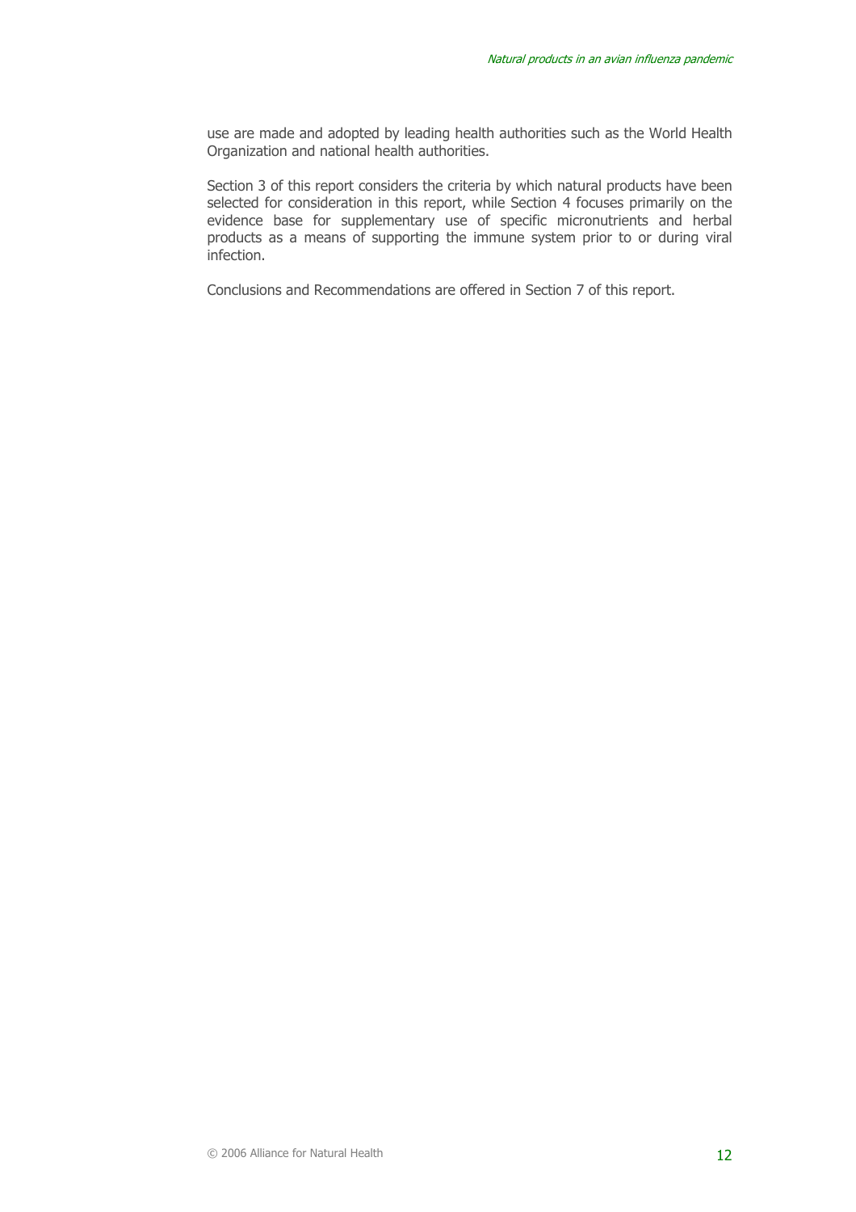use are made and adopted by leading health authorities such as the World Health Organization and national health authorities.

Section 3 of this report considers the criteria by which natural products have been selected for consideration in this report, while Section 4 focuses primarily on the evidence base for supplementary use of specific micronutrients and herbal products as a means of supporting the immune system prior to or during viral infection.

Conclusions and Recommendations are offered in Section 7 of this report.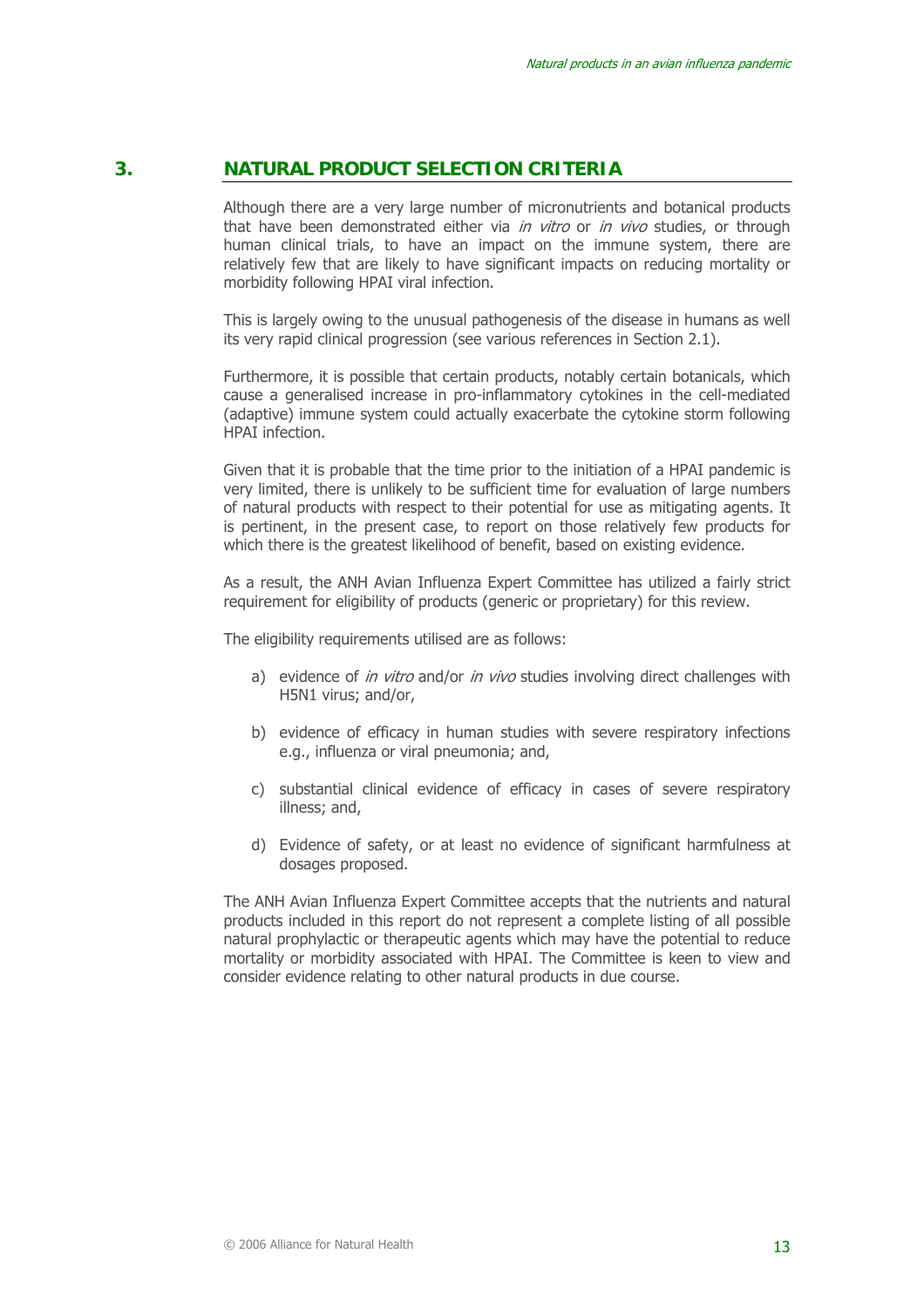## 3. NATURAL PRODUCT SELECTION CRITERIA

Although there are a very large number of micronutrients and botanical products that have been demonstrated either via *in vitro* or *in vivo* studies, or through human clinical trials, to have an impact on the immune system, there are relatively few that are likely to have significant impacts on reducing mortality or morbidity following HPAI viral infection.

This is largely owing to the unusual pathogenesis of the disease in humans as well its very rapid clinical progression (see various references in Section 2.1).

Furthermore, it is possible that certain products, notably certain botanicals, which cause a generalised increase in pro-inflammatory cytokines in the cell-mediated (adaptive) immune system could actually exacerbate the cytokine storm following HPAI infection.

Given that it is probable that the time prior to the initiation of a HPAI pandemic is very limited, there is unlikely to be sufficient time for evaluation of large numbers of natural products with respect to their potential for use as mitigating agents. It is pertinent, in the present case, to report on those relatively few products for which there is the greatest likelihood of benefit, based on existing evidence.

As a result, the ANH Avian Influenza Expert Committee has utilized a fairly strict requirement for eligibility of products (generic or proprietary) for this review.

The eligibility requirements utilised are as follows:

a) evidence of *in vitro* and/or *in vivo* studies involving direct challenges with H5N1 virus; and/or,

b) evidence of efficacy in human studies with severe respiratory infections e.g., influenza or viral pneumonia; and,

c) substantial clinical evidence of efficacy in cases of severe respiratory illness; and,

d) Evidence of safety, or at least no evidence of significant harmfulness at dosages proposed.

The ANH Avian Influenza Expert Committee accepts that the nutrients and natural products included in this report do not represent a complete listing of all possible natural prophylactic or therapeutic agents which may have the potential to reduce mortality or morbidity associated with HPAI. The Committee is keen to view and consider evidence relating to other natural products in due course.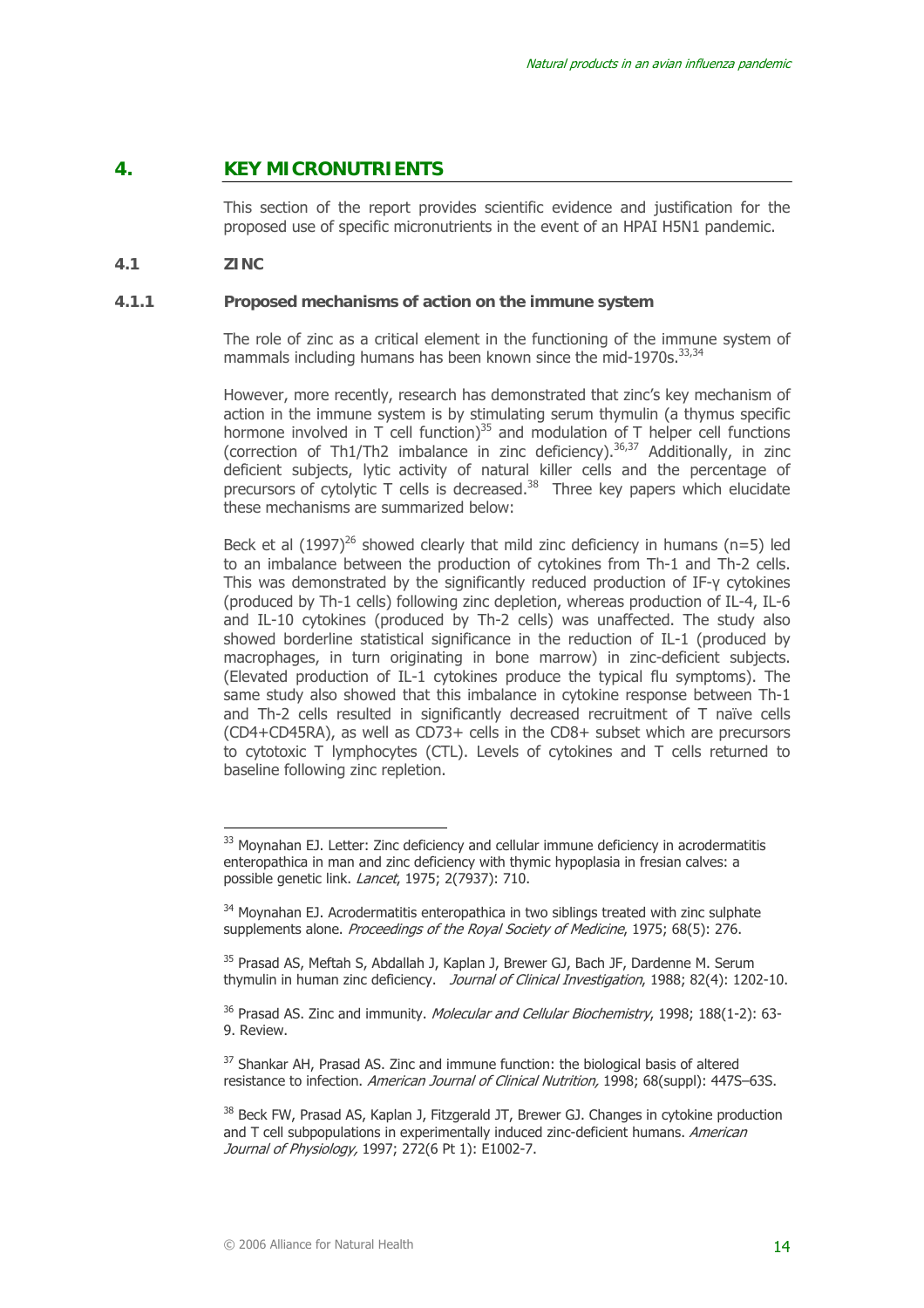# 4. KEY MICRONUTRIENTS

This section of the report provides scientific evidence and justification for the proposed use of specific micronutrients in the event of an HPAI H5N1 pandemic.

## 4.1 ZINC

### 4.1.1 Proposed mechanisms of action on the immune system

The role of zinc as a critical element in the functioning of the immune system of mammals including humans has been known since the mid-1970s.[33,34]

However, more recently, research has demonstrated that zinc's key mechanism of action in the immune system is by stimulating serum thymulin (a thymus specific hormone involved in T cell function)[35] and modulation of T helper cell functions (correction of Th1/Th2 imbalance in zinc deficiency).[36,37] Additionally, in zinc deficient subjects, lytic activity of natural killer cells and the percentage of precursors of cytolytic T cells is decreased.[38] Three key papers which elucidate these mechanisms are summarized below:

Beck et al (1997)[26] showed clearly that mild zinc deficiency in humans (n=5) led to an imbalance between the production of cytokines from Th-1 and Th-2 cells. This was demonstrated by the significantly reduced production of IF-γ cytokines (produced by Th-1 cells) following zinc depletion, whereas production of IL-4, IL-6 and IL-10 cytokines (produced by Th-2 cells) was unaffected. The study also showed borderline statistical significance in the reduction of IL-1 (produced by macrophages, in turn originating in bone marrow) in zinc-deficient subjects. (Elevated production of IL-1 cytokines produce the typical flu symptoms). The same study also showed that this imbalance in cytokine response between Th-1 and Th-2 cells resulted in significantly decreased recruitment of T naïve cells (CD4+CD45RA), as well as CD73+ cells in the CD8+ subset which are precursors to cytotoxic T lymphocytes (CTL). Levels of cytokines and T cells returned to baseline following zinc repletion.

---

[33] Moynahan EJ. Letter: Zinc deficiency and cellular immune deficiency in acrodermatitis enteropathica in man and zinc deficiency with thymic hypoplasia in fresian calves: a possible genetic link. *Lancet*, 1975; 2(7937): 710.

[34] Moynahan EJ. Acrodermatitis enteropathica in two siblings treated with zinc sulphate supplements alone. *Proceedings of the Royal Society of Medicine*, 1975; 68(5): 276.

[35] Prasad AS, Meftah S, Abdallah J, Kaplan J, Brewer GJ, Bach JF, Dardenne M. Serum thymulin in human zinc deficiency. *Journal of Clinical Investigation*, 1988; 82(4): 1202-10.

[36] Prasad AS. Zinc and immunity. *Molecular and Cellular Biochemistry*, 1998; 188(1-2): 63-9. Review.

[37] Shankar AH, Prasad AS. Zinc and immune function: the biological basis of altered resistance to infection. *American Journal of Clinical Nutrition,* 1998; 68(suppl): 447S–63S.

[38] Beck FW, Prasad AS, Kaplan J, Fitzgerald JT, Brewer GJ. Changes in cytokine production and T cell subpopulations in experimentally induced zinc-deficient humans. *American Journal of Physiology,* 1997; 272(6 Pt 1): E1002-7.

© 2006 Alliance for Natural Health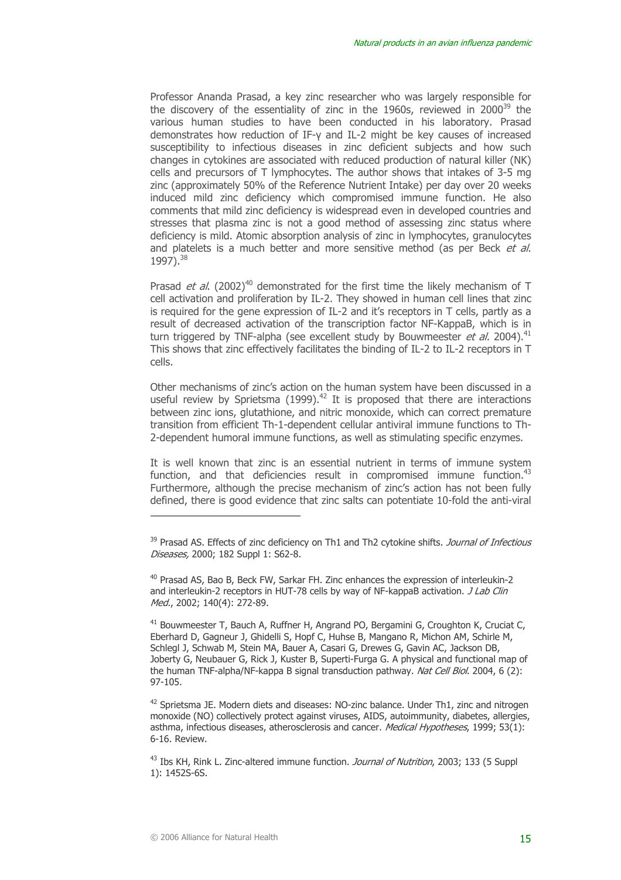Professor Ananda Prasad, a key zinc researcher who was largely responsible for the discovery of the essentiality of zinc in the 1960s, reviewed in 2000[39] the various human studies to have been conducted in his laboratory. Prasad demonstrates how reduction of IF-γ and IL-2 might be key causes of increased susceptibility to infectious diseases in zinc deficient subjects and how such changes in cytokines are associated with reduced production of natural killer (NK) cells and precursors of T lymphocytes. The author shows that intakes of 3-5 mg zinc (approximately 50% of the Reference Nutrient Intake) per day over 20 weeks induced mild zinc deficiency which compromised immune function. He also comments that mild zinc deficiency is widespread even in developed countries and stresses that plasma zinc is not a good method of assessing zinc status where deficiency is mild. Atomic absorption analysis of zinc in lymphocytes, granulocytes and platelets is a much better and more sensitive method (as per Beck *et al.* 1997).[38]

Prasad *et al.* (2002)[40] demonstrated for the first time the likely mechanism of T cell activation and proliferation by IL-2. They showed in human cell lines that zinc is required for the gene expression of IL-2 and it's receptors in T cells, partly as a result of decreased activation of the transcription factor NF-KappaB, which is in turn triggered by TNF-alpha (see excellent study by Bouwmeester *et al.* 2004).[41] This shows that zinc effectively facilitates the binding of IL-2 to IL-2 receptors in T cells.

Other mechanisms of zinc's action on the human system have been discussed in a useful review by Sprietsma (1999).[42] It is proposed that there are interactions between zinc ions, glutathione, and nitric monoxide, which can correct premature transition from efficient Th-1-dependent cellular antiviral immune functions to Th-2-dependent humoral immune functions, as well as stimulating specific enzymes.

It is well known that zinc is an essential nutrient in terms of immune system function, and that deficiencies result in compromised immune function.[43] Furthermore, although the precise mechanism of zinc's action has not been fully defined, there is good evidence that zinc salts can potentiate 10-fold the anti-viral

---

[39] Prasad AS. Effects of zinc deficiency on Th1 and Th2 cytokine shifts. *Journal of Infectious Diseases,* 2000; 182 Suppl 1: S62-8.

[40] Prasad AS, Bao B, Beck FW, Sarkar FH. Zinc enhances the expression of interleukin-2 and interleukin-2 receptors in HUT-78 cells by way of NF-kappaB activation. *J Lab Clin Med.*, 2002; 140(4): 272-89.

[41] Bouwmeester T, Bauch A, Ruffner H, Angrand PO, Bergamini G, Croughton K, Cruciat C, Eberhard D, Gagneur J, Ghidelli S, Hopf C, Huhse B, Mangano R, Michon AM, Schirle M, Schlegl J, Schwab M, Stein MA, Bauer A, Casari G, Drewes G, Gavin AC, Jackson DB, Joberty G, Neubauer G, Rick J, Kuster B, Superti-Furga G. A physical and functional map of the human TNF-alpha/NF-kappa B signal transduction pathway. *Nat Cell Biol.* 2004, 6 (2): 97-105.

[42] Sprietsma JE. Modern diets and diseases: NO-zinc balance. Under Th1, zinc and nitrogen monoxide (NO) collectively protect against viruses, AIDS, autoimmunity, diabetes, allergies, asthma, infectious diseases, atherosclerosis and cancer. *Medical Hypotheses*, 1999; 53(1): 6-16. Review.

[43] Ibs KH, Rink L. Zinc-altered immune function. *Journal of Nutrition*, 2003; 133 (5 Suppl 1): 1452S-6S.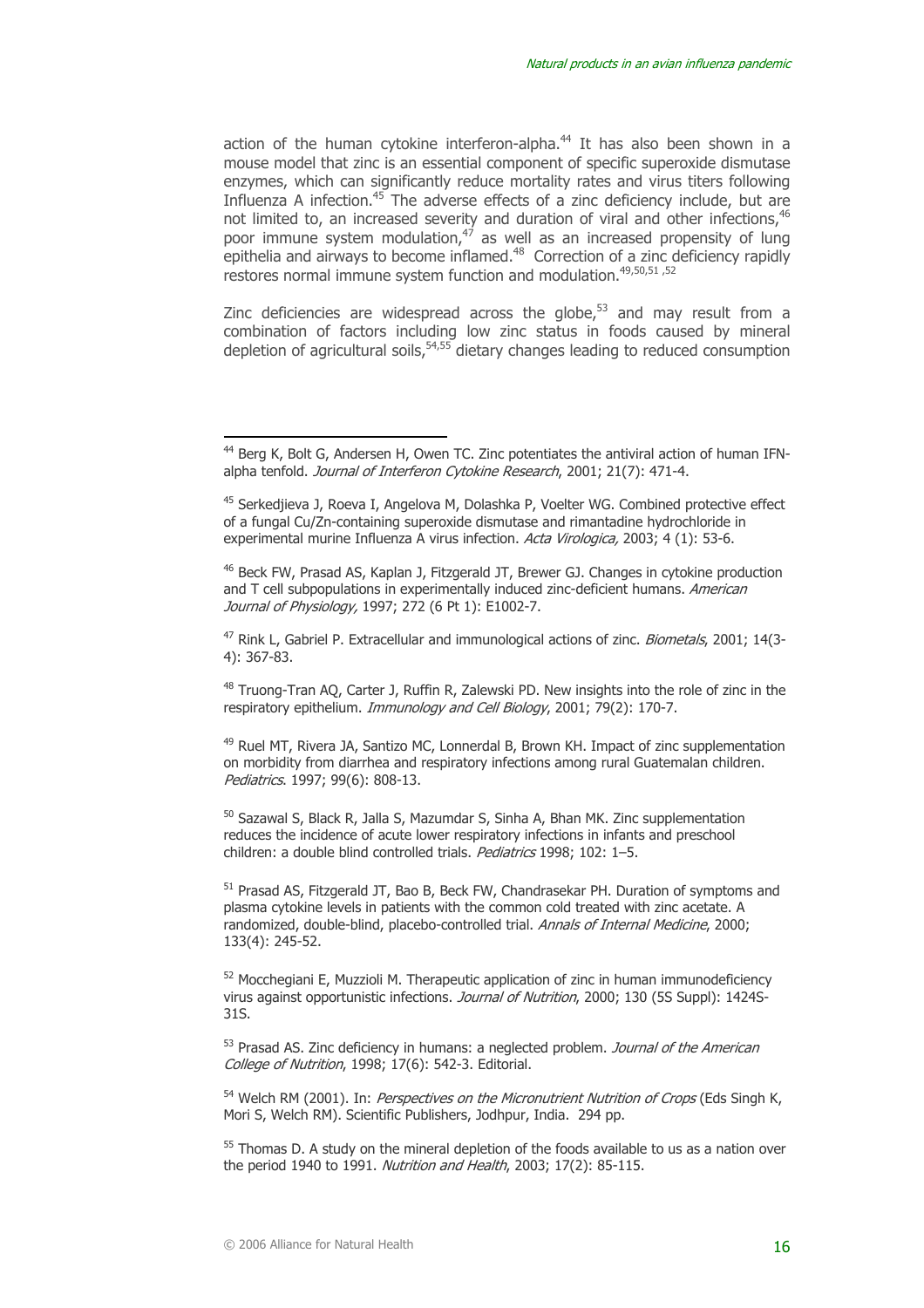action of the human cytokine interferon-alpha.[44] It has also been shown in a mouse model that zinc is an essential component of specific superoxide dismutase enzymes, which can significantly reduce mortality rates and virus titers following Influenza A infection.[45] The adverse effects of a zinc deficiency include, but are not limited to, an increased severity and duration of viral and other infections,[46] poor immune system modulation,[47] as well as an increased propensity of lung epithelia and airways to become inflamed.[48] Correction of a zinc deficiency rapidly restores normal immune system function and modulation.[49,50,51,52]

Zinc deficiencies are widespread across the globe,[53] and may result from a combination of factors including low zinc status in foods caused by mineral depletion of agricultural soils,[54,55] dietary changes leading to reduced consumption

---

[44] Berg K, Bolt G, Andersen H, Owen TC. Zinc potentiates the antiviral action of human IFN-alpha tenfold. *Journal of Interferon Cytokine Research*, 2001; 21(7): 471-4.

[45] Serkedjieva J, Roeva I, Angelova M, Dolashka P, Voelter WG. Combined protective effect of a fungal Cu/Zn-containing superoxide dismutase and rimantadine hydrochloride in experimental murine Influenza A virus infection. *Acta Virologica,* 2003; 4 (1): 53-6.

[46] Beck FW, Prasad AS, Kaplan J, Fitzgerald JT, Brewer GJ. Changes in cytokine production and T cell subpopulations in experimentally induced zinc-deficient humans. *American Journal of Physiology,* 1997; 272 (6 Pt 1): E1002-7.

[47] Rink L, Gabriel P. Extracellular and immunological actions of zinc. *Biometals*, 2001; 14(3-4): 367-83.

[48] Truong-Tran AQ, Carter J, Ruffin R, Zalewski PD. New insights into the role of zinc in the respiratory epithelium. *Immunology and Cell Biology*, 2001; 79(2): 170-7.

[49] Ruel MT, Rivera JA, Santizo MC, Lonnerdal B, Brown KH. Impact of zinc supplementation on morbidity from diarrhea and respiratory infections among rural Guatemalan children. *Pediatrics*. 1997; 99(6): 808-13.

[50] Sazawal S, Black R, Jalla S, Mazumdar S, Sinha A, Bhan MK. Zinc supplementation reduces the incidence of acute lower respiratory infections in infants and preschool children: a double blind controlled trials. *Pediatrics* 1998; 102: 1–5.

[51] Prasad AS, Fitzgerald JT, Bao B, Beck FW, Chandrasekar PH. Duration of symptoms and plasma cytokine levels in patients with the common cold treated with zinc acetate. A randomized, double-blind, placebo-controlled trial. *Annals of Internal Medicine*, 2000; 133(4): 245-52.

[52] Mocchegiani E, Muzzioli M. Therapeutic application of zinc in human immunodeficiency virus against opportunistic infections. *Journal of Nutrition*, 2000; 130 (5S Suppl): 1424S-31S.

[53] Prasad AS. Zinc deficiency in humans: a neglected problem. *Journal of the American College of Nutrition*, 1998; 17(6): 542-3. Editorial.

[54] Welch RM (2001). In: *Perspectives on the Micronutrient Nutrition of Crops* (Eds Singh K, Mori S, Welch RM). Scientific Publishers, Jodhpur, India. 294 pp.

[55] Thomas D. A study on the mineral depletion of the foods available to us as a nation over the period 1940 to 1991. *Nutrition and Health*, 2003; 17(2): 85-115.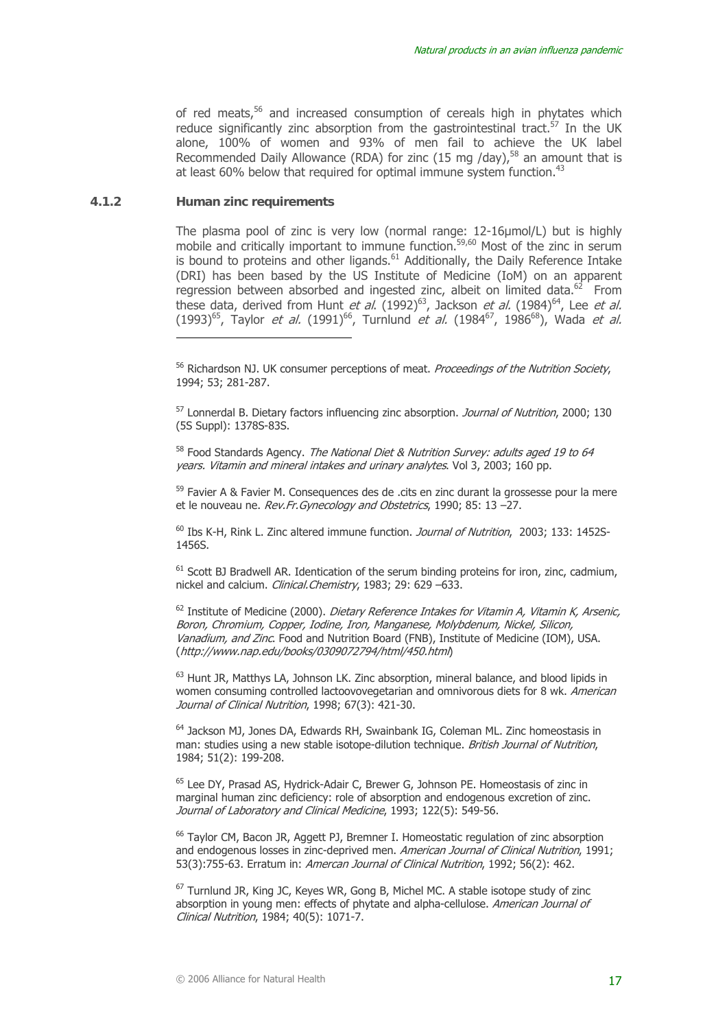of red meats,[56] and increased consumption of cereals high in phytates which reduce significantly zinc absorption from the gastrointestinal tract.[57] In the UK alone, 100% of women and 93% of men fail to achieve the UK label Recommended Daily Allowance (RDA) for zinc (15 mg /day),[58] an amount that is at least 60% below that required for optimal immune system function.[43]

### 4.1.2 Human zinc requirements

The plasma pool of zinc is very low (normal range: 12-16µmol/L) but is highly mobile and critically important to immune function.[59,60] Most of the zinc in serum is bound to proteins and other ligands.[61] Additionally, the Daily Reference Intake (DRI) has been based by the US Institute of Medicine (IoM) on an apparent regression between absorbed and ingested zinc, albeit on limited data.[62] From these data, derived from Hunt *et al.* (1992)[63], Jackson *et al.* (1984)[64], Lee *et al.* (1993)[65], Taylor *et al.* (1991)[66], Turnlund *et al.* (1984[67], 1986[68]), Wada *et al.*

---

[56] Richardson NJ. UK consumer perceptions of meat. *Proceedings of the Nutrition Society*, 1994; 53; 281-287.

[57] Lonnerdal B. Dietary factors influencing zinc absorption. *Journal of Nutrition*, 2000; 130 (5S Suppl): 1378S-83S.

[58] Food Standards Agency. *The National Diet & Nutrition Survey: adults aged 19 to 64 years. Vitamin and mineral intakes and urinary analytes*. Vol 3, 2003; 160 pp.

[59] Favier A & Favier M. Consequences des de .cits en zinc durant la grossesse pour la mere et le nouveau ne. *Rev.Fr.Gynecology and Obstetrics*, 1990; 85: 13 –27.

[60] Ibs K-H, Rink L. Zinc altered immune function. *Journal of Nutrition*, 2003; 133: 1452S-1456S.

[61] Scott BJ Bradwell AR. Identication of the serum binding proteins for iron, zinc, cadmium, nickel and calcium. *Clinical.Chemistry*, 1983; 29: 629 –633.

[62] Institute of Medicine (2000). *Dietary Reference Intakes for Vitamin A, Vitamin K, Arsenic, Boron, Chromium, Copper, Iodine, Iron, Manganese, Molybdenum, Nickel, Silicon, Vanadium, and Zinc*. Food and Nutrition Board (FNB), Institute of Medicine (IOM), USA. (*http://www.nap.edu/books/0309072794/html/450.html*)

[63] Hunt JR, Matthys LA, Johnson LK. Zinc absorption, mineral balance, and blood lipids in women consuming controlled lactoovovegetarian and omnivorous diets for 8 wk. *American Journal of Clinical Nutrition*, 1998; 67(3): 421-30.

[64] Jackson MJ, Jones DA, Edwards RH, Swainbank IG, Coleman ML. Zinc homeostasis in man: studies using a new stable isotope-dilution technique. *British Journal of Nutrition*, 1984; 51(2): 199-208.

[65] Lee DY, Prasad AS, Hydrick-Adair C, Brewer G, Johnson PE. Homeostasis of zinc in marginal human zinc deficiency: role of absorption and endogenous excretion of zinc. *Journal of Laboratory and Clinical Medicine*, 1993; 122(5): 549-56.

[66] Taylor CM, Bacon JR, Aggett PJ, Bremner I. Homeostatic regulation of zinc absorption and endogenous losses in zinc-deprived men. *American Journal of Clinical Nutrition*, 1991; 53(3):755-63. Erratum in: *Amercan Journal of Clinical Nutrition*, 1992; 56(2): 462.

[67] Turnlund JR, King JC, Keyes WR, Gong B, Michel MC. A stable isotope study of zinc absorption in young men: effects of phytate and alpha-cellulose. *American Journal of Clinical Nutrition*, 1984; 40(5): 1071-7.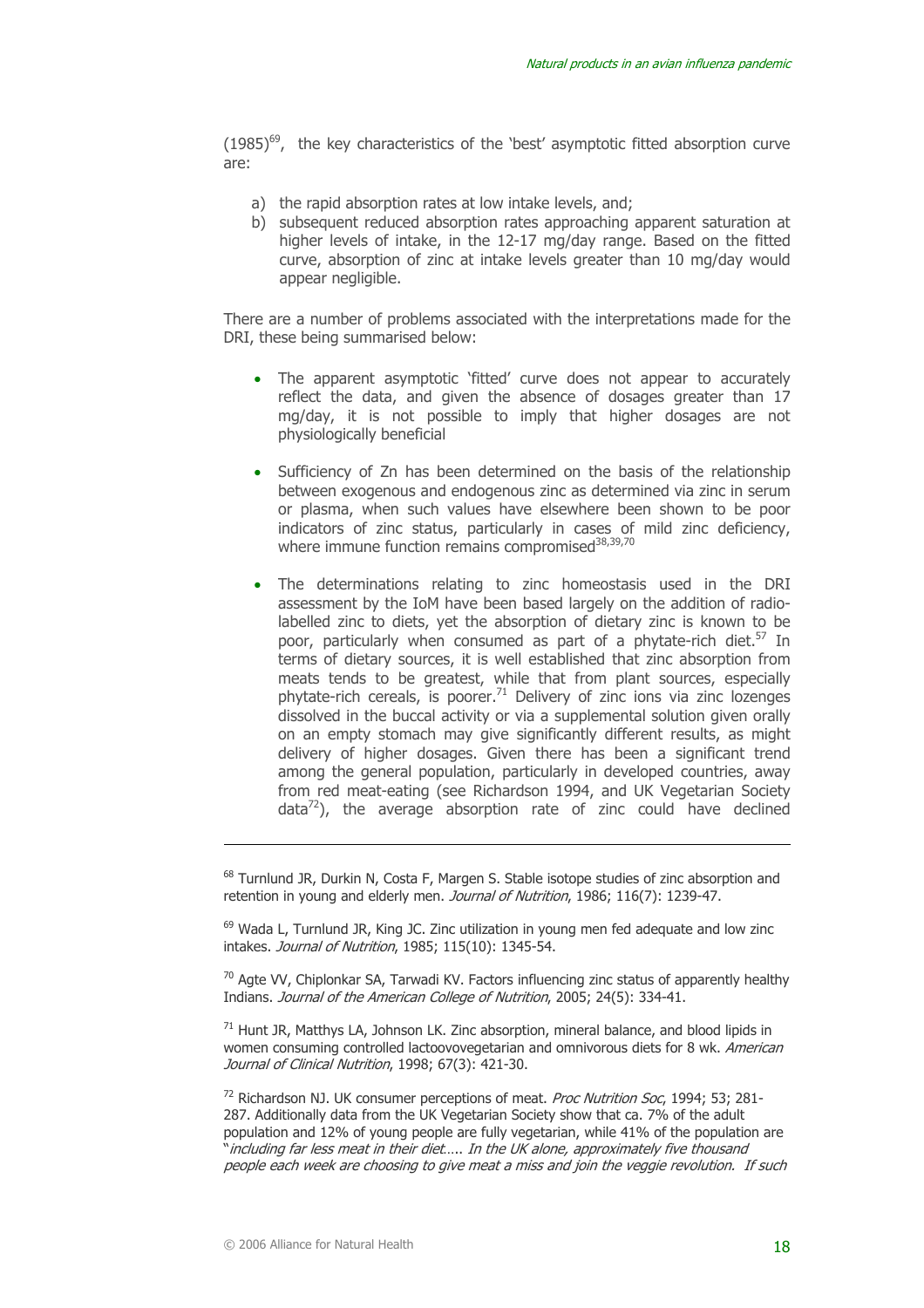(1985)[69], the key characteristics of the 'best' asymptotic fitted absorption curve are:

a) the rapid absorption rates at low intake levels, and;
b) subsequent reduced absorption rates approaching apparent saturation at higher levels of intake, in the 12-17 mg/day range. Based on the fitted curve, absorption of zinc at intake levels greater than 10 mg/day would appear negligible.

There are a number of problems associated with the interpretations made for the DRI, these being summarised below:

- The apparent asymptotic 'fitted' curve does not appear to accurately reflect the data, and given the absence of dosages greater than 17 mg/day, it is not possible to imply that higher dosages are not physiologically beneficial

- Sufficiency of Zn has been determined on the basis of the relationship between exogenous and endogenous zinc as determined via zinc in serum or plasma, when such values have elsewhere been shown to be poor indicators of zinc status, particularly in cases of mild zinc deficiency, where immune function remains compromised[38,39,70]

- The determinations relating to zinc homeostasis used in the DRI assessment by the IoM have been based largely on the addition of radio-labelled zinc to diets, yet the absorption of dietary zinc is known to be poor, particularly when consumed as part of a phytate-rich diet.[57] In terms of dietary sources, it is well established that zinc absorption from meats tends to be greatest, while that from plant sources, especially phytate-rich cereals, is poorer.[71] Delivery of zinc ions via zinc lozenges dissolved in the buccal activity or via a supplemental solution given orally on an empty stomach may give significantly different results, as might delivery of higher dosages. Given there has been a significant trend among the general population, particularly in developed countries, away from red meat-eating (see Richardson 1994, and UK Vegetarian Society data[72]), the average absorption rate of zinc could have declined

---

[68] Turnlund JR, Durkin N, Costa F, Margen S. Stable isotope studies of zinc absorption and retention in young and elderly men. *Journal of Nutrition*, 1986; 116(7): 1239-47.

[69] Wada L, Turnlund JR, King JC. Zinc utilization in young men fed adequate and low zinc intakes. *Journal of Nutrition*, 1985; 115(10): 1345-54.

[70] Agte VV, Chiplonkar SA, Tarwadi KV. Factors influencing zinc status of apparently healthy Indians. *Journal of the American College of Nutrition*, 2005; 24(5): 334-41.

[71] Hunt JR, Matthys LA, Johnson LK. Zinc absorption, mineral balance, and blood lipids in women consuming controlled lactoovovegetarian and omnivorous diets for 8 wk. *American Journal of Clinical Nutrition*, 1998; 67(3): 421-30.

[72] Richardson NJ. UK consumer perceptions of meat. *Proc Nutrition Soc*, 1994; 53; 281-287. Additionally data from the UK Vegetarian Society show that ca. 7% of the adult population and 12% of young people are fully vegetarian, while 41% of the population are "*including far less meat in their diet….. In the UK alone, approximately five thousand people each week are choosing to give meat a miss and join the veggie revolution. If such*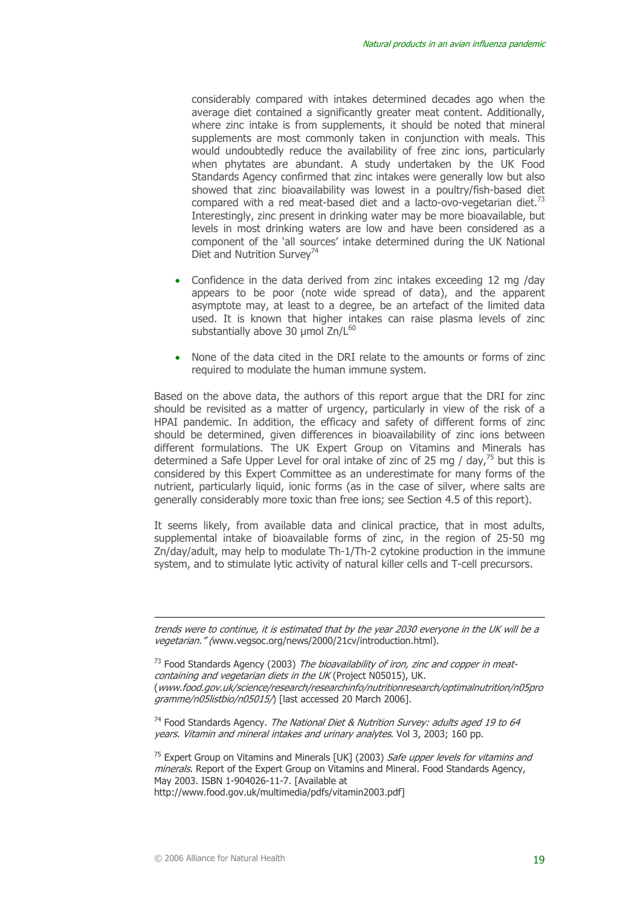considerably compared with intakes determined decades ago when the average diet contained a significantly greater meat content. Additionally, where zinc intake is from supplements, it should be noted that mineral supplements are most commonly taken in conjunction with meals. This would undoubtedly reduce the availability of free zinc ions, particularly when phytates are abundant. A study undertaken by the UK Food Standards Agency confirmed that zinc intakes were generally low but also showed that zinc bioavailability was lowest in a poultry/fish-based diet compared with a red meat-based diet and a lacto-ovo-vegetarian diet.[73] Interestingly, zinc present in drinking water may be more bioavailable, but levels in most drinking waters are low and have been considered as a component of the 'all sources' intake determined during the UK National Diet and Nutrition Survey[74]

- Confidence in the data derived from zinc intakes exceeding 12 mg /day appears to be poor (note wide spread of data), and the apparent asymptote may, at least to a degree, be an artefact of the limited data used. It is known that higher intakes can raise plasma levels of zinc substantially above 30 µmol Zn/L[60]
- None of the data cited in the DRI relate to the amounts or forms of zinc required to modulate the human immune system.

Based on the above data, the authors of this report argue that the DRI for zinc should be revisited as a matter of urgency, particularly in view of the risk of a HPAI pandemic. In addition, the efficacy and safety of different forms of zinc should be determined, given differences in bioavailability of zinc ions between different formulations. The UK Expert Group on Vitamins and Minerals has determined a Safe Upper Level for oral intake of zinc of 25 mg / day,[75] but this is considered by this Expert Committee as an underestimate for many forms of the nutrient, particularly liquid, ionic forms (as in the case of silver, where salts are generally considerably more toxic than free ions; see Section 4.5 of this report).

It seems likely, from available data and clinical practice, that in most adults, supplemental intake of bioavailable forms of zinc, in the region of 25-50 mg Zn/day/adult, may help to modulate Th-1/Th-2 cytokine production in the immune system, and to stimulate lytic activity of natural killer cells and T-cell precursors.

---

*trends were to continue, it is estimated that by the year 2030 everyone in the UK will be a vegetarian." (*www.vegsoc.org/news/2000/21cv/introduction.html).

[73] Food Standards Agency (2003) *The bioavailability of iron, zinc and copper in meat-containing and vegetarian diets in the UK* (Project N05015), UK. (*www.food.gov.uk/science/research/researchinfo/nutritionresearch/optimalnutrition/n05programme/n05listbio/n05015/*) [last accessed 20 March 2006].

[74] Food Standards Agency. *The National Diet & Nutrition Survey: adults aged 19 to 64 years. Vitamin and mineral intakes and urinary analytes.* Vol 3, 2003; 160 pp.

[75] Expert Group on Vitamins and Minerals [UK] (2003) *Safe upper levels for vitamins and minerals*. Report of the Expert Group on Vitamins and Mineral. Food Standards Agency, May 2003. ISBN 1-904026-11-7. [Available at http://www.food.gov.uk/multimedia/pdfs/vitamin2003.pdf]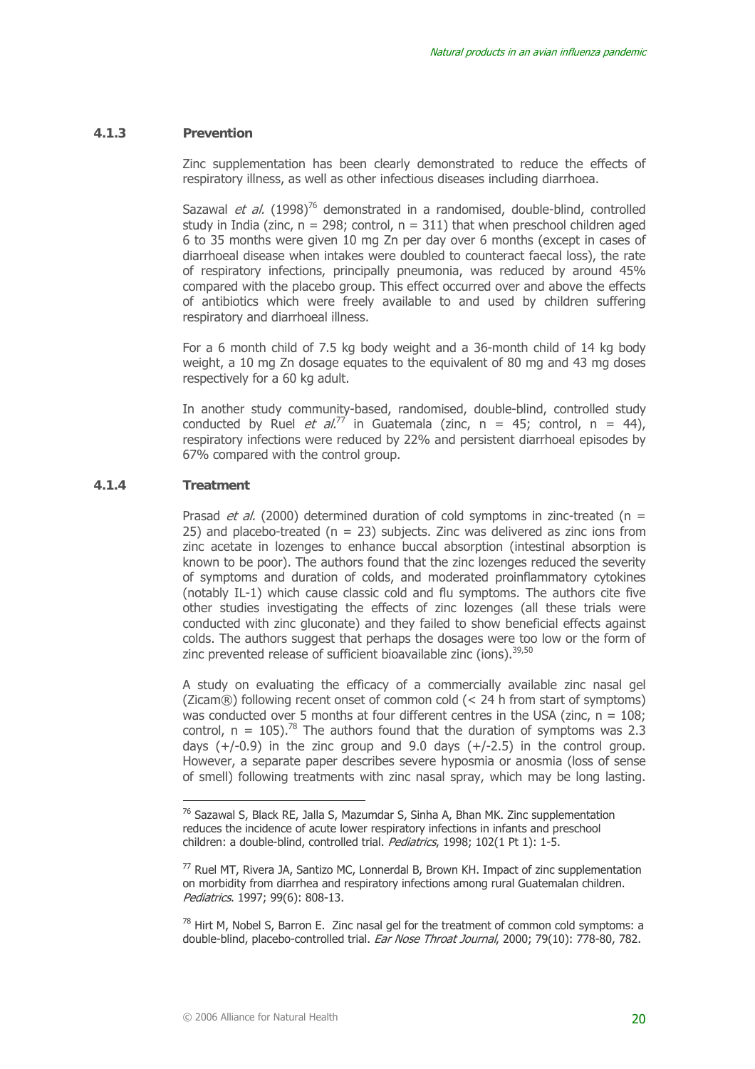### 4.1.3 Prevention

Zinc supplementation has been clearly demonstrated to reduce the effects of respiratory illness, as well as other infectious diseases including diarrhoea.

Sazawal *et al.* (1998)[76] demonstrated in a randomised, double-blind, controlled study in India (zinc, n = 298; control, n = 311) that when preschool children aged 6 to 35 months were given 10 mg Zn per day over 6 months (except in cases of diarrhoeal disease when intakes were doubled to counteract faecal loss), the rate of respiratory infections, principally pneumonia, was reduced by around 45% compared with the placebo group. This effect occurred over and above the effects of antibiotics which were freely available to and used by children suffering respiratory and diarrhoeal illness.

For a 6 month child of 7.5 kg body weight and a 36-month child of 14 kg body weight, a 10 mg Zn dosage equates to the equivalent of 80 mg and 43 mg doses respectively for a 60 kg adult.

In another study community-based, randomised, double-blind, controlled study conducted by Ruel *et al.*[77] in Guatemala (zinc, n = 45; control, n = 44), respiratory infections were reduced by 22% and persistent diarrhoeal episodes by 67% compared with the control group.

### 4.1.4 Treatment

Prasad *et al.* (2000) determined duration of cold symptoms in zinc-treated (n = 25) and placebo-treated (n = 23) subjects. Zinc was delivered as zinc ions from zinc acetate in lozenges to enhance buccal absorption (intestinal absorption is known to be poor). The authors found that the zinc lozenges reduced the severity of symptoms and duration of colds, and moderated proinflammatory cytokines (notably IL-1) which cause classic cold and flu symptoms. The authors cite five other studies investigating the effects of zinc lozenges (all these trials were conducted with zinc gluconate) and they failed to show beneficial effects against colds. The authors suggest that perhaps the dosages were too low or the form of zinc prevented release of sufficient bioavailable zinc (ions).[39,50]

A study on evaluating the efficacy of a commercially available zinc nasal gel (Zicam®) following recent onset of common cold (< 24 h from start of symptoms) was conducted over 5 months at four different centres in the USA (zinc, n = 108; control, n = 105).[78] The authors found that the duration of symptoms was 2.3 days (+/-0.9) in the zinc group and 9.0 days (+/-2.5) in the control group. However, a separate paper describes severe hyposmia or anosmia (loss of sense of smell) following treatments with zinc nasal spray, which may be long lasting.

---

[76] Sazawal S, Black RE, Jalla S, Mazumdar S, Sinha A, Bhan MK. Zinc supplementation reduces the incidence of acute lower respiratory infections in infants and preschool children: a double-blind, controlled trial. *Pediatrics*, 1998; 102(1 Pt 1): 1-5.

[77] Ruel MT, Rivera JA, Santizo MC, Lonnerdal B, Brown KH. Impact of zinc supplementation on morbidity from diarrhea and respiratory infections among rural Guatemalan children. *Pediatrics*. 1997; 99(6): 808-13.

[78] Hirt M, Nobel S, Barron E. Zinc nasal gel for the treatment of common cold symptoms: a double-blind, placebo-controlled trial. *Ear Nose Throat Journal*, 2000; 79(10): 778-80, 782.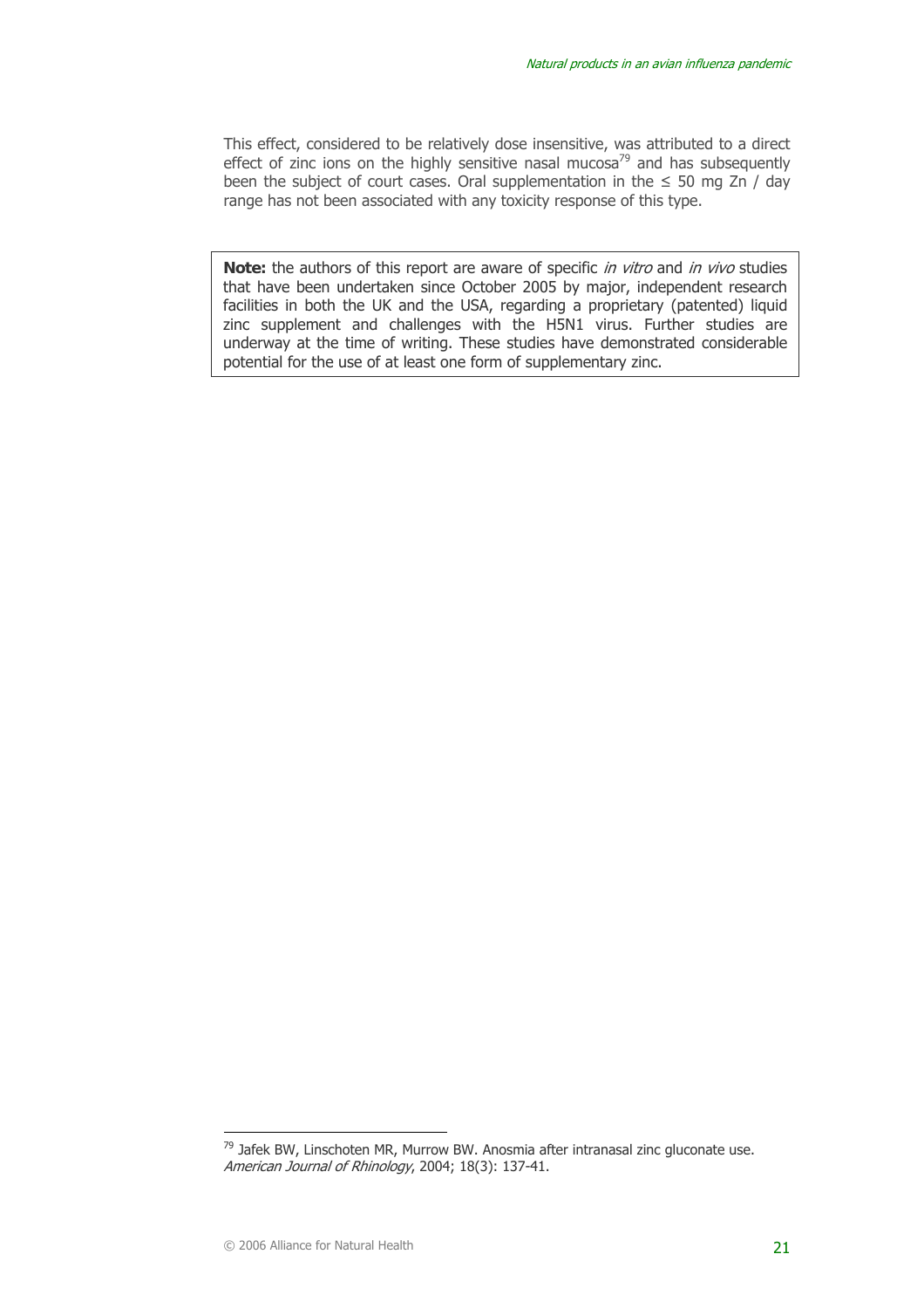This effect, considered to be relatively dose insensitive, was attributed to a direct effect of zinc ions on the highly sensitive nasal mucosa[79] and has subsequently been the subject of court cases. Oral supplementation in the ≤ 50 mg Zn / day range has not been associated with any toxicity response of this type.

> **Note:** the authors of this report are aware of specific *in vitro* and *in vivo* studies that have been undertaken since October 2005 by major, independent research facilities in both the UK and the USA, regarding a proprietary (patented) liquid zinc supplement and challenges with the H5N1 virus. Further studies are underway at the time of writing. These studies have demonstrated considerable potential for the use of at least one form of supplementary zinc.

---

[79] Jafek BW, Linschoten MR, Murrow BW. Anosmia after intranasal zinc gluconate use. *American Journal of Rhinology*, 2004; 18(3): 137-41.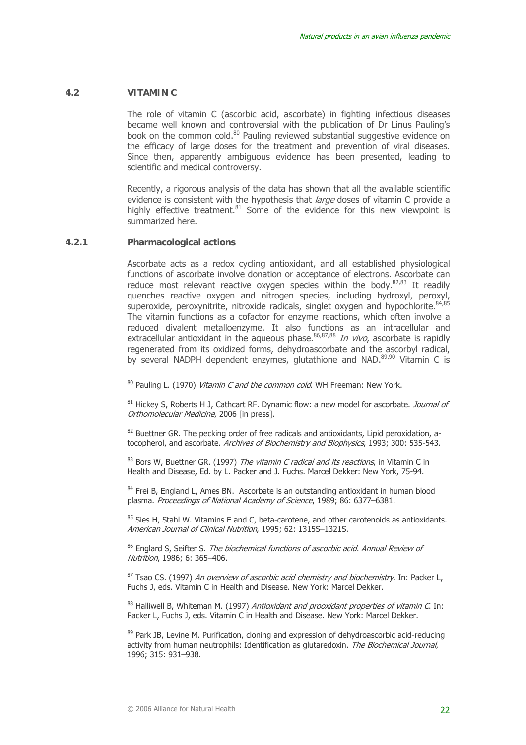## 4.2 VITAMIN C

The role of vitamin C (ascorbic acid, ascorbate) in fighting infectious diseases became well known and controversial with the publication of Dr Linus Pauling's book on the common cold.[80] Pauling reviewed substantial suggestive evidence on the efficacy of large doses for the treatment and prevention of viral diseases. Since then, apparently ambiguous evidence has been presented, leading to scientific and medical controversy.

Recently, a rigorous analysis of the data has shown that all the available scientific evidence is consistent with the hypothesis that *large* doses of vitamin C provide a highly effective treatment.[81] Some of the evidence for this new viewpoint is summarized here.

### 4.2.1 Pharmacological actions

Ascorbate acts as a redox cycling antioxidant, and all established physiological functions of ascorbate involve donation or acceptance of electrons. Ascorbate can reduce most relevant reactive oxygen species within the body.[82,83] It readily quenches reactive oxygen and nitrogen species, including hydroxyl, peroxyl, superoxide, peroxynitrite, nitroxide radicals, singlet oxygen and hypochlorite.[84,85] The vitamin functions as a cofactor for enzyme reactions, which often involve a reduced divalent metalloenzyme. It also functions as an intracellular and extracellular antioxidant in the aqueous phase.[86,87,88] *In vivo*, ascorbate is rapidly regenerated from its oxidized forms, dehydroascorbate and the ascorbyl radical, by several NADPH dependent enzymes, glutathione and NAD.[89,90] Vitamin C is

---

[80] Pauling L. (1970) *Vitamin C and the common cold*. WH Freeman: New York.

[81] Hickey S, Roberts H J, Cathcart RF. Dynamic flow: a new model for ascorbate. *Journal of Orthomolecular Medicine*, 2006 [in press].

[82] Buettner GR. The pecking order of free radicals and antioxidants, Lipid peroxidation, a-tocopherol, and ascorbate. *Archives of Biochemistry and Biophysics*, 1993; 300: 535-543.

[83] Bors W, Buettner GR. (1997) *The vitamin C radical and its reactions*, in Vitamin C in Health and Disease, Ed. by L. Packer and J. Fuchs. Marcel Dekker: New York, 75-94.

[84] Frei B, England L, Ames BN. Ascorbate is an outstanding antioxidant in human blood plasma. *Proceedings of National Academy of Science*, 1989; 86: 6377–6381.

[85] Sies H, Stahl W. Vitamins E and C, beta-carotene, and other carotenoids as antioxidants. *American Journal of Clinical Nutrition*, 1995; 62: 1315S–1321S.

[86] Englard S, Seifter S. *The biochemical functions of ascorbic acid. Annual Review of Nutrition*, 1986; 6: 365–406.

[87] Tsao CS. (1997) *An overview of ascorbic acid chemistry and biochemistry*. In: Packer L, Fuchs J, eds. Vitamin C in Health and Disease. New York: Marcel Dekker.

[88] Halliwell B, Whiteman M. (1997) *Antioxidant and prooxidant properties of vitamin C*. In: Packer L, Fuchs J, eds. Vitamin C in Health and Disease. New York: Marcel Dekker.

[89] Park JB, Levine M. Purification, cloning and expression of dehydroascorbic acid-reducing activity from human neutrophils: Identification as glutaredoxin. *The Biochemical Journal*, 1996; 315: 931–938.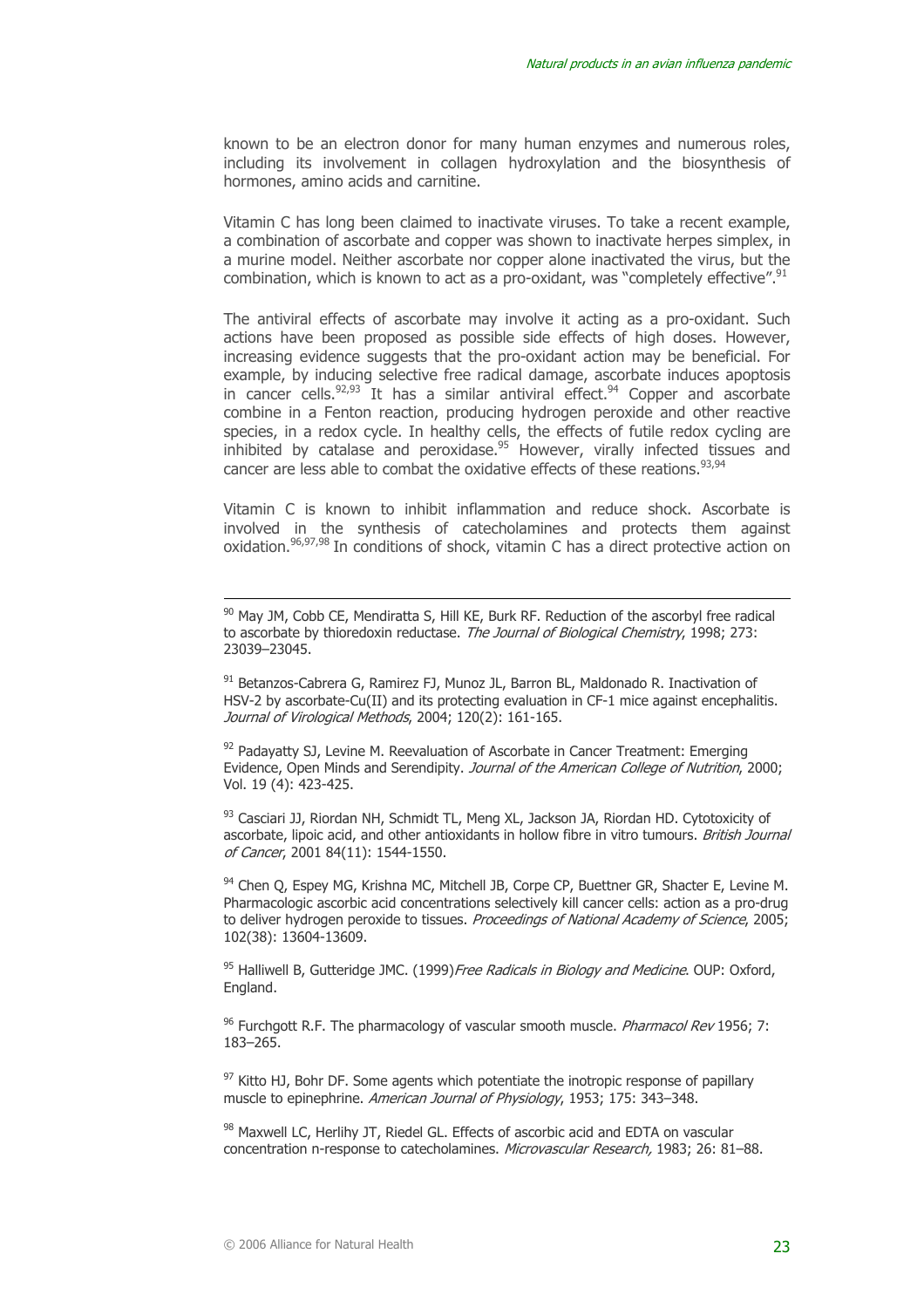known to be an electron donor for many human enzymes and numerous roles, including its involvement in collagen hydroxylation and the biosynthesis of hormones, amino acids and carnitine.

Vitamin C has long been claimed to inactivate viruses. To take a recent example, a combination of ascorbate and copper was shown to inactivate herpes simplex, in a murine model. Neither ascorbate nor copper alone inactivated the virus, but the combination, which is known to act as a pro-oxidant, was "completely effective".[91]

The antiviral effects of ascorbate may involve it acting as a pro-oxidant. Such actions have been proposed as possible side effects of high doses. However, increasing evidence suggests that the pro-oxidant action may be beneficial. For example, by inducing selective free radical damage, ascorbate induces apoptosis in cancer cells.[92,93] It has a similar antiviral effect.[94] Copper and ascorbate combine in a Fenton reaction, producing hydrogen peroxide and other reactive species, in a redox cycle. In healthy cells, the effects of futile redox cycling are inhibited by catalase and peroxidase.[95] However, virally infected tissues and cancer are less able to combat the oxidative effects of these reations.[93,94]

Vitamin C is known to inhibit inflammation and reduce shock. Ascorbate is involved in the synthesis of catecholamines and protects them against oxidation.[96,97,98] In conditions of shock, vitamin C has a direct protective action on

---

[90] May JM, Cobb CE, Mendiratta S, Hill KE, Burk RF. Reduction of the ascorbyl free radical to ascorbate by thioredoxin reductase. *The Journal of Biological Chemistry*, 1998; 273: 23039–23045.

[91] Betanzos-Cabrera G, Ramirez FJ, Munoz JL, Barron BL, Maldonado R. Inactivation of HSV-2 by ascorbate-Cu(II) and its protecting evaluation in CF-1 mice against encephalitis. *Journal of Virological Methods*, 2004; 120(2): 161-165.

[92] Padayatty SJ, Levine M. Reevaluation of Ascorbate in Cancer Treatment: Emerging Evidence, Open Minds and Serendipity. *Journal of the American College of Nutrition*, 2000; Vol. 19 (4): 423-425.

[93] Casciari JJ, Riordan NH, Schmidt TL, Meng XL, Jackson JA, Riordan HD. Cytotoxicity of ascorbate, lipoic acid, and other antioxidants in hollow fibre in vitro tumours. *British Journal of Cancer*, 2001 84(11): 1544-1550.

[94] Chen Q, Espey MG, Krishna MC, Mitchell JB, Corpe CP, Buettner GR, Shacter E, Levine M. Pharmacologic ascorbic acid concentrations selectively kill cancer cells: action as a pro-drug to deliver hydrogen peroxide to tissues. *Proceedings of National Academy of Science*, 2005; 102(38): 13604-13609.

[95] Halliwell B, Gutteridge JMC. (1999)*Free Radicals in Biology and Medicine*. OUP: Oxford, England.

[96] Furchgott R.F. The pharmacology of vascular smooth muscle. *Pharmacol Rev* 1956; 7: 183–265.

[97] Kitto HJ, Bohr DF. Some agents which potentiate the inotropic response of papillary muscle to epinephrine. *American Journal of Physiology*, 1953; 175: 343–348.

[98] Maxwell LC, Herlihy JT, Riedel GL. Effects of ascorbic acid and EDTA on vascular concentration n-response to catecholamines. *Microvascular Research,* 1983; 26: 81–88.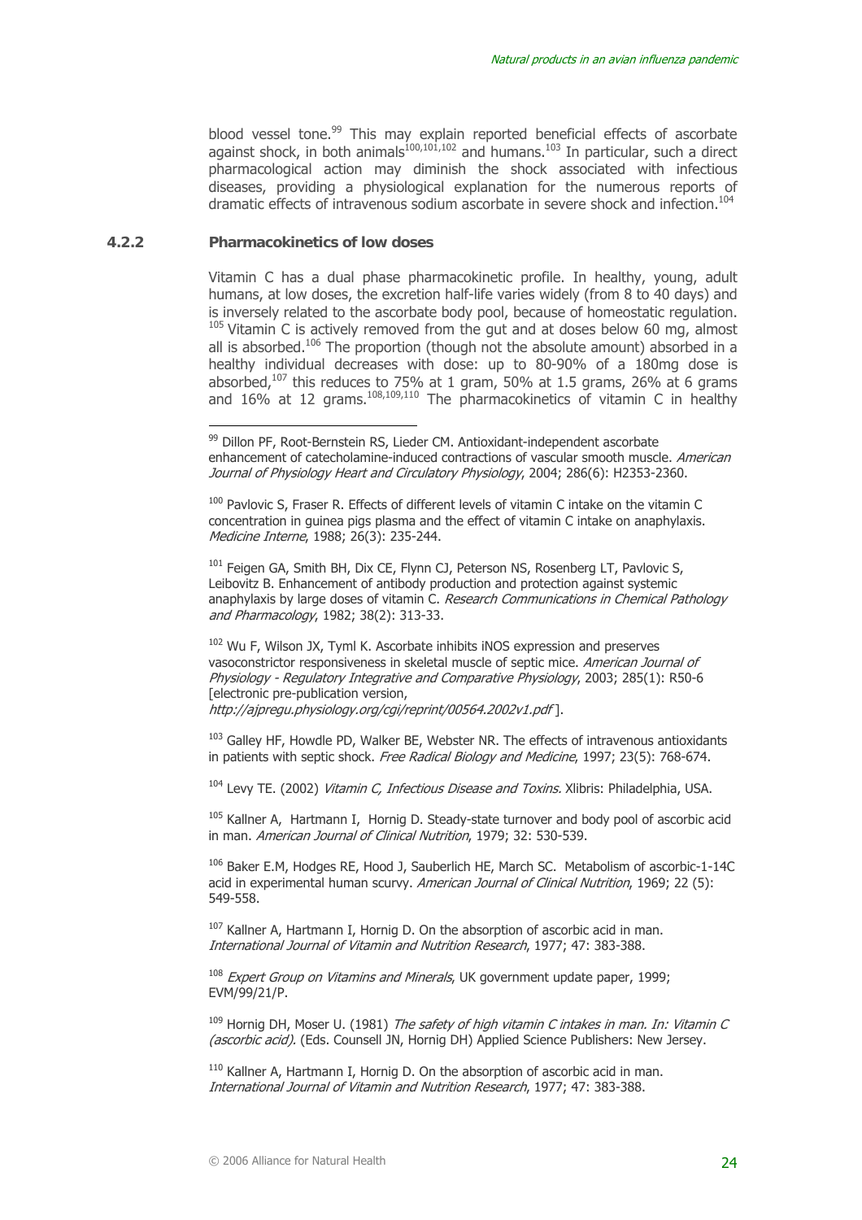blood vessel tone.[99] This may explain reported beneficial effects of ascorbate against shock, in both animals[100,101,102] and humans.[103] In particular, such a direct pharmacological action may diminish the shock associated with infectious diseases, providing a physiological explanation for the numerous reports of dramatic effects of intravenous sodium ascorbate in severe shock and infection.[104]

### 4.2.2 Pharmacokinetics of low doses

Vitamin C has a dual phase pharmacokinetic profile. In healthy, young, adult humans, at low doses, the excretion half-life varies widely (from 8 to 40 days) and is inversely related to the ascorbate body pool, because of homeostatic regulation.[105] Vitamin C is actively removed from the gut and at doses below 60 mg, almost all is absorbed.[106] The proportion (though not the absolute amount) absorbed in a healthy individual decreases with dose: up to 80-90% of a 180mg dose is absorbed,[107] this reduces to 75% at 1 gram, 50% at 1.5 grams, 26% at 6 grams and 16% at 12 grams.[108,109,110] The pharmacokinetics of vitamin C in healthy

---

[99] Dillon PF, Root-Bernstein RS, Lieder CM. Antioxidant-independent ascorbate enhancement of catecholamine-induced contractions of vascular smooth muscle. *American Journal of Physiology Heart and Circulatory Physiology*, 2004; 286(6): H2353-2360.

[100] Pavlovic S, Fraser R. Effects of different levels of vitamin C intake on the vitamin C concentration in guinea pigs plasma and the effect of vitamin C intake on anaphylaxis. *Medicine Interne*, 1988; 26(3): 235-244.

[101] Feigen GA, Smith BH, Dix CE, Flynn CJ, Peterson NS, Rosenberg LT, Pavlovic S, Leibovitz B. Enhancement of antibody production and protection against systemic anaphylaxis by large doses of vitamin C. *Research Communications in Chemical Pathology and Pharmacology*, 1982; 38(2): 313-33.

[102] Wu F, Wilson JX, Tyml K. Ascorbate inhibits iNOS expression and preserves vasoconstrictor responsiveness in skeletal muscle of septic mice. *American Journal of Physiology - Regulatory Integrative and Comparative Physiology*, 2003; 285(1): R50-6 [electronic pre-publication version, *http://ajpregu.physiology.org/cgi/reprint/00564.2002v1.pdf* ].

[103] Galley HF, Howdle PD, Walker BE, Webster NR. The effects of intravenous antioxidants in patients with septic shock. *Free Radical Biology and Medicine*, 1997; 23(5): 768-674.

[104] Levy TE. (2002) *Vitamin C, Infectious Disease and Toxins.* Xlibris: Philadelphia, USA.

[105] Kallner A, Hartmann I, Hornig D. Steady-state turnover and body pool of ascorbic acid in man. *American Journal of Clinical Nutrition*, 1979; 32: 530-539.

[106] Baker E.M, Hodges RE, Hood J, Sauberlich HE, March SC. Metabolism of ascorbic-1-14C acid in experimental human scurvy. *American Journal of Clinical Nutrition*, 1969; 22 (5): 549-558.

[107] Kallner A, Hartmann I, Hornig D. On the absorption of ascorbic acid in man. *International Journal of Vitamin and Nutrition Research*, 1977; 47: 383-388.

[108] *Expert Group on Vitamins and Minerals*, UK government update paper, 1999; EVM/99/21/P.

[109] Hornig DH, Moser U. (1981) *The safety of high vitamin C intakes in man. In: Vitamin C (ascorbic acid).* (Eds. Counsell JN, Hornig DH) Applied Science Publishers: New Jersey.

[110] Kallner A, Hartmann I, Hornig D. On the absorption of ascorbic acid in man. *International Journal of Vitamin and Nutrition Research*, 1977; 47: 383-388.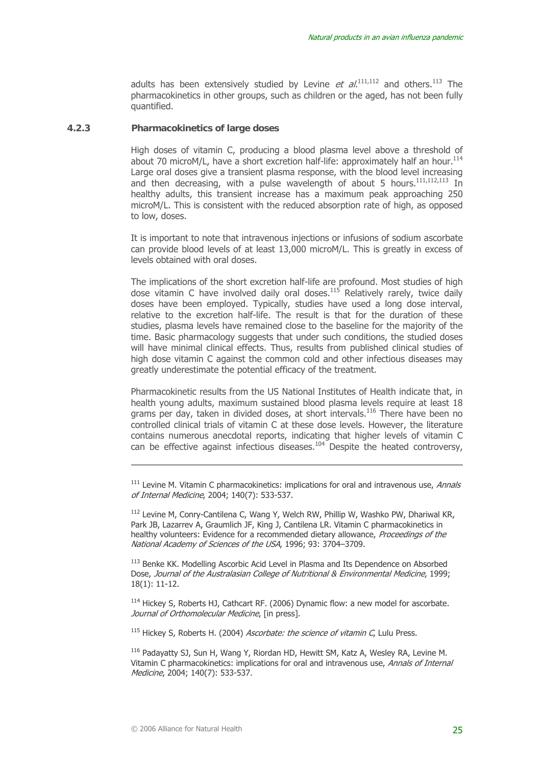adults has been extensively studied by Levine *et al.*[111,112] and others.[113] The pharmacokinetics in other groups, such as children or the aged, has not been fully quantified.

### 4.2.3 Pharmacokinetics of large doses

High doses of vitamin C, producing a blood plasma level above a threshold of about 70 microM/L, have a short excretion half-life: approximately half an hour.[114] Large oral doses give a transient plasma response, with the blood level increasing and then decreasing, with a pulse wavelength of about 5 hours.[111,112,113] In healthy adults, this transient increase has a maximum peak approaching 250 microM/L. This is consistent with the reduced absorption rate of high, as opposed to low, doses.

It is important to note that intravenous injections or infusions of sodium ascorbate can provide blood levels of at least 13,000 microM/L. This is greatly in excess of levels obtained with oral doses.

The implications of the short excretion half-life are profound. Most studies of high dose vitamin C have involved daily oral doses.[115] Relatively rarely, twice daily doses have been employed. Typically, studies have used a long dose interval, relative to the excretion half-life. The result is that for the duration of these studies, plasma levels have remained close to the baseline for the majority of the time. Basic pharmacology suggests that under such conditions, the studied doses will have minimal clinical effects. Thus, results from published clinical studies of high dose vitamin C against the common cold and other infectious diseases may greatly underestimate the potential efficacy of the treatment.

Pharmacokinetic results from the US National Institutes of Health indicate that, in health young adults, maximum sustained blood plasma levels require at least 18 grams per day, taken in divided doses, at short intervals.[116] There have been no controlled clinical trials of vitamin C at these dose levels. However, the literature contains numerous anecdotal reports, indicating that higher levels of vitamin C can be effective against infectious diseases.[104] Despite the heated controversy,

---

[111] Levine M. Vitamin C pharmacokinetics: implications for oral and intravenous use, *Annals of Internal Medicine*, 2004; 140(7): 533-537.

[112] Levine M, Conry-Cantilena C, Wang Y, Welch RW, Phillip W, Washko PW, Dhariwal KR, Park JB, Lazarrev A, Graumlich JF, King J, Cantilena LR. Vitamin C pharmacokinetics in healthy volunteers: Evidence for a recommended dietary allowance, *Proceedings of the National Academy of Sciences of the USA*, 1996; 93: 3704–3709.

[113] Benke KK. Modelling Ascorbic Acid Level in Plasma and Its Dependence on Absorbed Dose, *Journal of the Australasian College of Nutritional & Environmental Medicine*, 1999; 18(1): 11-12.

[114] Hickey S, Roberts HJ, Cathcart RF. (2006) Dynamic flow: a new model for ascorbate. *Journal of Orthomolecular Medicine*, [in press].

[115] Hickey S, Roberts H. (2004) *Ascorbate: the science of vitamin C*, Lulu Press.

[116] Padayatty SJ, Sun H, Wang Y, Riordan HD, Hewitt SM, Katz A, Wesley RA, Levine M. Vitamin C pharmacokinetics: implications for oral and intravenous use, *Annals of Internal Medicine*, 2004; 140(7): 533-537.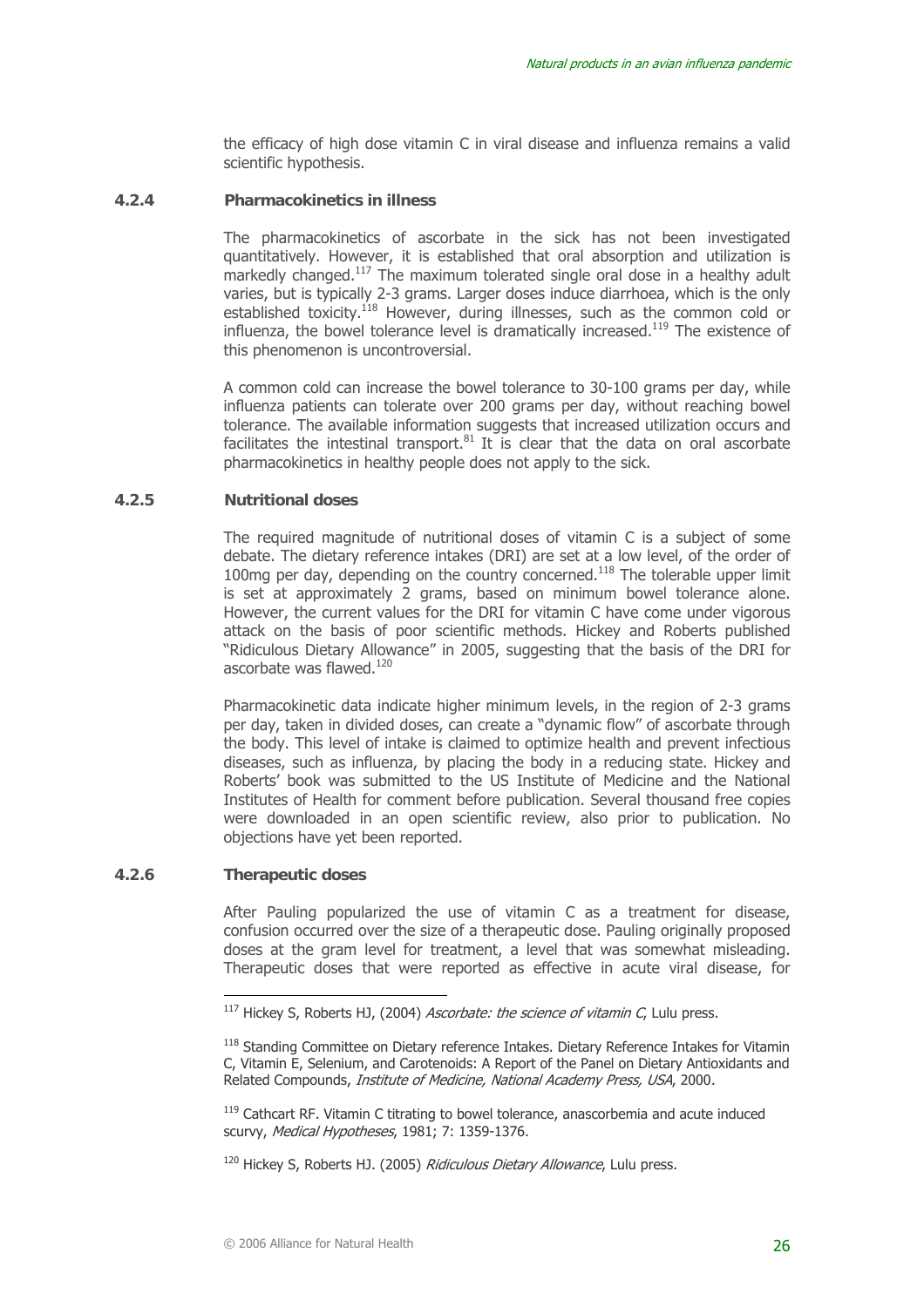the efficacy of high dose vitamin C in viral disease and influenza remains a valid scientific hypothesis.

### 4.2.4 Pharmacokinetics in illness

The pharmacokinetics of ascorbate in the sick has not been investigated quantitatively. However, it is established that oral absorption and utilization is markedly changed.[117] The maximum tolerated single oral dose in a healthy adult varies, but is typically 2-3 grams. Larger doses induce diarrhoea, which is the only established toxicity.[118] However, during illnesses, such as the common cold or influenza, the bowel tolerance level is dramatically increased.[119] The existence of this phenomenon is uncontroversial.

A common cold can increase the bowel tolerance to 30-100 grams per day, while influenza patients can tolerate over 200 grams per day, without reaching bowel tolerance. The available information suggests that increased utilization occurs and facilitates the intestinal transport.[81] It is clear that the data on oral ascorbate pharmacokinetics in healthy people does not apply to the sick.

### 4.2.5 Nutritional doses

The required magnitude of nutritional doses of vitamin C is a subject of some debate. The dietary reference intakes (DRI) are set at a low level, of the order of 100mg per day, depending on the country concerned.[118] The tolerable upper limit is set at approximately 2 grams, based on minimum bowel tolerance alone. However, the current values for the DRI for vitamin C have come under vigorous attack on the basis of poor scientific methods. Hickey and Roberts published "Ridiculous Dietary Allowance" in 2005, suggesting that the basis of the DRI for ascorbate was flawed.[120]

Pharmacokinetic data indicate higher minimum levels, in the region of 2-3 grams per day, taken in divided doses, can create a "dynamic flow" of ascorbate through the body. This level of intake is claimed to optimize health and prevent infectious diseases, such as influenza, by placing the body in a reducing state. Hickey and Roberts' book was submitted to the US Institute of Medicine and the National Institutes of Health for comment before publication. Several thousand free copies were downloaded in an open scientific review, also prior to publication. No objections have yet been reported.

### 4.2.6 Therapeutic doses

After Pauling popularized the use of vitamin C as a treatment for disease, confusion occurred over the size of a therapeutic dose. Pauling originally proposed doses at the gram level for treatment, a level that was somewhat misleading. Therapeutic doses that were reported as effective in acute viral disease, for

---

[117] Hickey S, Roberts HJ, (2004) *Ascorbate: the science of vitamin C*, Lulu press.

[118] Standing Committee on Dietary reference Intakes. Dietary Reference Intakes for Vitamin C, Vitamin E, Selenium, and Carotenoids: A Report of the Panel on Dietary Antioxidants and Related Compounds, *Institute of Medicine, National Academy Press, USA*, 2000.

[119] Cathcart RF. Vitamin C titrating to bowel tolerance, anascorbemia and acute induced scurvy, *Medical Hypotheses*, 1981; 7: 1359-1376.

[120] Hickey S, Roberts HJ. (2005) *Ridiculous Dietary Allowance*, Lulu press.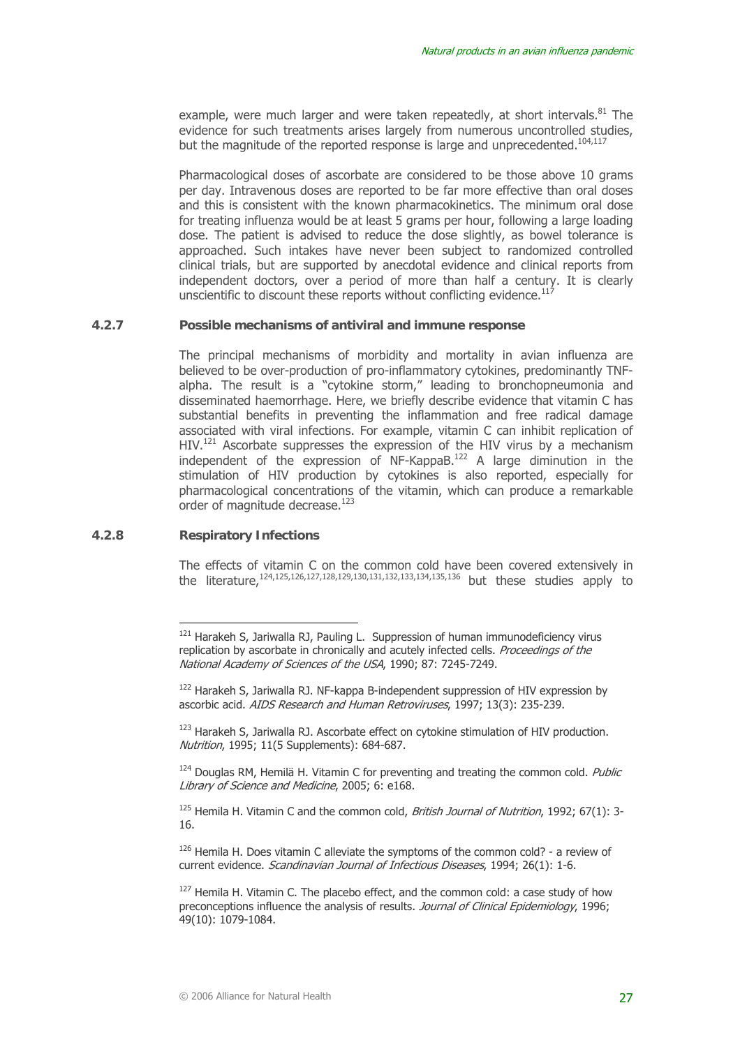example, were much larger and were taken repeatedly, at short intervals.[81] The evidence for such treatments arises largely from numerous uncontrolled studies, but the magnitude of the reported response is large and unprecedented.[104,117]

Pharmacological doses of ascorbate are considered to be those above 10 grams per day. Intravenous doses are reported to be far more effective than oral doses and this is consistent with the known pharmacokinetics. The minimum oral dose for treating influenza would be at least 5 grams per hour, following a large loading dose. The patient is advised to reduce the dose slightly, as bowel tolerance is approached. Such intakes have never been subject to randomized controlled clinical trials, but are supported by anecdotal evidence and clinical reports from independent doctors, over a period of more than half a century. It is clearly unscientific to discount these reports without conflicting evidence.[117]

### 4.2.7 Possible mechanisms of antiviral and immune response

The principal mechanisms of morbidity and mortality in avian influenza are believed to be over-production of pro-inflammatory cytokines, predominantly TNF-alpha. The result is a "cytokine storm," leading to bronchopneumonia and disseminated haemorrhage. Here, we briefly describe evidence that vitamin C has substantial benefits in preventing the inflammation and free radical damage associated with viral infections. For example, vitamin C can inhibit replication of HIV.[121] Ascorbate suppresses the expression of the HIV virus by a mechanism independent of the expression of NF-KappaB.[122] A large diminution in the stimulation of HIV production by cytokines is also reported, especially for pharmacological concentrations of the vitamin, which can produce a remarkable order of magnitude decrease.[123]

### 4.2.8 Respiratory Infections

The effects of vitamin C on the common cold have been covered extensively in the literature,[124,125,126,127,128,129,130,131,132,133,134,135,136] but these studies apply to

---

[121] Harakeh S, Jariwalla RJ, Pauling L. Suppression of human immunodeficiency virus replication by ascorbate in chronically and acutely infected cells. *Proceedings of the National Academy of Sciences of the USA*, 1990; 87: 7245-7249.

[122] Harakeh S, Jariwalla RJ. NF-kappa B-independent suppression of HIV expression by ascorbic acid. *AIDS Research and Human Retroviruses*, 1997; 13(3): 235-239.

[123] Harakeh S, Jariwalla RJ. Ascorbate effect on cytokine stimulation of HIV production. *Nutrition*, 1995; 11(5 Supplements): 684-687.

[124] Douglas RM, Hemilä H. Vitamin C for preventing and treating the common cold. *Public Library of Science and Medicine*, 2005; 6: e168.

[125] Hemila H. Vitamin C and the common cold, *British Journal of Nutrition*, 1992; 67(1): 3-16.

[126] Hemila H. Does vitamin C alleviate the symptoms of the common cold? - a review of current evidence. *Scandinavian Journal of Infectious Diseases*, 1994; 26(1): 1-6.

[127] Hemila H. Vitamin C. The placebo effect, and the common cold: a case study of how preconceptions influence the analysis of results. *Journal of Clinical Epidemiology*, 1996; 49(10): 1079-1084.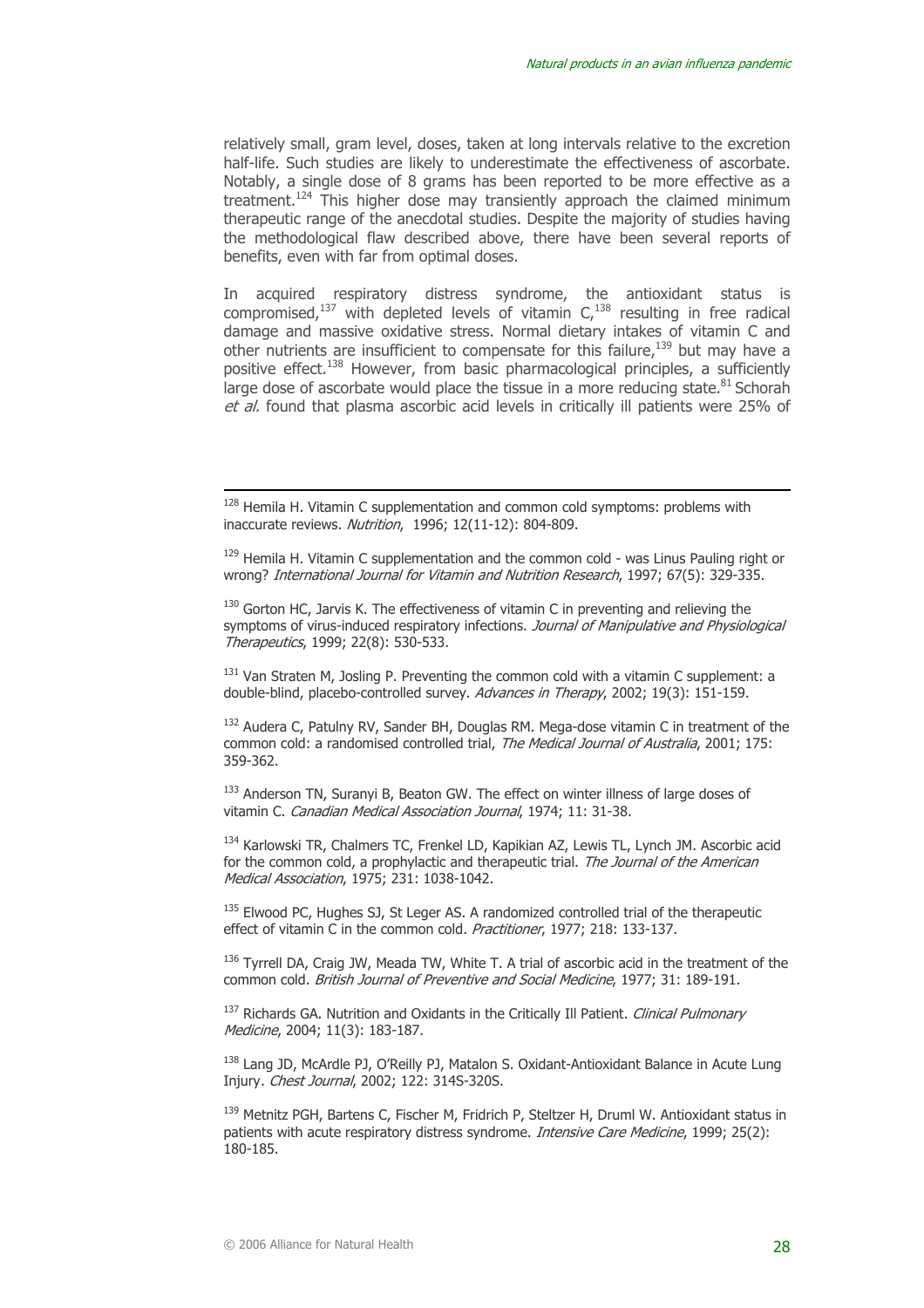relatively small, gram level, doses, taken at long intervals relative to the excretion half-life. Such studies are likely to underestimate the effectiveness of ascorbate. Notably, a single dose of 8 grams has been reported to be more effective as a treatment.[124] This higher dose may transiently approach the claimed minimum therapeutic range of the anecdotal studies. Despite the majority of studies having the methodological flaw described above, there have been several reports of benefits, even with far from optimal doses.

In acquired respiratory distress syndrome, the antioxidant status is compromised,[137] with depleted levels of vitamin C,[138] resulting in free radical damage and massive oxidative stress. Normal dietary intakes of vitamin C and other nutrients are insufficient to compensate for this failure,[139] but may have a positive effect.[138] However, from basic pharmacological principles, a sufficiently large dose of ascorbate would place the tissue in a more reducing state.[81] Schorah *et al.* found that plasma ascorbic acid levels in critically ill patients were 25% of

---

[128] Hemila H. Vitamin C supplementation and common cold symptoms: problems with inaccurate reviews. *Nutrition*, 1996; 12(11-12): 804-809.

[129] Hemila H. Vitamin C supplementation and the common cold - was Linus Pauling right or wrong? *International Journal for Vitamin and Nutrition Research*, 1997; 67(5): 329-335.

[130] Gorton HC, Jarvis K. The effectiveness of vitamin C in preventing and relieving the symptoms of virus-induced respiratory infections. *Journal of Manipulative and Physiological Therapeutics*, 1999; 22(8): 530-533.

[131] Van Straten M, Josling P. Preventing the common cold with a vitamin C supplement: a double-blind, placebo-controlled survey. *Advances in Therapy*, 2002; 19(3): 151-159.

[132] Audera C, Patulny RV, Sander BH, Douglas RM. Mega-dose vitamin C in treatment of the common cold: a randomised controlled trial, *The Medical Journal of Australia*, 2001; 175: 359-362.

[133] Anderson TN, Suranyi B, Beaton GW. The effect on winter illness of large doses of vitamin C. *Canadian Medical Association Journal*, 1974; 11: 31-38.

[134] Karlowski TR, Chalmers TC, Frenkel LD, Kapikian AZ, Lewis TL, Lynch JM. Ascorbic acid for the common cold, a prophylactic and therapeutic trial. *The Journal of the American Medical Association*, 1975; 231: 1038-1042.

[135] Elwood PC, Hughes SJ, St Leger AS. A randomized controlled trial of the therapeutic effect of vitamin C in the common cold. *Practitioner*, 1977; 218: 133-137.

[136] Tyrrell DA, Craig JW, Meada TW, White T. A trial of ascorbic acid in the treatment of the common cold. *British Journal of Preventive and Social Medicine*, 1977; 31: 189-191.

[137] Richards GA. Nutrition and Oxidants in the Critically Ill Patient. *Clinical Pulmonary Medicine*, 2004; 11(3): 183-187.

[138] Lang JD, McArdle PJ, O'Reilly PJ, Matalon S. Oxidant-Antioxidant Balance in Acute Lung Injury. *Chest Journal*, 2002; 122: 314S-320S.

[139] Metnitz PGH, Bartens C, Fischer M, Fridrich P, Steltzer H, Druml W. Antioxidant status in patients with acute respiratory distress syndrome. *Intensive Care Medicine*, 1999; 25(2): 180-185.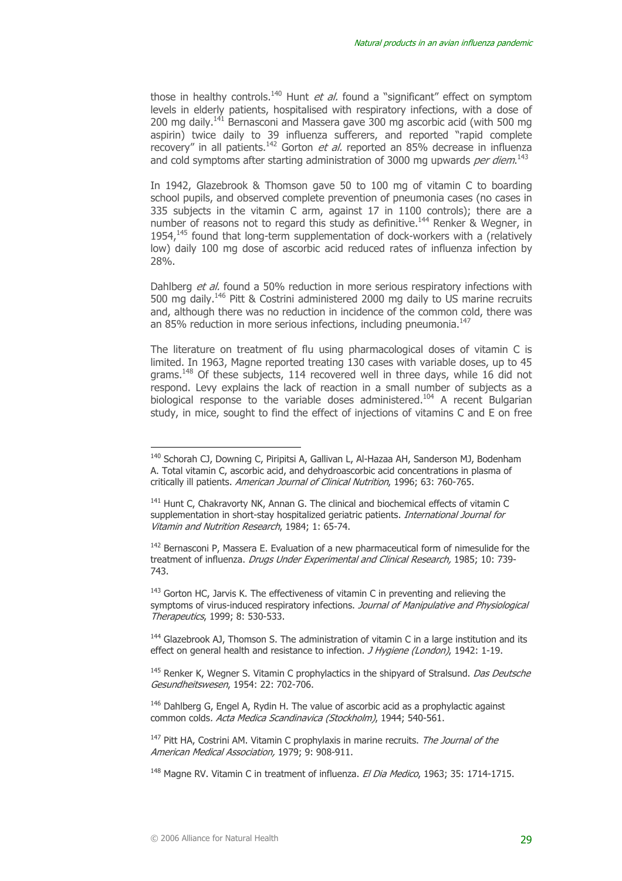those in healthy controls.[140] Hunt *et al.* found a "significant" effect on symptom levels in elderly patients, hospitalised with respiratory infections, with a dose of 200 mg daily.[141] Bernasconi and Massera gave 300 mg ascorbic acid (with 500 mg aspirin) twice daily to 39 influenza sufferers, and reported "rapid complete recovery" in all patients.[142] Gorton *et al.* reported an 85% decrease in influenza and cold symptoms after starting administration of 3000 mg upwards *per diem*.[143]

In 1942, Glazebrook & Thomson gave 50 to 100 mg of vitamin C to boarding school pupils, and observed complete prevention of pneumonia cases (no cases in 335 subjects in the vitamin C arm, against 17 in 1100 controls); there are a number of reasons not to regard this study as definitive.[144] Renker & Wegner, in 1954,[145] found that long-term supplementation of dock-workers with a (relatively low) daily 100 mg dose of ascorbic acid reduced rates of influenza infection by 28%.

Dahlberg *et al.* found a 50% reduction in more serious respiratory infections with 500 mg daily.[146] Pitt & Costrini administered 2000 mg daily to US marine recruits and, although there was no reduction in incidence of the common cold, there was an 85% reduction in more serious infections, including pneumonia.[147]

The literature on treatment of flu using pharmacological doses of vitamin C is limited. In 1963, Magne reported treating 130 cases with variable doses, up to 45 grams.[148] Of these subjects, 114 recovered well in three days, while 16 did not respond. Levy explains the lack of reaction in a small number of subjects as a biological response to the variable doses administered.[104] A recent Bulgarian study, in mice, sought to find the effect of injections of vitamins C and E on free

---

[140] Schorah CJ, Downing C, Piripitsi A, Gallivan L, Al-Hazaa AH, Sanderson MJ, Bodenham A. Total vitamin C, ascorbic acid, and dehydroascorbic acid concentrations in plasma of critically ill patients. *American Journal of Clinical Nutrition*, 1996; 63: 760-765.

[141] Hunt C, Chakravorty NK, Annan G. The clinical and biochemical effects of vitamin C supplementation in short-stay hospitalized geriatric patients. *International Journal for Vitamin and Nutrition Research*, 1984; 1: 65-74.

[142] Bernasconi P, Massera E. Evaluation of a new pharmaceutical form of nimesulide for the treatment of influenza. *Drugs Under Experimental and Clinical Research,* 1985; 10: 739-743.

[143] Gorton HC, Jarvis K. The effectiveness of vitamin C in preventing and relieving the symptoms of virus-induced respiratory infections. *Journal of Manipulative and Physiological Therapeutics*, 1999; 8: 530-533.

[144] Glazebrook AJ, Thomson S. The administration of vitamin C in a large institution and its effect on general health and resistance to infection. *J Hygiene (London)*, 1942: 1-19.

[145] Renker K, Wegner S. Vitamin C prophylactics in the shipyard of Stralsund. *Das Deutsche Gesundheitswesen*, 1954: 22: 702-706.

[146] Dahlberg G, Engel A, Rydin H. The value of ascorbic acid as a prophylactic against common colds. *Acta Medica Scandinavica (Stockholm)*, 1944; 540-561.

[147] Pitt HA, Costrini AM. Vitamin C prophylaxis in marine recruits. *The Journal of the American Medical Association,* 1979; 9: 908-911.

[148] Magne RV. Vitamin C in treatment of influenza. *El Dia Medico*, 1963; 35: 1714-1715.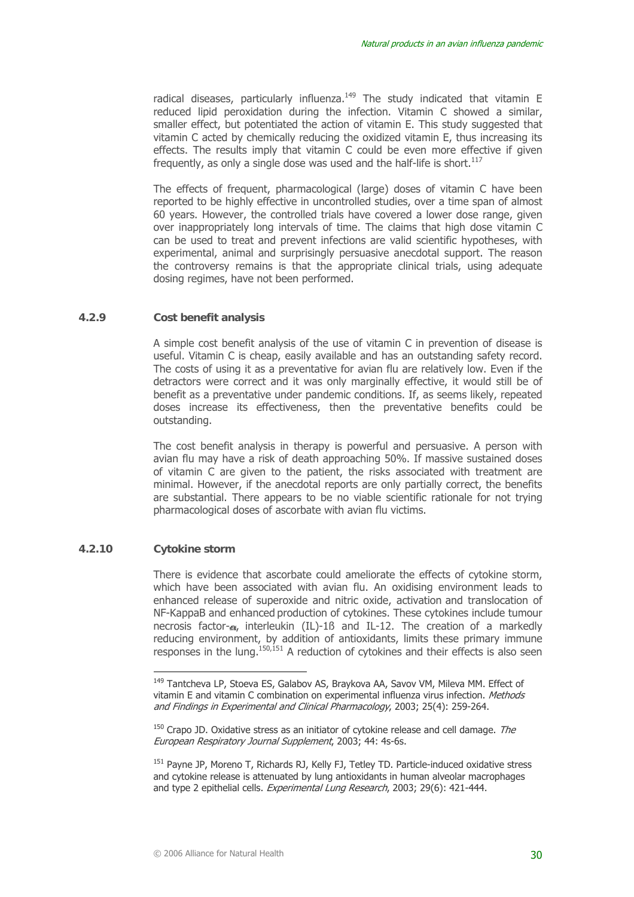radical diseases, particularly influenza.[149] The study indicated that vitamin E reduced lipid peroxidation during the infection. Vitamin C showed a similar, smaller effect, but potentiated the action of vitamin E. This study suggested that vitamin C acted by chemically reducing the oxidized vitamin E, thus increasing its effects. The results imply that vitamin C could be even more effective if given frequently, as only a single dose was used and the half-life is short.[117]

The effects of frequent, pharmacological (large) doses of vitamin C have been reported to be highly effective in uncontrolled studies, over a time span of almost 60 years. However, the controlled trials have covered a lower dose range, given over inappropriately long intervals of time. The claims that high dose vitamin C can be used to treat and prevent infections are valid scientific hypotheses, with experimental, animal and surprisingly persuasive anecdotal support. The reason the controversy remains is that the appropriate clinical trials, using adequate dosing regimes, have not been performed.

### 4.2.9 Cost benefit analysis

A simple cost benefit analysis of the use of vitamin C in prevention of disease is useful. Vitamin C is cheap, easily available and has an outstanding safety record. The costs of using it as a preventative for avian flu are relatively low. Even if the detractors were correct and it was only marginally effective, it would still be of benefit as a preventative under pandemic conditions. If, as seems likely, repeated doses increase its effectiveness, then the preventative benefits could be outstanding.

The cost benefit analysis in therapy is powerful and persuasive. A person with avian flu may have a risk of death approaching 50%. If massive sustained doses of vitamin C are given to the patient, the risks associated with treatment are minimal. However, if the anecdotal reports are only partially correct, the benefits are substantial. There appears to be no viable scientific rationale for not trying pharmacological doses of ascorbate with avian flu victims.

### 4.2.10 Cytokine storm

There is evidence that ascorbate could ameliorate the effects of cytokine storm, which have been associated with avian flu. An oxidising environment leads to enhanced release of superoxide and nitric oxide, activation and translocation of NF-KappaB and enhanced production of cytokines. These cytokines include tumour necrosis factor-α, interleukin (IL)-1ß and IL-12. The creation of a markedly reducing environment, by addition of antioxidants, limits these primary immune responses in the lung.[150,151] A reduction of cytokines and their effects is also seen

---

[149] Tantcheva LP, Stoeva ES, Galabov AS, Braykova AA, Savov VM, Mileva MM. Effect of vitamin E and vitamin C combination on experimental influenza virus infection. *Methods and Findings in Experimental and Clinical Pharmacology*, 2003; 25(4): 259-264.

[150] Crapo JD. Oxidative stress as an initiator of cytokine release and cell damage. *The European Respiratory Journal Supplement*, 2003; 44: 4s-6s.

[151] Payne JP, Moreno T, Richards RJ, Kelly FJ, Tetley TD. Particle-induced oxidative stress and cytokine release is attenuated by lung antioxidants in human alveolar macrophages and type 2 epithelial cells. *Experimental Lung Research*, 2003; 29(6): 421-444.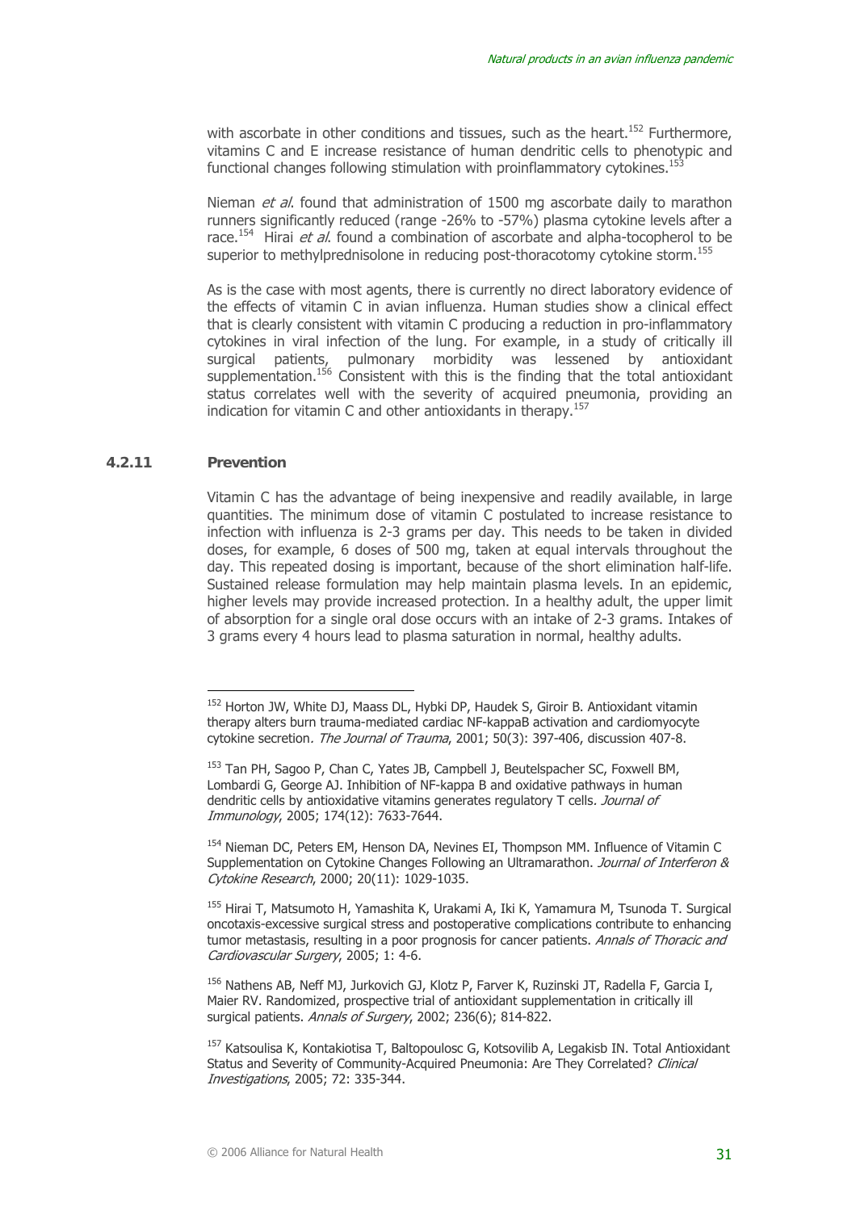with ascorbate in other conditions and tissues, such as the heart.[152] Furthermore, vitamins C and E increase resistance of human dendritic cells to phenotypic and functional changes following stimulation with proinflammatory cytokines.[153]

Nieman *et al*. found that administration of 1500 mg ascorbate daily to marathon runners significantly reduced (range -26% to -57%) plasma cytokine levels after a race.[154] Hirai *et al*. found a combination of ascorbate and alpha-tocopherol to be superior to methylprednisolone in reducing post-thoracotomy cytokine storm.[155]

As is the case with most agents, there is currently no direct laboratory evidence of the effects of vitamin C in avian influenza. Human studies show a clinical effect that is clearly consistent with vitamin C producing a reduction in pro-inflammatory cytokines in viral infection of the lung. For example, in a study of critically ill surgical patients, pulmonary morbidity was lessened by antioxidant supplementation.[156] Consistent with this is the finding that the total antioxidant status correlates well with the severity of acquired pneumonia, providing an indication for vitamin C and other antioxidants in therapy.[157]

### 4.2.11 Prevention

Vitamin C has the advantage of being inexpensive and readily available, in large quantities. The minimum dose of vitamin C postulated to increase resistance to infection with influenza is 2-3 grams per day. This needs to be taken in divided doses, for example, 6 doses of 500 mg, taken at equal intervals throughout the day. This repeated dosing is important, because of the short elimination half-life. Sustained release formulation may help maintain plasma levels. In an epidemic, higher levels may provide increased protection. In a healthy adult, the upper limit of absorption for a single oral dose occurs with an intake of 2-3 grams. Intakes of 3 grams every 4 hours lead to plasma saturation in normal, healthy adults.

---

[152] Horton JW, White DJ, Maass DL, Hybki DP, Haudek S, Giroir B. Antioxidant vitamin therapy alters burn trauma-mediated cardiac NF-kappaB activation and cardiomyocyte cytokine secretion. *The Journal of Trauma*, 2001; 50(3): 397-406, discussion 407-8.

[153] Tan PH, Sagoo P, Chan C, Yates JB, Campbell J, Beutelspacher SC, Foxwell BM, Lombardi G, George AJ. Inhibition of NF-kappa B and oxidative pathways in human dendritic cells by antioxidative vitamins generates regulatory T cells. *Journal of Immunology*, 2005; 174(12): 7633-7644.

[154] Nieman DC, Peters EM, Henson DA, Nevines EI, Thompson MM. Influence of Vitamin C Supplementation on Cytokine Changes Following an Ultramarathon. *Journal of Interferon & Cytokine Research*, 2000; 20(11): 1029-1035.

[155] Hirai T, Matsumoto H, Yamashita K, Urakami A, Iki K, Yamamura M, Tsunoda T. Surgical oncotaxis-excessive surgical stress and postoperative complications contribute to enhancing tumor metastasis, resulting in a poor prognosis for cancer patients. *Annals of Thoracic and Cardiovascular Surgery*, 2005; 1: 4-6.

[156] Nathens AB, Neff MJ, Jurkovich GJ, Klotz P, Farver K, Ruzinski JT, Radella F, Garcia I, Maier RV. Randomized, prospective trial of antioxidant supplementation in critically ill surgical patients. *Annals of Surgery*, 2002; 236(6); 814-822.

[157] Katsoulisa K, Kontakiotisa T, Baltopoulosc G, Kotsovilib A, Legakisb IN. Total Antioxidant Status and Severity of Community-Acquired Pneumonia: Are They Correlated? *Clinical Investigations*, 2005; 72: 335-344.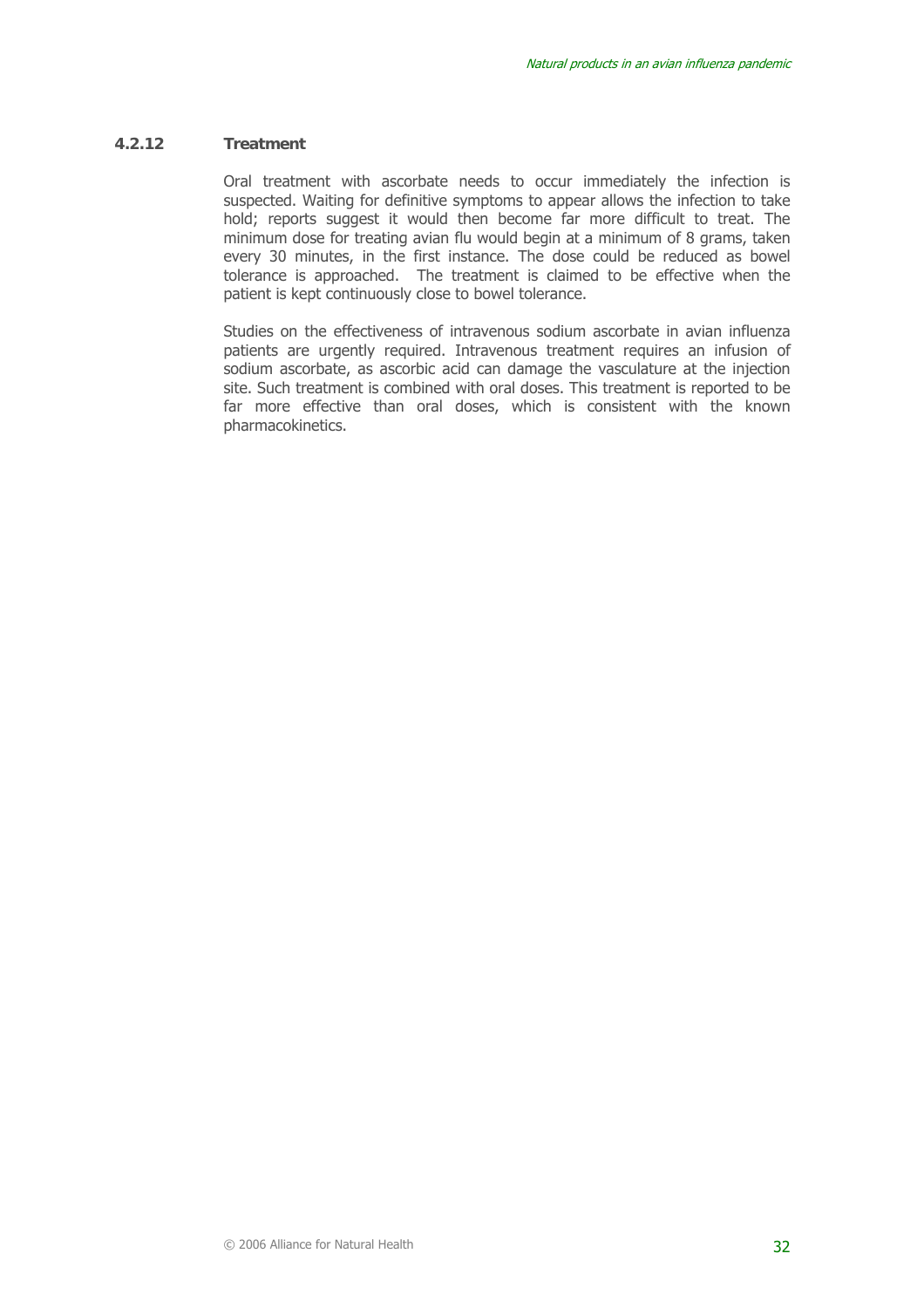### 4.2.12 Treatment

Oral treatment with ascorbate needs to occur immediately the infection is suspected. Waiting for definitive symptoms to appear allows the infection to take hold; reports suggest it would then become far more difficult to treat. The minimum dose for treating avian flu would begin at a minimum of 8 grams, taken every 30 minutes, in the first instance. The dose could be reduced as bowel tolerance is approached. The treatment is claimed to be effective when the patient is kept continuously close to bowel tolerance.

Studies on the effectiveness of intravenous sodium ascorbate in avian influenza patients are urgently required. Intravenous treatment requires an infusion of sodium ascorbate, as ascorbic acid can damage the vasculature at the injection site. Such treatment is combined with oral doses. This treatment is reported to be far more effective than oral doses, which is consistent with the known pharmacokinetics.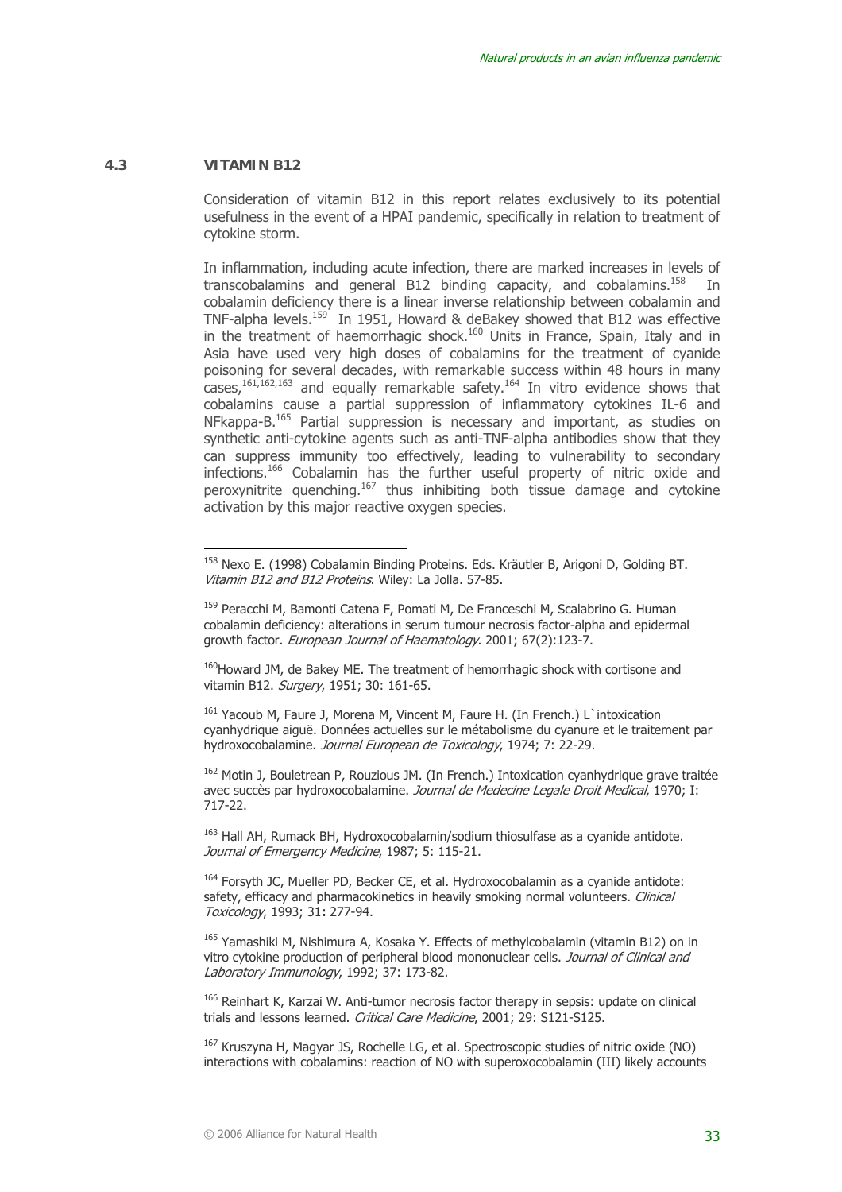## 4.3 VITAMIN B12

Consideration of vitamin B12 in this report relates exclusively to its potential usefulness in the event of a HPAI pandemic, specifically in relation to treatment of cytokine storm.

In inflammation, including acute infection, there are marked increases in levels of transcobalamins and general B12 binding capacity, and cobalamins.[158] In cobalamin deficiency there is a linear inverse relationship between cobalamin and TNF-alpha levels.[159] In 1951, Howard & deBakey showed that B12 was effective in the treatment of haemorrhagic shock.[160] Units in France, Spain, Italy and in Asia have used very high doses of cobalamins for the treatment of cyanide poisoning for several decades, with remarkable success within 48 hours in many cases,[161,162,163] and equally remarkable safety.[164] In vitro evidence shows that cobalamins cause a partial suppression of inflammatory cytokines IL-6 and NFkappa-B.[165] Partial suppression is necessary and important, as studies on synthetic anti-cytokine agents such as anti-TNF-alpha antibodies show that they can suppress immunity too effectively, leading to vulnerability to secondary infections.[166] Cobalamin has the further useful property of nitric oxide and peroxynitrite quenching.[167] thus inhibiting both tissue damage and cytokine activation by this major reactive oxygen species.

---

[158] Nexo E. (1998) Cobalamin Binding Proteins. Eds. Kräutler B, Arigoni D, Golding BT. *Vitamin B12 and B12 Proteins*. Wiley: La Jolla. 57-85.

[159] Peracchi M, Bamonti Catena F, Pomati M, De Franceschi M, Scalabrino G. Human cobalamin deficiency: alterations in serum tumour necrosis factor-alpha and epidermal growth factor. *European Journal of Haematology*. 2001; 67(2):123-7.

[160] Howard JM, de Bakey ME. The treatment of hemorrhagic shock with cortisone and vitamin B12. *Surgery*, 1951; 30: 161-65.

[161] Yacoub M, Faure J, Morena M, Vincent M, Faure H. (In French.) L`intoxication cyanhydrique aiguë. Données actuelles sur le métabolisme du cyanure et le traitement par hydroxocobalamine. *Journal European de Toxicology*, 1974; 7: 22-29.

[162] Motin J, Bouletrean P, Rouzious JM. (In French.) Intoxication cyanhydrique grave traitée avec succès par hydroxocobalamine. *Journal de Medecine Legale Droit Medical*, 1970; I: 717-22.

[163] Hall AH, Rumack BH, Hydroxocobalamin/sodium thiosulfase as a cyanide antidote. *Journal of Emergency Medicine*, 1987; 5: 115-21.

[164] Forsyth JC, Mueller PD, Becker CE, et al. Hydroxocobalamin as a cyanide antidote: safety, efficacy and pharmacokinetics in heavily smoking normal volunteers. *Clinical Toxicology*, 1993; 31**:** 277-94.

[165] Yamashiki M, Nishimura A, Kosaka Y. Effects of methylcobalamin (vitamin B12) on in vitro cytokine production of peripheral blood mononuclear cells. *Journal of Clinical and Laboratory Immunology*, 1992; 37: 173-82.

[166] Reinhart K, Karzai W. Anti-tumor necrosis factor therapy in sepsis: update on clinical trials and lessons learned. *Critical Care Medicine*, 2001; 29: S121-S125.

[167] Kruszyna H, Magyar JS, Rochelle LG, et al. Spectroscopic studies of nitric oxide (NO) interactions with cobalamins: reaction of NO with superoxocobalamin (III) likely accounts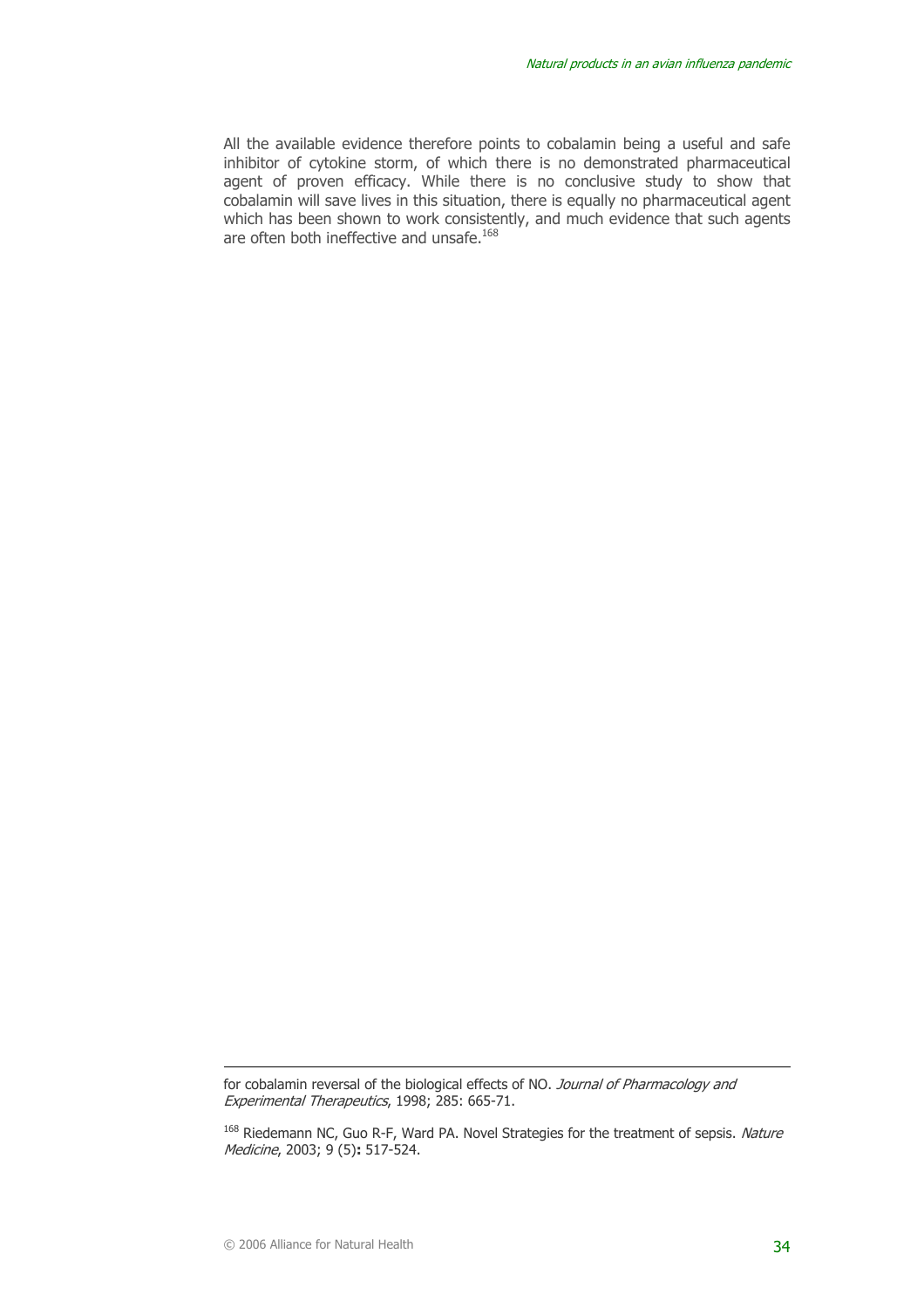All the available evidence therefore points to cobalamin being a useful and safe inhibitor of cytokine storm, of which there is no demonstrated pharmaceutical agent of proven efficacy. While there is no conclusive study to show that cobalamin will save lives in this situation, there is equally no pharmaceutical agent which has been shown to work consistently, and much evidence that such agents are often both ineffective and unsafe.[168]

---

for cobalamin reversal of the biological effects of NO. *Journal of Pharmacology and Experimental Therapeutics*, 1998; 285: 665-71.

[168] Riedemann NC, Guo R-F, Ward PA. Novel Strategies for the treatment of sepsis. *Nature Medicine*, 2003; 9 (5)**:** 517-524.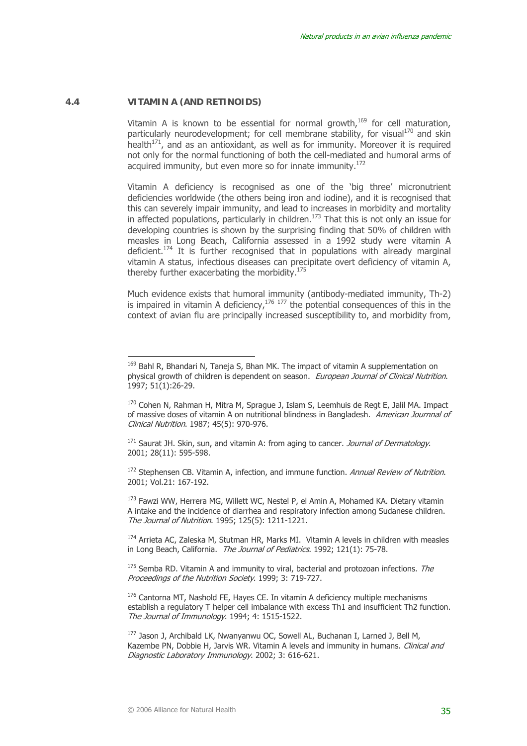## 4.4 VITAMIN A (AND RETINOIDS)

Vitamin A is known to be essential for normal growth,[169] for cell maturation, particularly neurodevelopment; for cell membrane stability, for visual[170] and skin health[171], and as an antioxidant, as well as for immunity. Moreover it is required not only for the normal functioning of both the cell-mediated and humoral arms of acquired immunity, but even more so for innate immunity.[172]

Vitamin A deficiency is recognised as one of the 'big three' micronutrient deficiencies worldwide (the others being iron and iodine), and it is recognised that this can severely impair immunity, and lead to increases in morbidity and mortality in affected populations, particularly in children.[173] That this is not only an issue for developing countries is shown by the surprising finding that 50% of children with measles in Long Beach, California assessed in a 1992 study were vitamin A deficient.[174] It is further recognised that in populations with already marginal vitamin A status, infectious diseases can precipitate overt deficiency of vitamin A, thereby further exacerbating the morbidity.[175]

Much evidence exists that humoral immunity (antibody-mediated immunity, Th-2) is impaired in vitamin A deficiency,[176] [177] the potential consequences of this in the context of avian flu are principally increased susceptibility to, and morbidity from,

---

[169] Bahl R, Bhandari N, Taneja S, Bhan MK. The impact of vitamin A supplementation on physical growth of children is dependent on season. *European Journal of Clinical Nutrition*. 1997; 51(1):26-29.

[170] Cohen N, Rahman H, Mitra M, Sprague J, Islam S, Leemhuis de Regt E, Jalil MA. Impact of massive doses of vitamin A on nutritional blindness in Bangladesh. *American Journnal of Clinical Nutrition*. 1987; 45(5): 970-976.

[171] Saurat JH. Skin, sun, and vitamin A: from aging to cancer. *Journal of Dermatology*. 2001; 28(11): 595-598.

[172] Stephensen CB. Vitamin A, infection, and immune function. *Annual Review of Nutrition*. 2001; Vol.21: 167-192.

[173] Fawzi WW, Herrera MG, Willett WC, Nestel P, el Amin A, Mohamed KA. Dietary vitamin A intake and the incidence of diarrhea and respiratory infection among Sudanese children. *The Journal of Nutrition*. 1995; 125(5): 1211-1221.

[174] Arrieta AC, Zaleska M, Stutman HR, Marks MI. Vitamin A levels in children with measles in Long Beach, California. *The Journal of Pediatrics*. 1992; 121(1): 75-78.

[175] Semba RD. Vitamin A and immunity to viral, bacterial and protozoan infections. *The Proceedings of the Nutrition Society*. 1999; 3: 719-727.

[176] Cantorna MT, Nashold FE, Hayes CE. In vitamin A deficiency multiple mechanisms establish a regulatory T helper cell imbalance with excess Th1 and insufficient Th2 function. *The Journal of Immunology*. 1994; 4: 1515-1522.

[177] Jason J, Archibald LK, Nwanyanwu OC, Sowell AL, Buchanan I, Larned J, Bell M, Kazembe PN, Dobbie H, Jarvis WR. Vitamin A levels and immunity in humans. *Clinical and Diagnostic Laboratory Immunology*. 2002; 3: 616-621.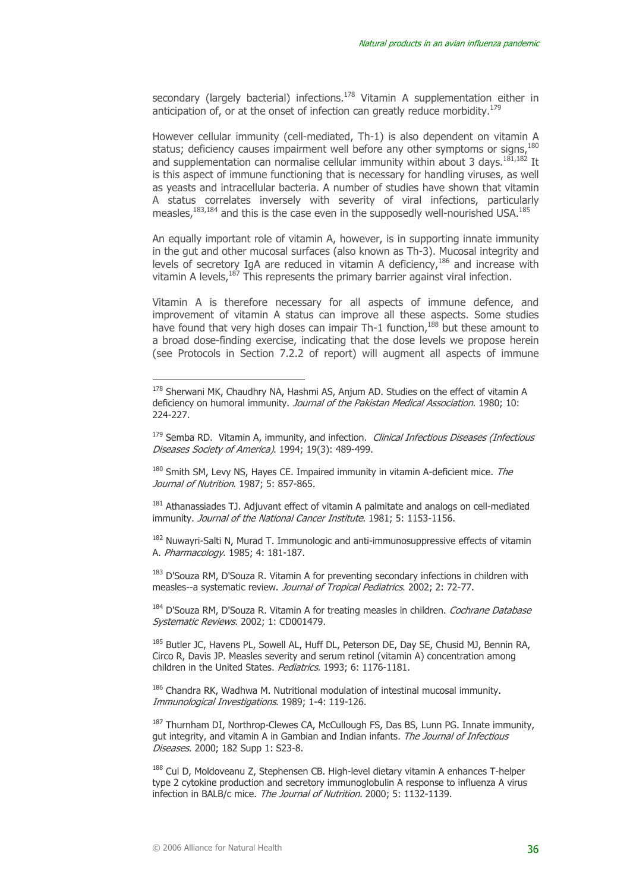secondary (largely bacterial) infections.[178] Vitamin A supplementation either in anticipation of, or at the onset of infection can greatly reduce morbidity.[179]

However cellular immunity (cell-mediated, Th-1) is also dependent on vitamin A status; deficiency causes impairment well before any other symptoms or signs,[180] and supplementation can normalise cellular immunity within about 3 days.[181,182] It is this aspect of immune functioning that is necessary for handling viruses, as well as yeasts and intracellular bacteria. A number of studies have shown that vitamin A status correlates inversely with severity of viral infections, particularly measles,[183,184] and this is the case even in the supposedly well-nourished USA.[185]

An equally important role of vitamin A, however, is in supporting innate immunity in the gut and other mucosal surfaces (also known as Th-3). Mucosal integrity and levels of secretory IgA are reduced in vitamin A deficiency,[186] and increase with vitamin A levels,[187] This represents the primary barrier against viral infection.

Vitamin A is therefore necessary for all aspects of immune defence, and improvement of vitamin A status can improve all these aspects. Some studies have found that very high doses can impair Th-1 function,[188] but these amount to a broad dose-finding exercise, indicating that the dose levels we propose herein (see Protocols in Section 7.2.2 of report) will augment all aspects of immune

---

[178] Sherwani MK, Chaudhry NA, Hashmi AS, Anjum AD. Studies on the effect of vitamin A deficiency on humoral immunity. *Journal of the Pakistan Medical Association*. 1980; 10: 224-227.

[179] Semba RD. Vitamin A, immunity, and infection. *Clinical Infectious Diseases (Infectious Diseases Society of America)*. 1994; 19(3): 489-499.

[180] Smith SM, Levy NS, Hayes CE. Impaired immunity in vitamin A-deficient mice. *The Journal of Nutrition*. 1987; 5: 857-865.

[181] Athanassiades TJ. Adjuvant effect of vitamin A palmitate and analogs on cell-mediated immunity. *Journal of the National Cancer Institute*. 1981; 5: 1153-1156.

[182] Nuwayri-Salti N, Murad T. Immunologic and anti-immunosuppressive effects of vitamin A. *Pharmacology*. 1985; 4: 181-187.

[183] D'Souza RM, D'Souza R. Vitamin A for preventing secondary infections in children with measles--a systematic review. *Journal of Tropical Pediatrics*. 2002; 2: 72-77.

[184] D'Souza RM, D'Souza R. Vitamin A for treating measles in children. *Cochrane Database Systematic Reviews*. 2002; 1: CD001479.

[185] Butler JC, Havens PL, Sowell AL, Huff DL, Peterson DE, Day SE, Chusid MJ, Bennin RA, Circo R, Davis JP. Measles severity and serum retinol (vitamin A) concentration among children in the United States. *Pediatrics*. 1993; 6: 1176-1181.

[186] Chandra RK, Wadhwa M. Nutritional modulation of intestinal mucosal immunity. *Immunological Investigations*. 1989; 1-4: 119-126.

[187] Thurnham DI, Northrop-Clewes CA, McCullough FS, Das BS, Lunn PG. Innate immunity, gut integrity, and vitamin A in Gambian and Indian infants. *The Journal of Infectious Diseases*. 2000; 182 Supp 1: S23-8.

[188] Cui D, Moldoveanu Z, Stephensen CB. High-level dietary vitamin A enhances T-helper type 2 cytokine production and secretory immunoglobulin A response to influenza A virus infection in BALB/c mice. *The Journal of Nutrition*. 2000; 5: 1132-1139.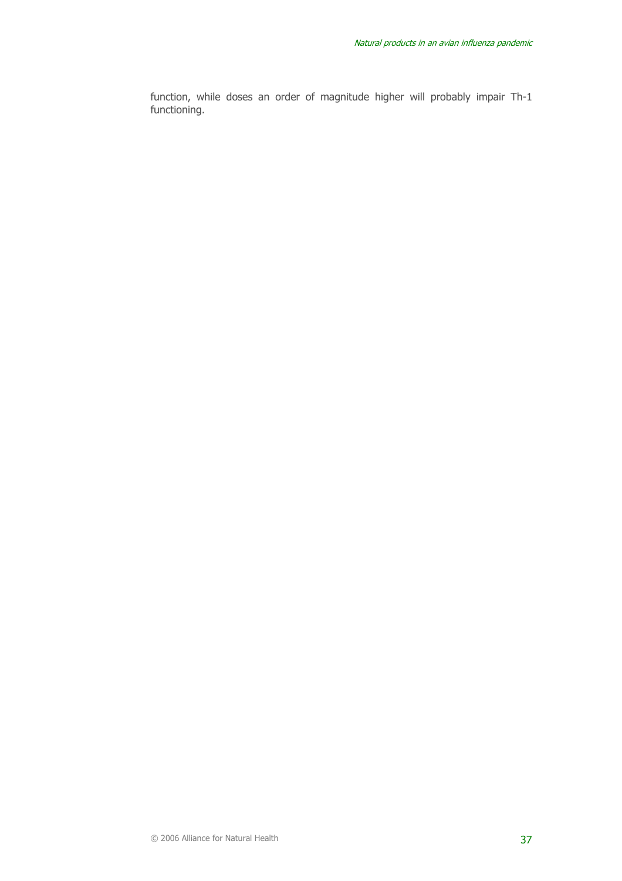function, while doses an order of magnitude higher will probably impair Th-1 functioning.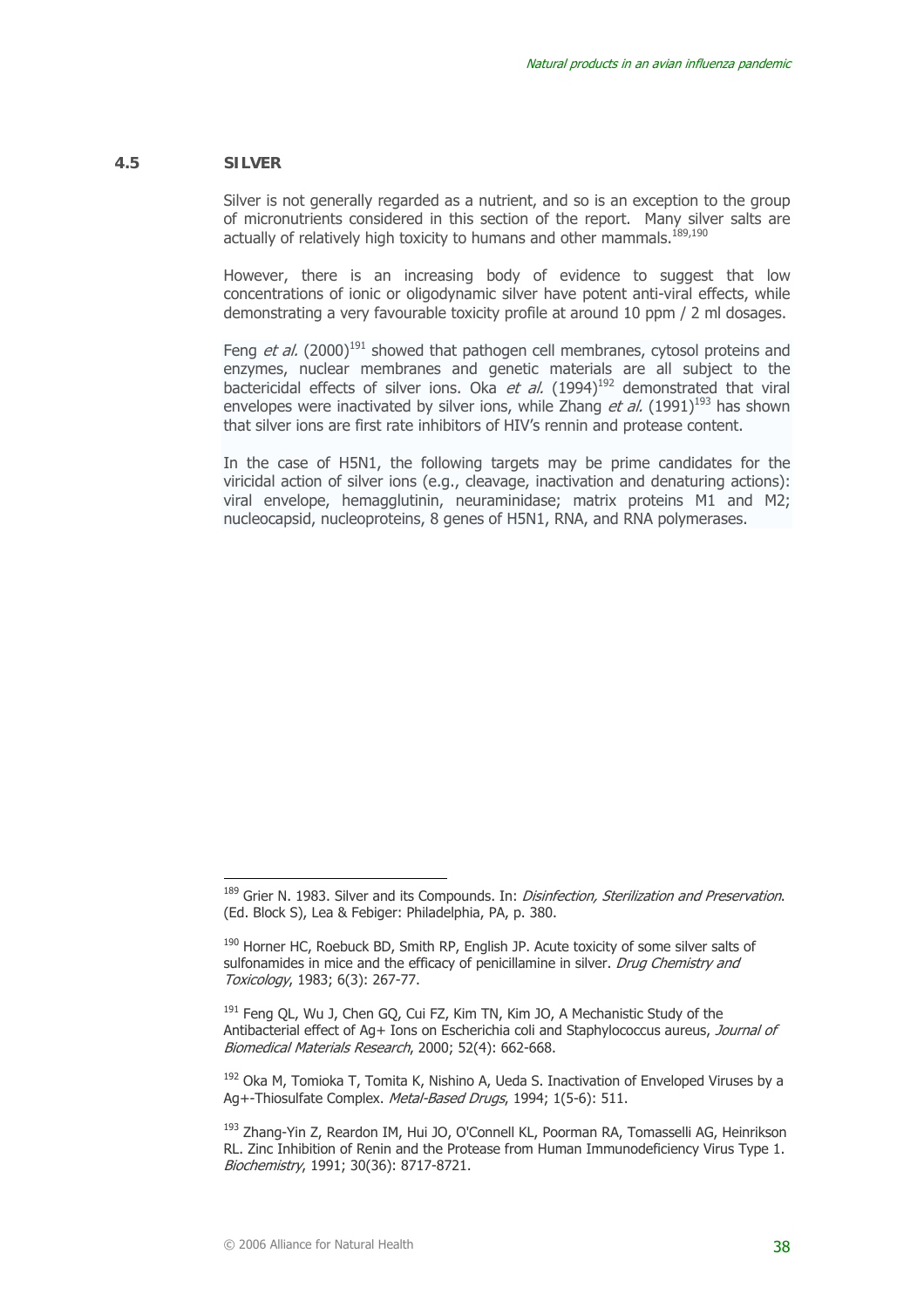## 4.5 SILVER

Silver is not generally regarded as a nutrient, and so is an exception to the group of micronutrients considered in this section of the report. Many silver salts are actually of relatively high toxicity to humans and other mammals.[189,190]

However, there is an increasing body of evidence to suggest that low concentrations of ionic or oligodynamic silver have potent anti-viral effects, while demonstrating a very favourable toxicity profile at around 10 ppm / 2 ml dosages.

Feng *et al.* (2000)[191] showed that pathogen cell membranes, cytosol proteins and enzymes, nuclear membranes and genetic materials are all subject to the bactericidal effects of silver ions. Oka *et al.* (1994)[192] demonstrated that viral envelopes were inactivated by silver ions, while Zhang *et al.* (1991)[193] has shown that silver ions are first rate inhibitors of HIV's rennin and protease content.

In the case of H5N1, the following targets may be prime candidates for the viricidal action of silver ions (e.g., cleavage, inactivation and denaturing actions): viral envelope, hemagglutinin, neuraminidase; matrix proteins M1 and M2; nucleocapsid, nucleoproteins, 8 genes of H5N1, RNA, and RNA polymerases.

---

[189] Grier N. 1983. Silver and its Compounds. In: *Disinfection, Sterilization and Preservation*. (Ed. Block S), Lea & Febiger: Philadelphia, PA, p. 380.

[190] Horner HC, Roebuck BD, Smith RP, English JP. Acute toxicity of some silver salts of sulfonamides in mice and the efficacy of penicillamine in silver. *Drug Chemistry and Toxicology*, 1983; 6(3): 267-77.

[191] Feng QL, Wu J, Chen GQ, Cui FZ, Kim TN, Kim JO, A Mechanistic Study of the Antibacterial effect of Ag+ Ions on Escherichia coli and Staphylococcus aureus, *Journal of Biomedical Materials Research*, 2000; 52(4): 662-668.

[192] Oka M, Tomioka T, Tomita K, Nishino A, Ueda S. Inactivation of Enveloped Viruses by a Ag+-Thiosulfate Complex. *Metal-Based Drugs*, 1994; 1(5-6): 511.

[193] Zhang-Yin Z, Reardon IM, Hui JO, O'Connell KL, Poorman RA, Tomasselli AG, Heinrikson RL. Zinc Inhibition of Renin and the Protease from Human Immunodeficiency Virus Type 1. *Biochemistry*, 1991; 30(36): 8717-8721.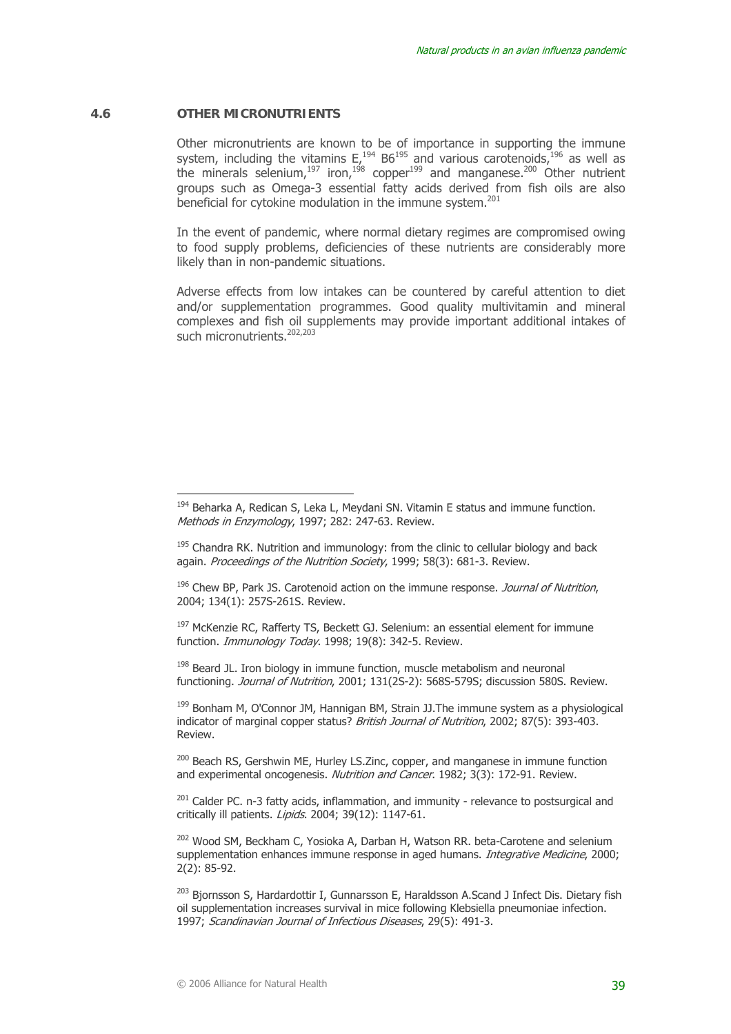## 4.6 OTHER MICRONUTRIENTS

Other micronutrients are known to be of importance in supporting the immune system, including the vitamins E,[194] B6[195] and various carotenoids,[196] as well as the minerals selenium,[197] iron,[198] copper[199] and manganese.[200] Other nutrient groups such as Omega-3 essential fatty acids derived from fish oils are also beneficial for cytokine modulation in the immune system.[201]

In the event of pandemic, where normal dietary regimes are compromised owing to food supply problems, deficiencies of these nutrients are considerably more likely than in non-pandemic situations.

Adverse effects from low intakes can be countered by careful attention to diet and/or supplementation programmes. Good quality multivitamin and mineral complexes and fish oil supplements may provide important additional intakes of such micronutrients.[202,203]

---

[194] Beharka A, Redican S, Leka L, Meydani SN. Vitamin E status and immune function. *Methods in Enzymology*, 1997; 282: 247-63. Review.

[195] Chandra RK. Nutrition and immunology: from the clinic to cellular biology and back again. *Proceedings of the Nutrition Society*, 1999; 58(3): 681-3. Review.

[196] Chew BP, Park JS. Carotenoid action on the immune response. *Journal of Nutrition*, 2004; 134(1): 257S-261S. Review.

[197] McKenzie RC, Rafferty TS, Beckett GJ. Selenium: an essential element for immune function. *Immunology Today*. 1998; 19(8): 342-5. Review.

[198] Beard JL. Iron biology in immune function, muscle metabolism and neuronal functioning. *Journal of Nutrition*, 2001; 131(2S-2): 568S-579S; discussion 580S. Review.

[199] Bonham M, O'Connor JM, Hannigan BM, Strain JJ.The immune system as a physiological indicator of marginal copper status? *British Journal of Nutrition*, 2002; 87(5): 393-403. Review.

[200] Beach RS, Gershwin ME, Hurley LS.Zinc, copper, and manganese in immune function and experimental oncogenesis. *Nutrition and Cancer*. 1982; 3(3): 172-91. Review.

[201] Calder PC. n-3 fatty acids, inflammation, and immunity - relevance to postsurgical and critically ill patients. *Lipids*. 2004; 39(12): 1147-61.

[202] Wood SM, Beckham C, Yosioka A, Darban H, Watson RR. beta-Carotene and selenium supplementation enhances immune response in aged humans. *Integrative Medicine*, 2000; 2(2): 85-92.

[203] Bjornsson S, Hardardottir I, Gunnarsson E, Haraldsson A.Scand J Infect Dis. Dietary fish oil supplementation increases survival in mice following Klebsiella pneumoniae infection. 1997; *Scandinavian Journal of Infectious Diseases*, 29(5): 491-3.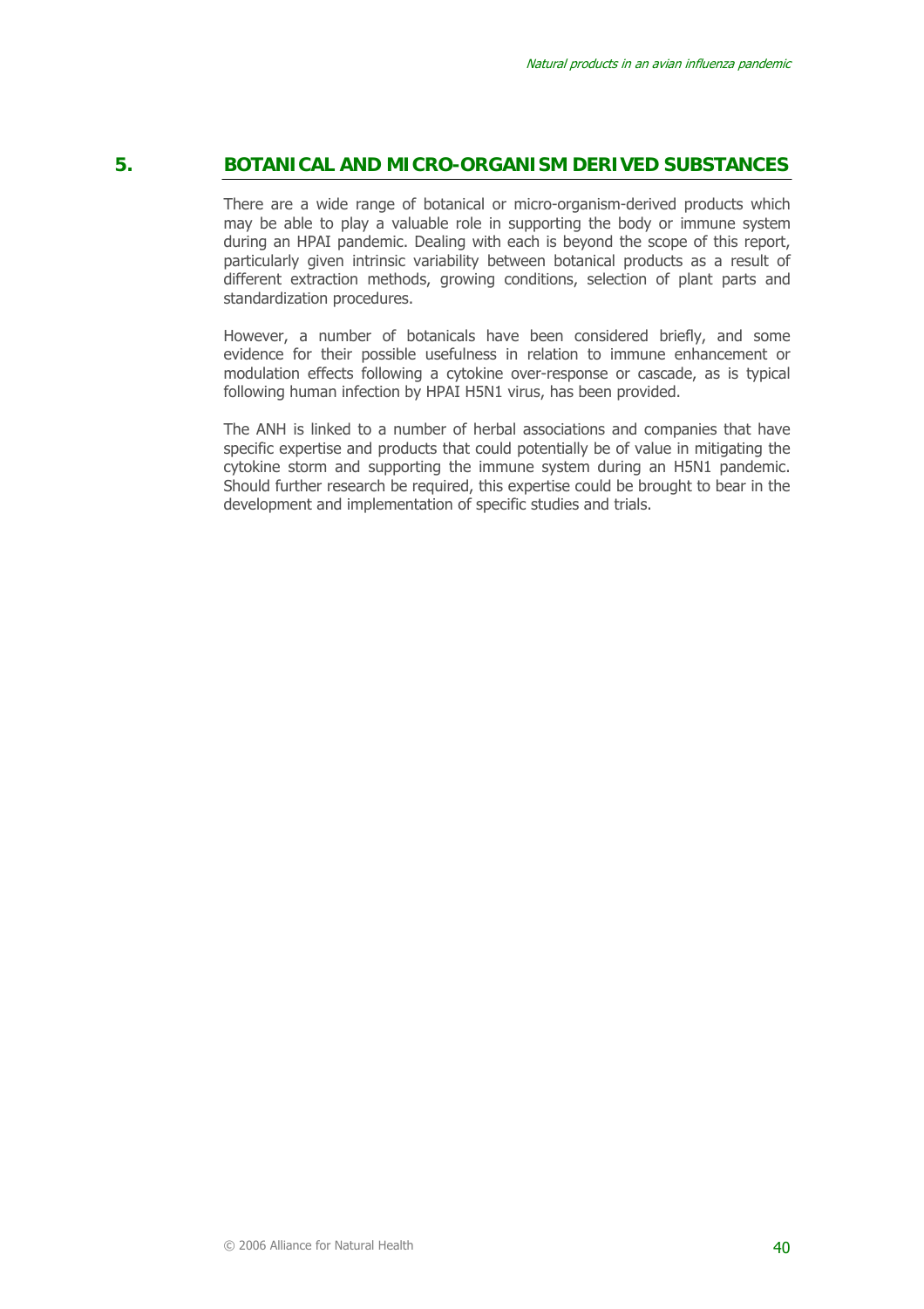# 5. BOTANICAL AND MICRO-ORGANISM DERIVED SUBSTANCES

There are a wide range of botanical or micro-organism-derived products which may be able to play a valuable role in supporting the body or immune system during an HPAI pandemic. Dealing with each is beyond the scope of this report, particularly given intrinsic variability between botanical products as a result of different extraction methods, growing conditions, selection of plant parts and standardization procedures.

However, a number of botanicals have been considered briefly, and some evidence for their possible usefulness in relation to immune enhancement or modulation effects following a cytokine over-response or cascade, as is typical following human infection by HPAI H5N1 virus, has been provided.

The ANH is linked to a number of herbal associations and companies that have specific expertise and products that could potentially be of value in mitigating the cytokine storm and supporting the immune system during an H5N1 pandemic. Should further research be required, this expertise could be brought to bear in the development and implementation of specific studies and trials.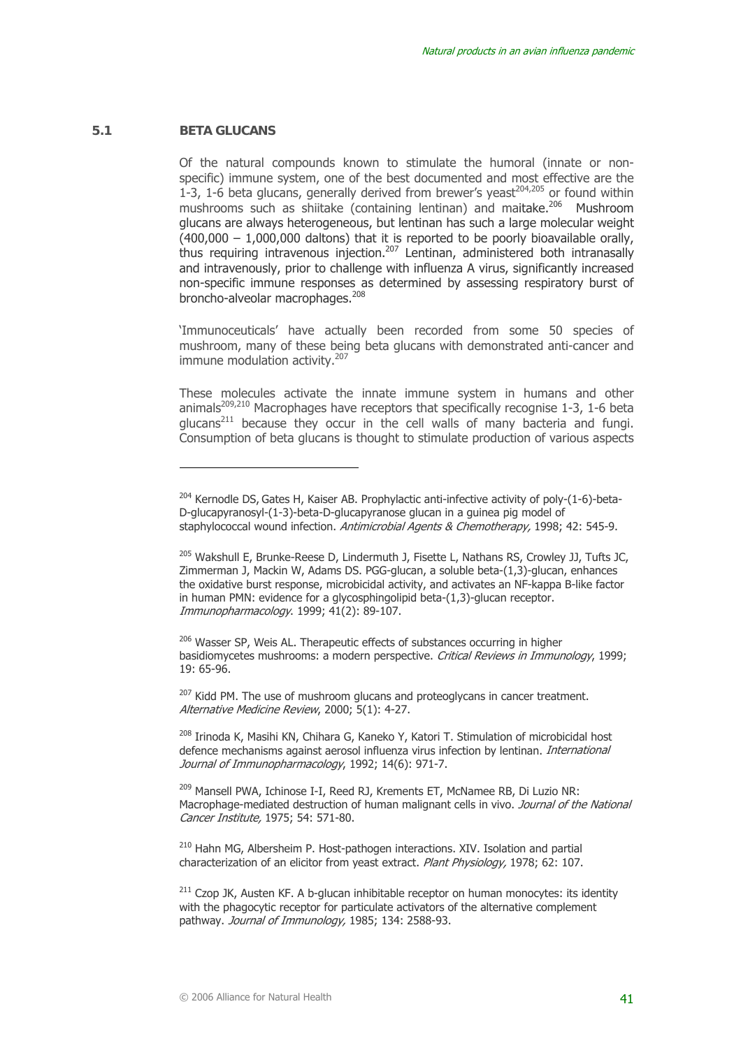## 5.1 BETA GLUCANS

Of the natural compounds known to stimulate the humoral (innate or non-specific) immune system, one of the best documented and most effective are the 1-3, 1-6 beta glucans, generally derived from brewer's yeast[204,205] or found within mushrooms such as shiitake (containing lentinan) and maitake.[206] Mushroom glucans are always heterogeneous, but lentinan has such a large molecular weight (400,000 – 1,000,000 daltons) that it is reported to be poorly bioavailable orally, thus requiring intravenous injection.[207] Lentinan, administered both intranasally and intravenously, prior to challenge with influenza A virus, significantly increased non-specific immune responses as determined by assessing respiratory burst of broncho-alveolar macrophages.[208]

'Immunoceuticals' have actually been recorded from some 50 species of mushroom, many of these being beta glucans with demonstrated anti-cancer and immune modulation activity.[207]

These molecules activate the innate immune system in humans and other animals[209,210] Macrophages have receptors that specifically recognise 1-3, 1-6 beta glucans[211] because they occur in the cell walls of many bacteria and fungi. Consumption of beta glucans is thought to stimulate production of various aspects

---

[204] Kernodle DS, Gates H, Kaiser AB. Prophylactic anti-infective activity of poly-(1-6)-beta-D-glucapyranosyl-(1-3)-beta-D-glucapyranose glucan in a guinea pig model of staphylococcal wound infection. *Antimicrobial Agents & Chemotherapy,* 1998; 42: 545-9.

[205] Wakshull E, Brunke-Reese D, Lindermuth J, Fisette L, Nathans RS, Crowley JJ, Tufts JC, Zimmerman J, Mackin W, Adams DS. PGG-glucan, a soluble beta-(1,3)-glucan, enhances the oxidative burst response, microbicidal activity, and activates an NF-kappa B-like factor in human PMN: evidence for a glycosphingolipid beta-(1,3)-glucan receptor. *Immunopharmacology.* 1999; 41(2): 89-107.

[206] Wasser SP, Weis AL. Therapeutic effects of substances occurring in higher basidiomycetes mushrooms: a modern perspective. *Critical Reviews in Immunology*, 1999; 19: 65-96.

[207] Kidd PM. The use of mushroom glucans and proteoglycans in cancer treatment. *Alternative Medicine Review*, 2000; 5(1): 4-27.

[208] Irinoda K, Masihi KN, Chihara G, Kaneko Y, Katori T. Stimulation of microbicidal host defence mechanisms against aerosol influenza virus infection by lentinan. *International Journal of Immunopharmacology*, 1992; 14(6): 971-7.

[209] Mansell PWA, Ichinose I-I, Reed RJ, Krements ET, McNamee RB, Di Luzio NR: Macrophage-mediated destruction of human malignant cells in vivo. *Journal of the National Cancer Institute,* 1975; 54: 571-80.

[210] Hahn MG, Albersheim P. Host-pathogen interactions. XIV. Isolation and partial characterization of an elicitor from yeast extract. *Plant Physiology,* 1978; 62: 107.

[211] Czop JK, Austen KF. A b-glucan inhibitable receptor on human monocytes: its identity with the phagocytic receptor for particulate activators of the alternative complement pathway. *Journal of Immunology,* 1985; 134: 2588-93.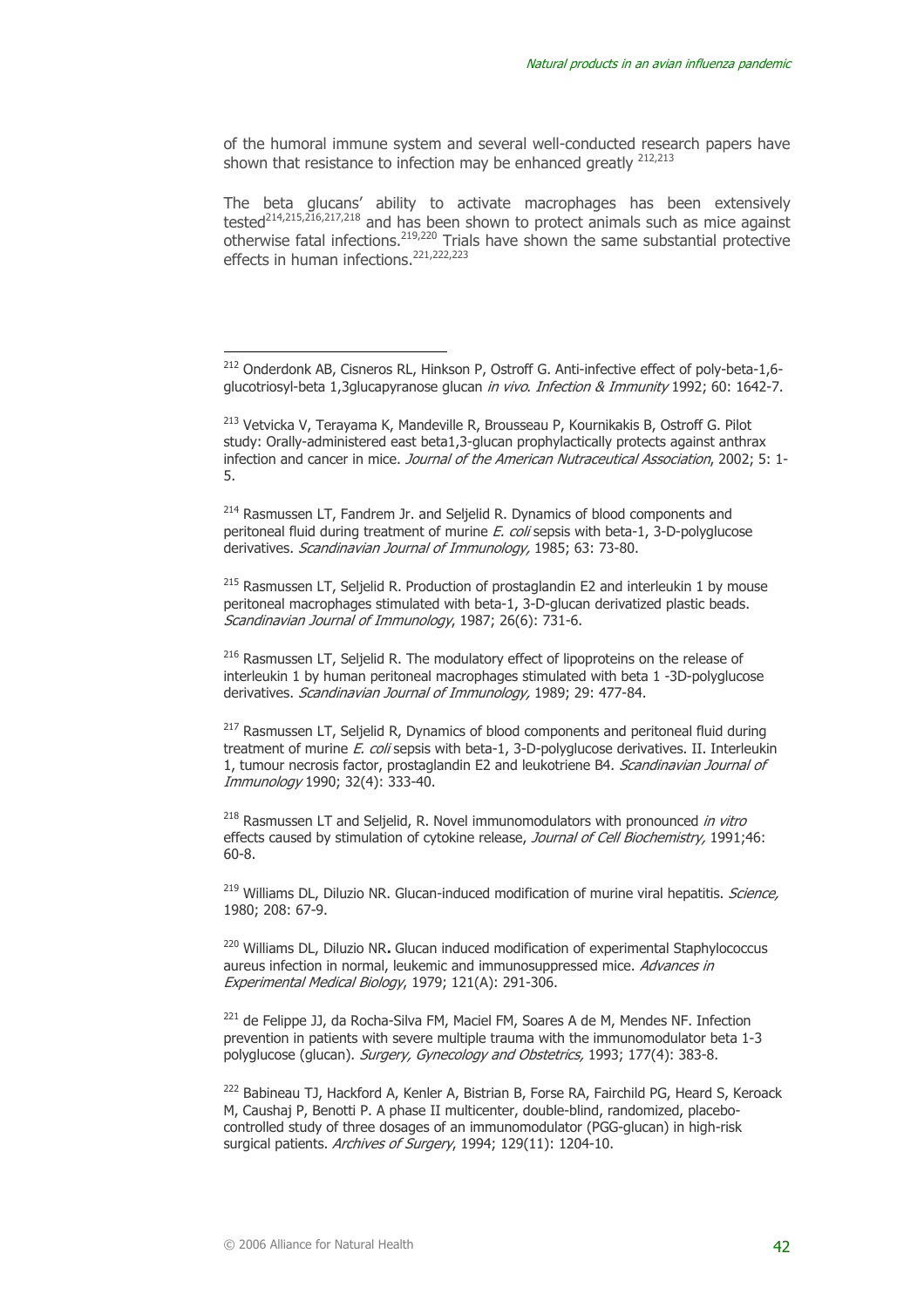of the humoral immune system and several well-conducted research papers have shown that resistance to infection may be enhanced greatly [212,213]

The beta glucans' ability to activate macrophages has been extensively tested[214,215,216,217,218] and has been shown to protect animals such as mice against otherwise fatal infections.[219,220] Trials have shown the same substantial protective effects in human infections.[221,222,223]

---

[212] Onderdonk AB, Cisneros RL, Hinkson P, Ostroff G. Anti-infective effect of poly-beta-1,6-glucotriosyl-beta 1,3glucapyranose glucan *in vivo*. *Infection & Immunity* 1992; 60: 1642-7.

[213] Vetvicka V, Terayama K, Mandeville R, Brousseau P, Kournikakis B, Ostroff G. Pilot study: Orally-administered east beta1,3-glucan prophylactically protects against anthrax infection and cancer in mice. *Journal of the American Nutraceutical Association*, 2002; 5: 1-5.

[214] Rasmussen LT, Fandrem Jr. and Seljelid R. Dynamics of blood components and peritoneal fluid during treatment of murine *E. coli* sepsis with beta-1, 3-D-polyglucose derivatives. *Scandinavian Journal of Immunology,* 1985; 63: 73-80.

[215] Rasmussen LT, Seljelid R. Production of prostaglandin E2 and interleukin 1 by mouse peritoneal macrophages stimulated with beta-1, 3-D-glucan derivatized plastic beads. *Scandinavian Journal of Immunology*, 1987; 26(6): 731-6.

[216] Rasmussen LT, Seljelid R. The modulatory effect of lipoproteins on the release of interleukin 1 by human peritoneal macrophages stimulated with beta 1 -3D-polyglucose derivatives. *Scandinavian Journal of Immunology,* 1989; 29: 477-84.

[217] Rasmussen LT, Seljelid R, Dynamics of blood components and peritoneal fluid during treatment of murine *E. coli* sepsis with beta-1, 3-D-polyglucose derivatives. II. Interleukin 1, tumour necrosis factor, prostaglandin E2 and leukotriene B4. *Scandinavian Journal of Immunology* 1990; 32(4): 333-40.

[218] Rasmussen LT and Seljelid, R. Novel immunomodulators with pronounced *in vitro* effects caused by stimulation of cytokine release, *Journal of Cell Biochemistry,* 1991;46: 60-8.

[219] Williams DL, Diluzio NR. Glucan-induced modification of murine viral hepatitis. *Science,* 1980; 208: 67-9.

[220] Williams DL, Diluzio NR**.** Glucan induced modification of experimental Staphylococcus aureus infection in normal, leukemic and immunosuppressed mice. *Advances in Experimental Medical Biology*, 1979; 121(A): 291-306.

[221] de Felippe JJ, da Rocha-Silva FM, Maciel FM, Soares A de M, Mendes NF. Infection prevention in patients with severe multiple trauma with the immunomodulator beta 1-3 polyglucose (glucan). *Surgery, Gynecology and Obstetrics,* 1993; 177(4): 383-8.

[222] Babineau TJ, Hackford A, Kenler A, Bistrian B, Forse RA, Fairchild PG, Heard S, Keroack M, Caushaj P, Benotti P. A phase II multicenter, double-blind, randomized, placebo-controlled study of three dosages of an immunomodulator (PGG-glucan) in high-risk surgical patients. *Archives of Surgery*, 1994; 129(11): 1204-10.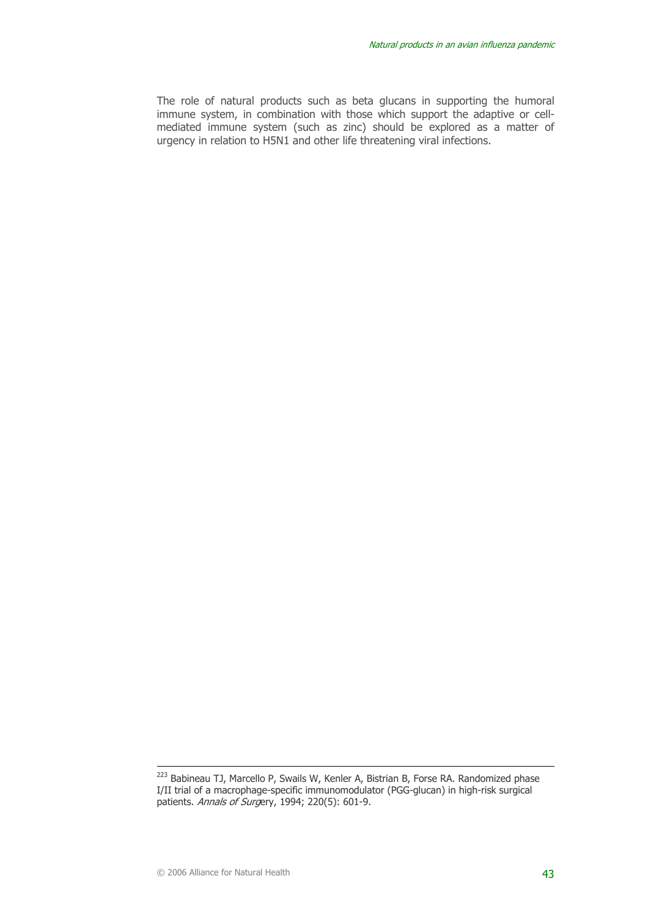The role of natural products such as beta glucans in supporting the humoral immune system, in combination with those which support the adaptive or cell-mediated immune system (such as zinc) should be explored as a matter of urgency in relation to H5N1 and other life threatening viral infections.

---

[223] Babineau TJ, Marcello P, Swails W, Kenler A, Bistrian B, Forse RA. Randomized phase I/II trial of a macrophage-specific immunomodulator (PGG-glucan) in high-risk surgical patients. *Annals of Surg*ery, 1994; 220(5): 601-9.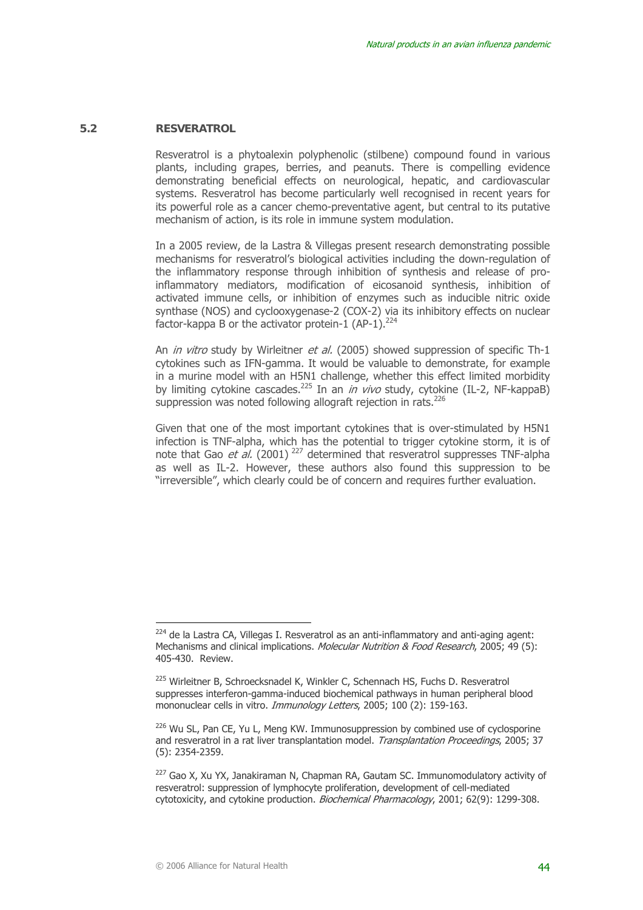## 5.2 RESVERATROL

Resveratrol is a phytoalexin polyphenolic (stilbene) compound found in various plants, including grapes, berries, and peanuts. There is compelling evidence demonstrating beneficial effects on neurological, hepatic, and cardiovascular systems. Resveratrol has become particularly well recognised in recent years for its powerful role as a cancer chemo-preventative agent, but central to its putative mechanism of action, is its role in immune system modulation.

In a 2005 review, de la Lastra & Villegas present research demonstrating possible mechanisms for resveratrol's biological activities including the down-regulation of the inflammatory response through inhibition of synthesis and release of pro-inflammatory mediators, modification of eicosanoid synthesis, inhibition of activated immune cells, or inhibition of enzymes such as inducible nitric oxide synthase (NOS) and cyclooxygenase-2 (COX-2) via its inhibitory effects on nuclear factor-kappa B or the activator protein-1 (AP-1).[224]

An *in vitro* study by Wirleitner *et al.* (2005) showed suppression of specific Th-1 cytokines such as IFN-gamma. It would be valuable to demonstrate, for example in a murine model with an H5N1 challenge, whether this effect limited morbidity by limiting cytokine cascades.[225] In an *in vivo* study, cytokine (IL-2, NF-kappaB) suppression was noted following allograft rejection in rats.[226]

Given that one of the most important cytokines that is over-stimulated by H5N1 infection is TNF-alpha, which has the potential to trigger cytokine storm, it is of note that Gao *et al.* (2001) [227] determined that resveratrol suppresses TNF-alpha as well as IL-2. However, these authors also found this suppression to be "irreversible", which clearly could be of concern and requires further evaluation.

---

[224] de la Lastra CA, Villegas I. Resveratrol as an anti-inflammatory and anti-aging agent: Mechanisms and clinical implications. *Molecular Nutrition & Food Research*, 2005; 49 (5): 405-430. Review.

[225] Wirleitner B, Schroecksnadel K, Winkler C, Schennach HS, Fuchs D. Resveratrol suppresses interferon-gamma-induced biochemical pathways in human peripheral blood mononuclear cells in vitro. *Immunology Letters*, 2005; 100 (2): 159-163.

[226] Wu SL, Pan CE, Yu L, Meng KW. Immunosuppression by combined use of cyclosporine and resveratrol in a rat liver transplantation model. *Transplantation Proceedings*, 2005; 37 (5): 2354-2359.

[227] Gao X, Xu YX, Janakiraman N, Chapman RA, Gautam SC. Immunomodulatory activity of resveratrol: suppression of lymphocyte proliferation, development of cell-mediated cytotoxicity, and cytokine production. *Biochemical Pharmacology*, 2001; 62(9): 1299-308.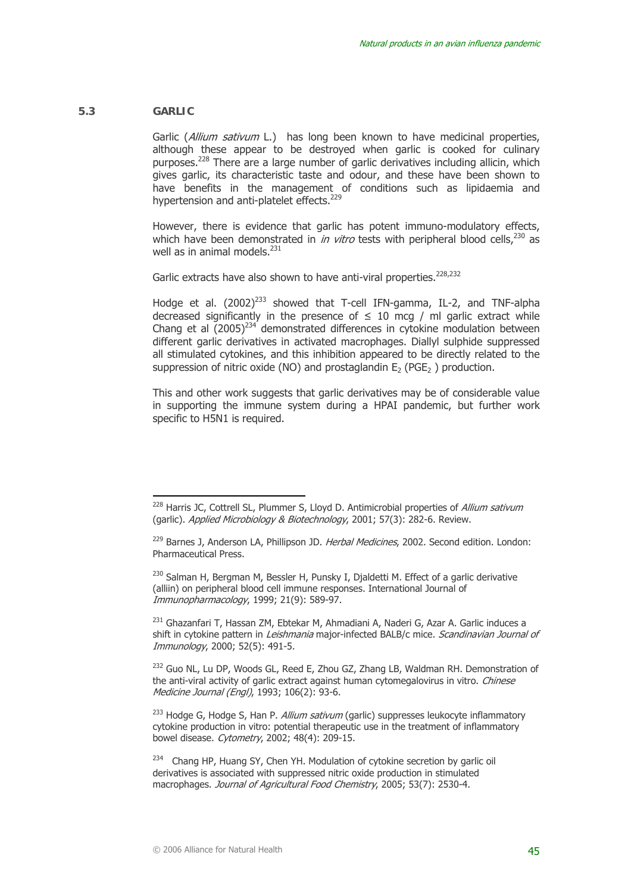## 5.3 GARLIC

Garlic (*Allium sativum* L.) has long been known to have medicinal properties, although these appear to be destroyed when garlic is cooked for culinary purposes.[228] There are a large number of garlic derivatives including allicin, which gives garlic, its characteristic taste and odour, and these have been shown to have benefits in the management of conditions such as lipidaemia and hypertension and anti-platelet effects.[229]

However, there is evidence that garlic has potent immuno-modulatory effects, which have been demonstrated in *in vitro* tests with peripheral blood cells,[230] as well as in animal models.[231]

Garlic extracts have also shown to have anti-viral properties.[228,232]

Hodge et al. (2002)[233] showed that T-cell IFN-gamma, IL-2, and TNF-alpha decreased significantly in the presence of ≤ 10 mcg / ml garlic extract while Chang et al (2005)[234] demonstrated differences in cytokine modulation between different garlic derivatives in activated macrophages. Diallyl sulphide suppressed all stimulated cytokines, and this inhibition appeared to be directly related to the suppression of nitric oxide (NO) and prostaglandin $E_2$ ($PGE_2$) production.

This and other work suggests that garlic derivatives may be of considerable value in supporting the immune system during a HPAI pandemic, but further work specific to H5N1 is required.

---

[228] Harris JC, Cottrell SL, Plummer S, Lloyd D. Antimicrobial properties of *Allium sativum* (garlic). *Applied Microbiology & Biotechnology*, 2001; 57(3): 282-6. Review.

[229] Barnes J, Anderson LA, Phillipson JD. *Herbal Medicines*, 2002. Second edition. London: Pharmaceutical Press.

[230] Salman H, Bergman M, Bessler H, Punsky I, Djaldetti M. Effect of a garlic derivative (alliin) on peripheral blood cell immune responses. International Journal of *Immunopharmacology*, 1999; 21(9): 589-97.

[231] Ghazanfari T, Hassan ZM, Ebtekar M, Ahmadiani A, Naderi G, Azar A. Garlic induces a shift in cytokine pattern in *Leishmania* major-infected BALB/c mice. *Scandinavian Journal of Immunology*, 2000; 52(5): 491-5.

[232] Guo NL, Lu DP, Woods GL, Reed E, Zhou GZ, Zhang LB, Waldman RH. Demonstration of the anti-viral activity of garlic extract against human cytomegalovirus in vitro. *Chinese Medicine Journal (Engl)*, 1993; 106(2): 93-6.

[233] Hodge G, Hodge S, Han P. *Allium sativum* (garlic) suppresses leukocyte inflammatory cytokine production in vitro: potential therapeutic use in the treatment of inflammatory bowel disease. *Cytometry*, 2002; 48(4): 209-15.

[234] Chang HP, Huang SY, Chen YH. Modulation of cytokine secretion by garlic oil derivatives is associated with suppressed nitric oxide production in stimulated macrophages. *Journal of Agricultural Food Chemistry*, 2005; 53(7): 2530-4.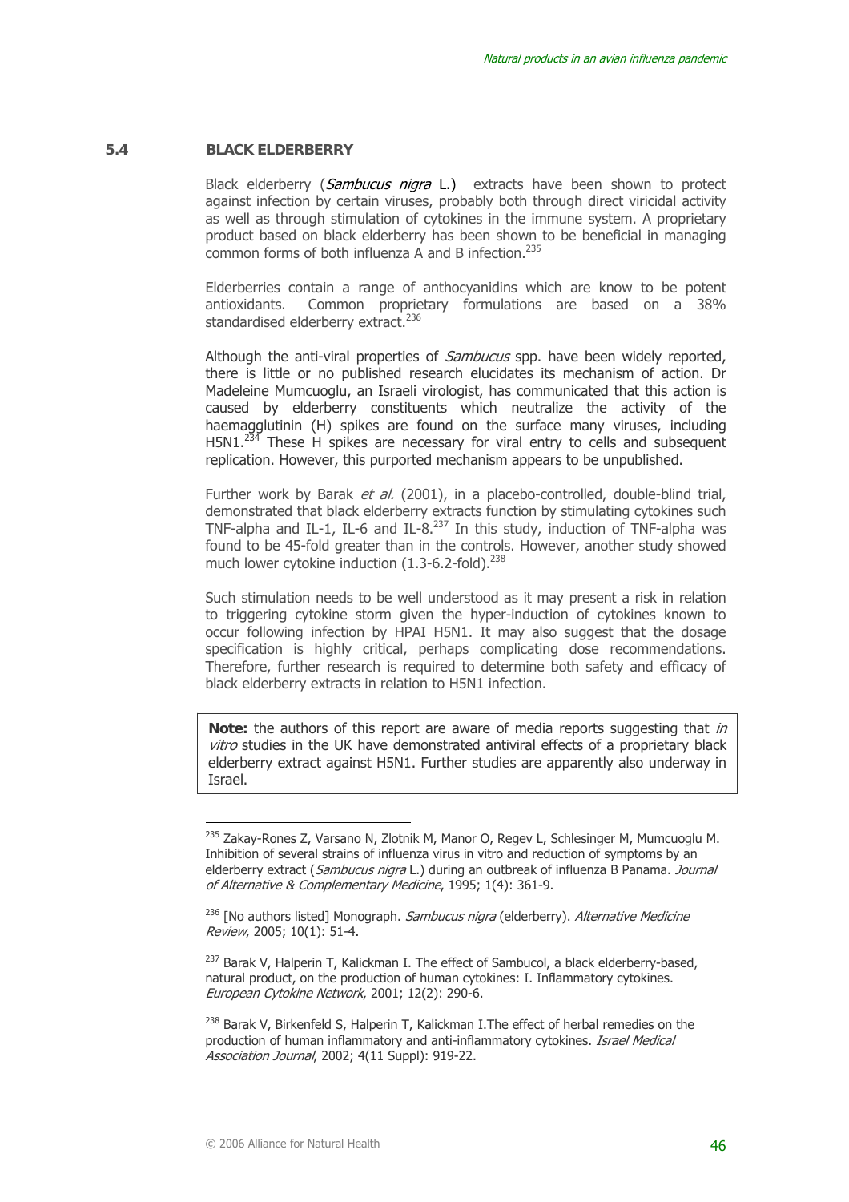## 5.4 BLACK ELDERBERRY

Black elderberry (*Sambucus nigra* L.) extracts have been shown to protect against infection by certain viruses, probably both through direct viricidal activity as well as through stimulation of cytokines in the immune system. A proprietary product based on black elderberry has been shown to be beneficial in managing common forms of both influenza A and B infection.[235]

Elderberries contain a range of anthocyanidins which are know to be potent antioxidants. Common proprietary formulations are based on a 38% standardised elderberry extract.[236]

Although the anti-viral properties of *Sambucus* spp. have been widely reported, there is little or no published research elucidates its mechanism of action. Dr Madeleine Mumcuoglu, an Israeli virologist, has communicated that this action is caused by elderberry constituents which neutralize the activity of the haemagglutinin (H) spikes are found on the surface many viruses, including H5N1.[234] These H spikes are necessary for viral entry to cells and subsequent replication. However, this purported mechanism appears to be unpublished.

Further work by Barak *et al.* (2001), in a placebo-controlled, double-blind trial, demonstrated that black elderberry extracts function by stimulating cytokines such TNF-alpha and IL-1, IL-6 and IL-8.[237] In this study, induction of TNF-alpha was found to be 45-fold greater than in the controls. However, another study showed much lower cytokine induction (1.3-6.2-fold).[238]

Such stimulation needs to be well understood as it may present a risk in relation to triggering cytokine storm given the hyper-induction of cytokines known to occur following infection by HPAI H5N1. It may also suggest that the dosage specification is highly critical, perhaps complicating dose recommendations. Therefore, further research is required to determine both safety and efficacy of black elderberry extracts in relation to H5N1 infection.

**Note:** the authors of this report are aware of media reports suggesting that *in vitro* studies in the UK have demonstrated antiviral effects of a proprietary black elderberry extract against H5N1. Further studies are apparently also underway in Israel.

---

[235] Zakay-Rones Z, Varsano N, Zlotnik M, Manor O, Regev L, Schlesinger M, Mumcuoglu M. Inhibition of several strains of influenza virus in vitro and reduction of symptoms by an elderberry extract (*Sambucus nigra* L.) during an outbreak of influenza B Panama. *Journal of Alternative & Complementary Medicine*, 1995; 1(4): 361-9.

[236] [No authors listed] Monograph. *Sambucus nigra* (elderberry). *Alternative Medicine Review*, 2005; 10(1): 51-4.

[237] Barak V, Halperin T, Kalickman I. The effect of Sambucol, a black elderberry-based, natural product, on the production of human cytokines: I. Inflammatory cytokines. *European Cytokine Network*, 2001; 12(2): 290-6.

[238] Barak V, Birkenfeld S, Halperin T, Kalickman I.The effect of herbal remedies on the production of human inflammatory and anti-inflammatory cytokines. *Israel Medical Association Journal*, 2002; 4(11 Suppl): 919-22.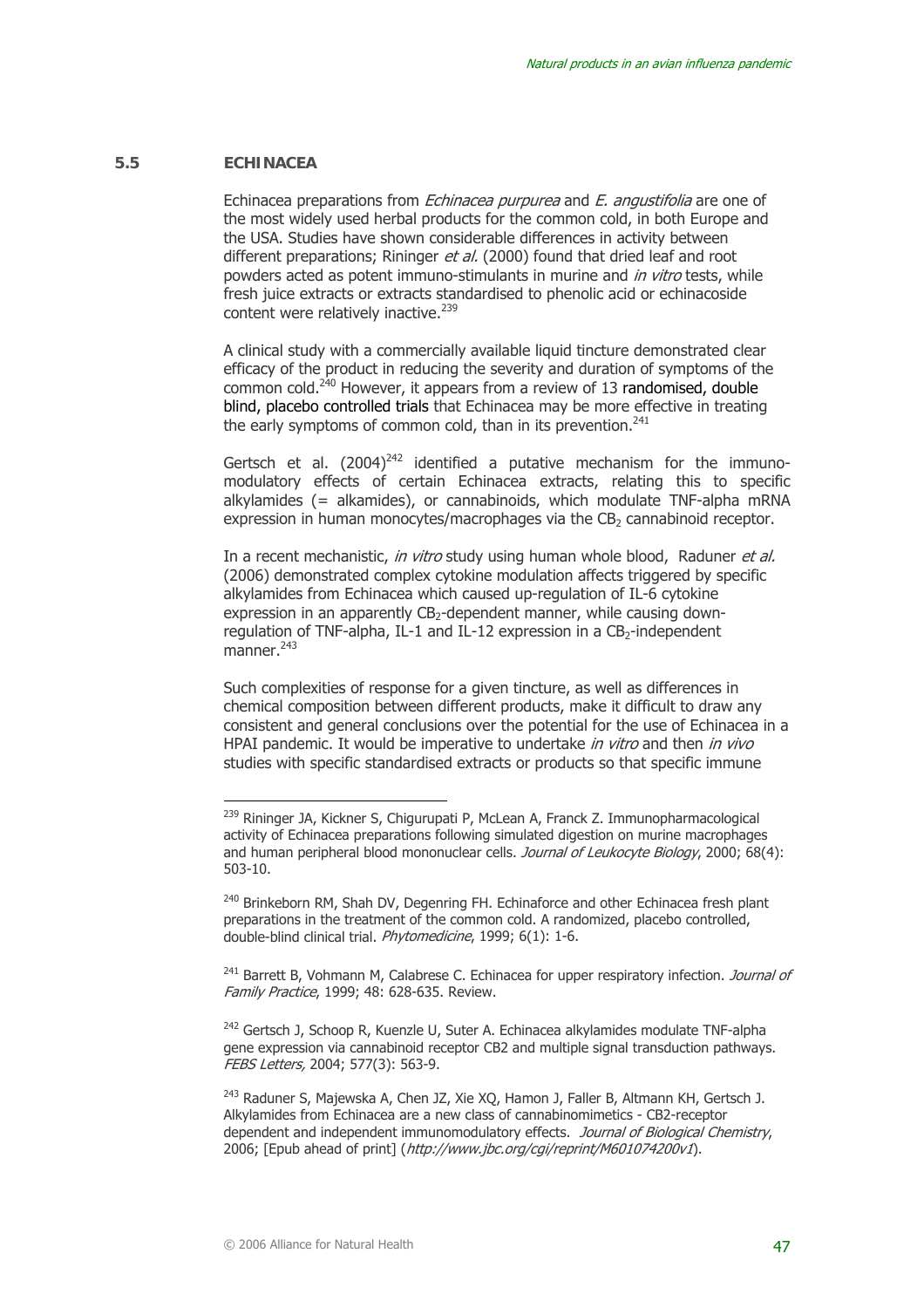## 5.5 ECHINACEA

Echinacea preparations from *Echinacea purpurea* and *E. angustifolia* are one of the most widely used herbal products for the common cold, in both Europe and the USA. Studies have shown considerable differences in activity between different preparations; Rininger *et al.* (2000) found that dried leaf and root powders acted as potent immuno-stimulants in murine and *in vitro* tests, while fresh juice extracts or extracts standardised to phenolic acid or echinacoside content were relatively inactive.[239]

A clinical study with a commercially available liquid tincture demonstrated clear efficacy of the product in reducing the severity and duration of symptoms of the common cold.[240] However, it appears from a review of 13 randomised, double blind, placebo controlled trials that Echinacea may be more effective in treating the early symptoms of common cold, than in its prevention.[241]

Gertsch et al. (2004)[242] identified a putative mechanism for the immuno-modulatory effects of certain Echinacea extracts, relating this to specific alkylamides (= alkamides), or cannabinoids, which modulate TNF-alpha mRNA expression in human monocytes/macrophages via the $CB_2$ cannabinoid receptor.

In a recent mechanistic, *in vitro* study using human whole blood, Raduner *et al.* (2006) demonstrated complex cytokine modulation affects triggered by specific alkylamides from Echinacea which caused up-regulation of IL-6 cytokine expression in an apparently $CB_2$-dependent manner, while causing down-regulation of TNF-alpha, IL-1 and IL-12 expression in a $CB_2$-independent manner.[243]

Such complexities of response for a given tincture, as well as differences in chemical composition between different products, make it difficult to draw any consistent and general conclusions over the potential for the use of Echinacea in a HPAI pandemic. It would be imperative to undertake *in vitro* and then *in vivo* studies with specific standardised extracts or products so that specific immune

---

[239] Rininger JA, Kickner S, Chigurupati P, McLean A, Franck Z. Immunopharmacological activity of Echinacea preparations following simulated digestion on murine macrophages and human peripheral blood mononuclear cells. *Journal of Leukocyte Biology*, 2000; 68(4): 503-10.

[240] Brinkeborn RM, Shah DV, Degenring FH. Echinaforce and other Echinacea fresh plant preparations in the treatment of the common cold. A randomized, placebo controlled, double-blind clinical trial. *Phytomedicine*, 1999; 6(1): 1-6.

[241] Barrett B, Vohmann M, Calabrese C. Echinacea for upper respiratory infection. *Journal of Family Practice*, 1999; 48: 628-635. Review.

[242] Gertsch J, Schoop R, Kuenzle U, Suter A. Echinacea alkylamides modulate TNF-alpha gene expression via cannabinoid receptor CB2 and multiple signal transduction pathways. *FEBS Letters,* 2004; 577(3): 563-9.

[243] Raduner S, Majewska A, Chen JZ, Xie XQ, Hamon J, Faller B, Altmann KH, Gertsch J. Alkylamides from Echinacea are a new class of cannabinomimetics - CB2-receptor dependent and independent immunomodulatory effects. *Journal of Biological Chemistry*, 2006; [Epub ahead of print] (*http://www.jbc.org/cgi/reprint/M601074200v1*).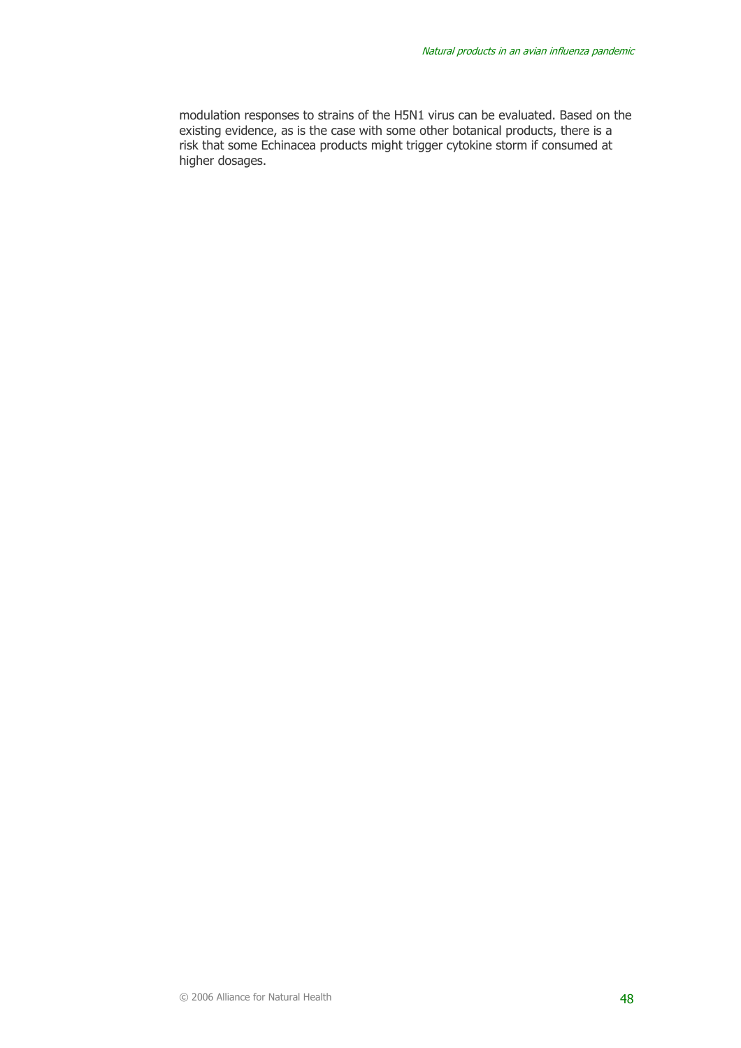modulation responses to strains of the H5N1 virus can be evaluated. Based on the existing evidence, as is the case with some other botanical products, there is a risk that some Echinacea products might trigger cytokine storm if consumed at higher dosages.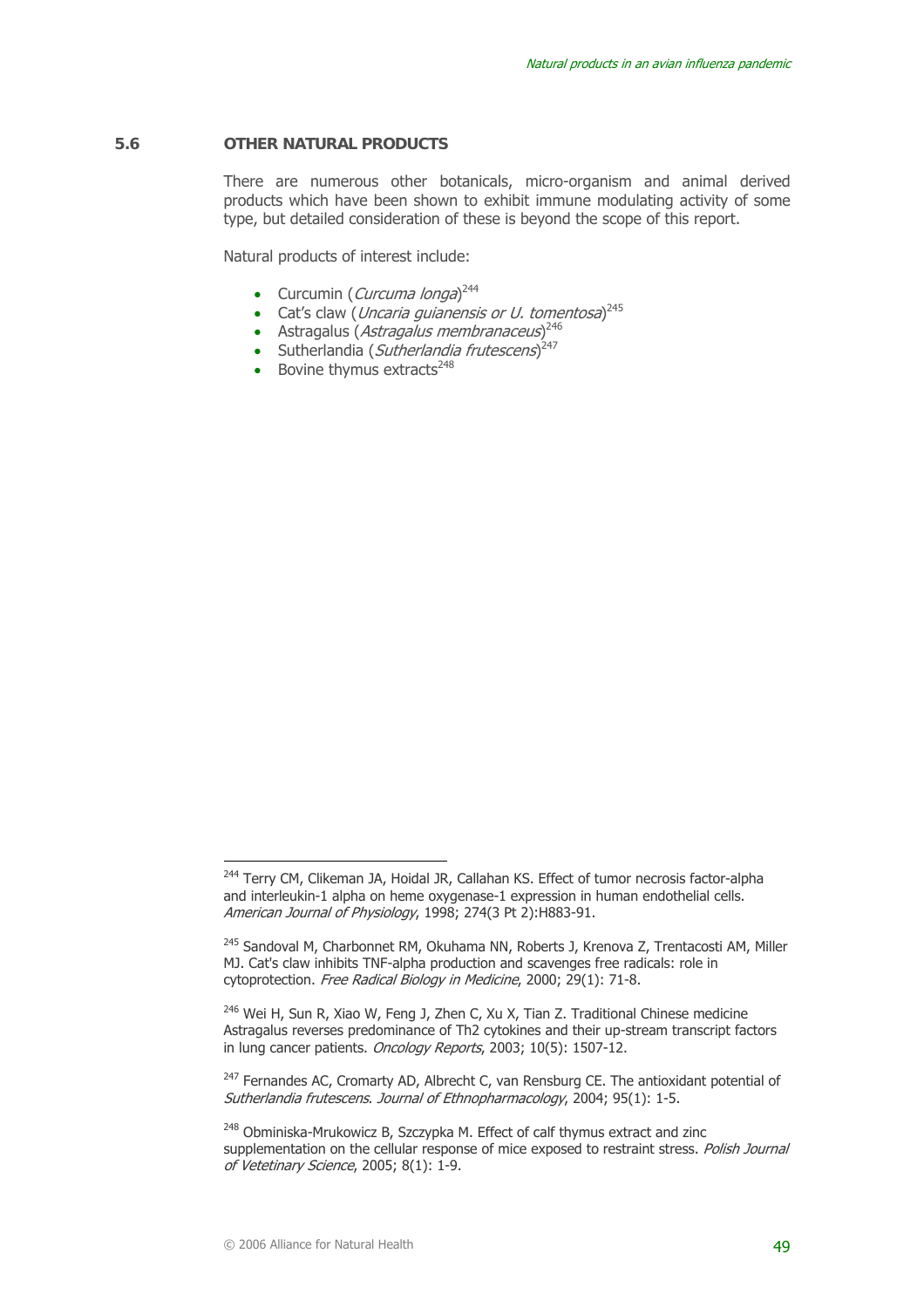## 5.6 OTHER NATURAL PRODUCTS

There are numerous other botanicals, micro-organism and animal derived products which have been shown to exhibit immune modulating activity of some type, but detailed consideration of these is beyond the scope of this report.

Natural products of interest include:

- Curcumin (*Curcuma longa*)[244]
- Cat's claw (*Uncaria guianensis or U. tomentosa*)[245]
- Astragalus (*Astragalus membranaceus*)[246]
- Sutherlandia (*Sutherlandia frutescens*)[247]
- Bovine thymus extracts[248]

---

[244] Terry CM, Clikeman JA, Hoidal JR, Callahan KS. Effect of tumor necrosis factor-alpha and interleukin-1 alpha on heme oxygenase-1 expression in human endothelial cells. *American Journal of Physiology*, 1998; 274(3 Pt 2):H883-91.

[245] Sandoval M, Charbonnet RM, Okuhama NN, Roberts J, Krenova Z, Trentacosti AM, Miller MJ. Cat's claw inhibits TNF-alpha production and scavenges free radicals: role in cytoprotection. *Free Radical Biology in Medicine*, 2000; 29(1): 71-8.

[246] Wei H, Sun R, Xiao W, Feng J, Zhen C, Xu X, Tian Z. Traditional Chinese medicine Astragalus reverses predominance of Th2 cytokines and their up-stream transcript factors in lung cancer patients. *Oncology Reports*, 2003; 10(5): 1507-12.

[247] Fernandes AC, Cromarty AD, Albrecht C, van Rensburg CE. The antioxidant potential of *Sutherlandia frutescens*. *Journal of Ethnopharmacology*, 2004; 95(1): 1-5.

[248] Obminiska-Mrukowicz B, Szczypka M. Effect of calf thymus extract and zinc supplementation on the cellular response of mice exposed to restraint stress. *Polish Journal of Vetetinary Science*, 2005; 8(1): 1-9.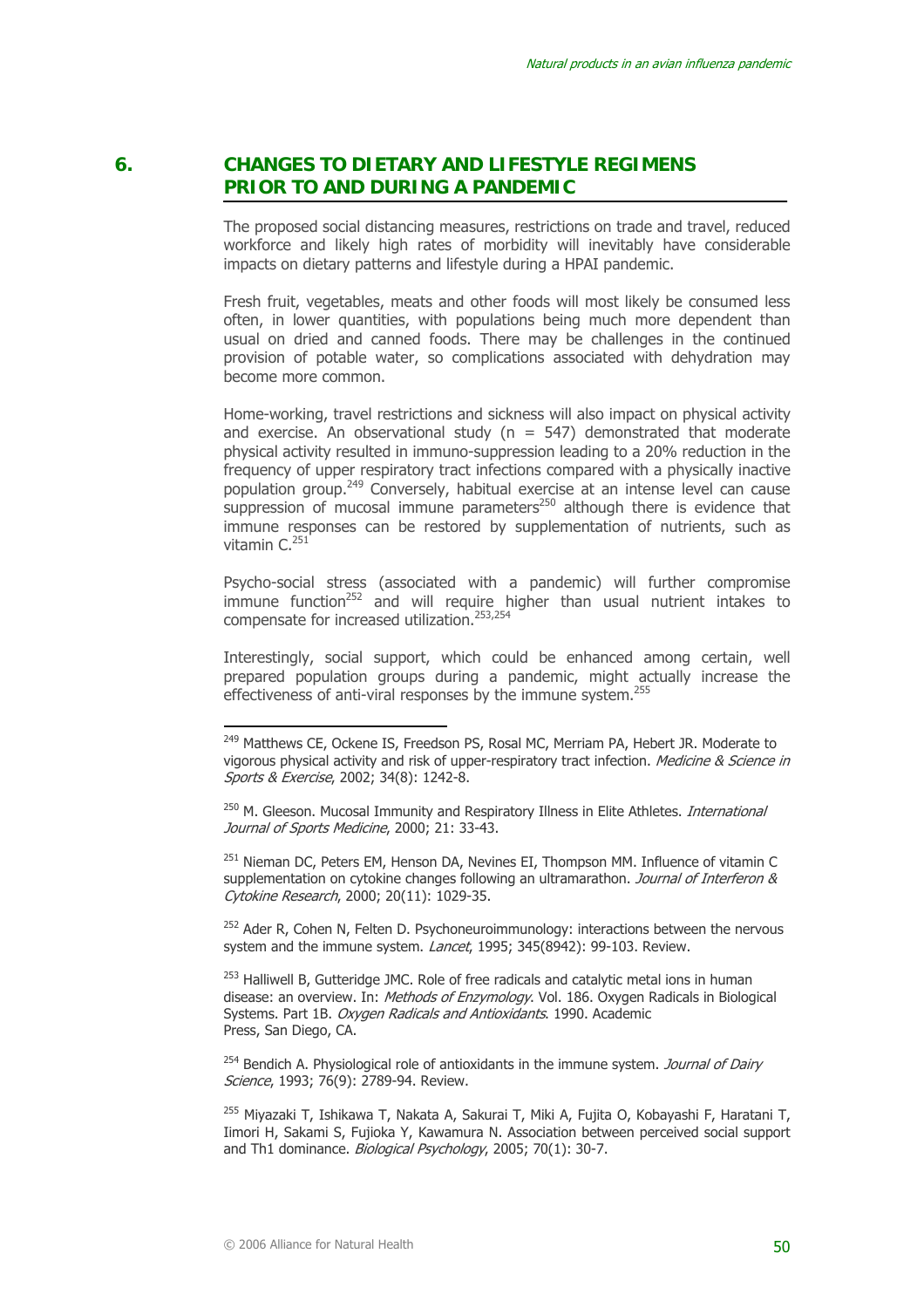# 6. CHANGES TO DIETARY AND LIFESTYLE REGIMENS PRIOR TO AND DURING A PANDEMIC

The proposed social distancing measures, restrictions on trade and travel, reduced workforce and likely high rates of morbidity will inevitably have considerable impacts on dietary patterns and lifestyle during a HPAI pandemic.

Fresh fruit, vegetables, meats and other foods will most likely be consumed less often, in lower quantities, with populations being much more dependent than usual on dried and canned foods. There may be challenges in the continued provision of potable water, so complications associated with dehydration may become more common.

Home-working, travel restrictions and sickness will also impact on physical activity and exercise. An observational study (n = 547) demonstrated that moderate physical activity resulted in immuno-suppression leading to a 20% reduction in the frequency of upper respiratory tract infections compared with a physically inactive population group.[249] Conversely, habitual exercise at an intense level can cause suppression of mucosal immune parameters[250] although there is evidence that immune responses can be restored by supplementation of nutrients, such as vitamin C.[251]

Psycho-social stress (associated with a pandemic) will further compromise immune function[252] and will require higher than usual nutrient intakes to compensate for increased utilization.[253,254]

Interestingly, social support, which could be enhanced among certain, well prepared population groups during a pandemic, might actually increase the effectiveness of anti-viral responses by the immune system.[255]

---

[249] Matthews CE, Ockene IS, Freedson PS, Rosal MC, Merriam PA, Hebert JR. Moderate to vigorous physical activity and risk of upper-respiratory tract infection. *Medicine & Science in Sports & Exercise*, 2002; 34(8): 1242-8.

[250] M. Gleeson. Mucosal Immunity and Respiratory Illness in Elite Athletes. *International Journal of Sports Medicine*, 2000; 21: 33-43.

[251] Nieman DC, Peters EM, Henson DA, Nevines EI, Thompson MM. Influence of vitamin C supplementation on cytokine changes following an ultramarathon. *Journal of Interferon & Cytokine Research*, 2000; 20(11): 1029-35.

[252] Ader R, Cohen N, Felten D. Psychoneuroimmunology: interactions between the nervous system and the immune system. *Lancet*, 1995; 345(8942): 99-103. Review.

[253] Halliwell B, Gutteridge JMC. Role of free radicals and catalytic metal ions in human disease: an overview. In: *Methods of Enzymology*. Vol. 186. Oxygen Radicals in Biological Systems. Part 1B. *Oxygen Radicals and Antioxidants*. 1990. Academic Press, San Diego, CA.

[254] Bendich A. Physiological role of antioxidants in the immune system. *Journal of Dairy Science*, 1993; 76(9): 2789-94. Review.

[255] Miyazaki T, Ishikawa T, Nakata A, Sakurai T, Miki A, Fujita O, Kobayashi F, Haratani T, Iimori H, Sakami S, Fujioka Y, Kawamura N. Association between perceived social support and Th1 dominance. *Biological Psychology*, 2005; 70(1): 30-7.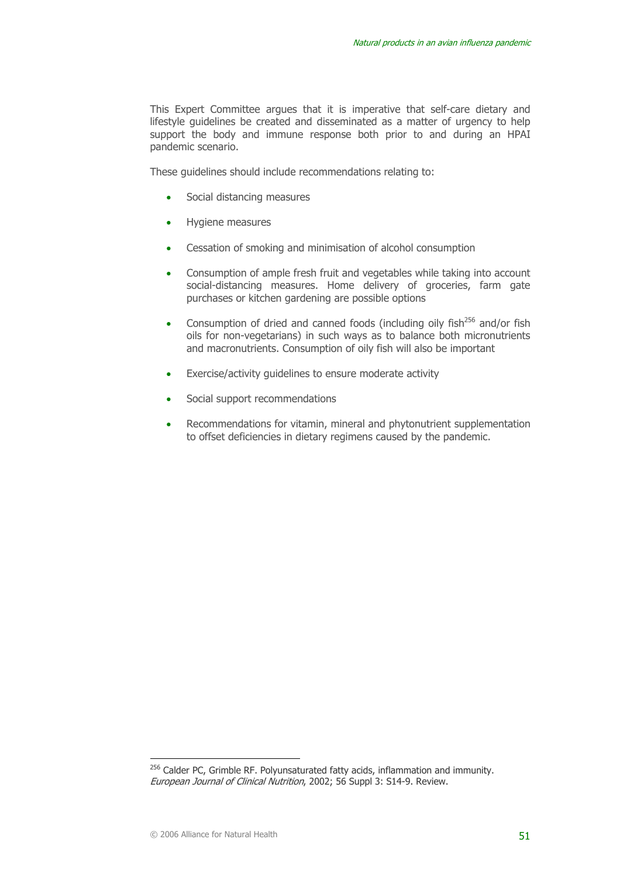This Expert Committee argues that it is imperative that self-care dietary and lifestyle guidelines be created and disseminated as a matter of urgency to help support the body and immune response both prior to and during an HPAI pandemic scenario.

These guidelines should include recommendations relating to:

- Social distancing measures
- Hygiene measures
- Cessation of smoking and minimisation of alcohol consumption
- Consumption of ample fresh fruit and vegetables while taking into account social-distancing measures. Home delivery of groceries, farm gate purchases or kitchen gardening are possible options
- Consumption of dried and canned foods (including oily fish[256] and/or fish oils for non-vegetarians) in such ways as to balance both micronutrients and macronutrients. Consumption of oily fish will also be important
- Exercise/activity guidelines to ensure moderate activity
- Social support recommendations
- Recommendations for vitamin, mineral and phytonutrient supplementation to offset deficiencies in dietary regimens caused by the pandemic.

---

[256] Calder PC, Grimble RF. Polyunsaturated fatty acids, inflammation and immunity. *European Journal of Clinical Nutrition*, 2002; 56 Suppl 3: S14-9. Review.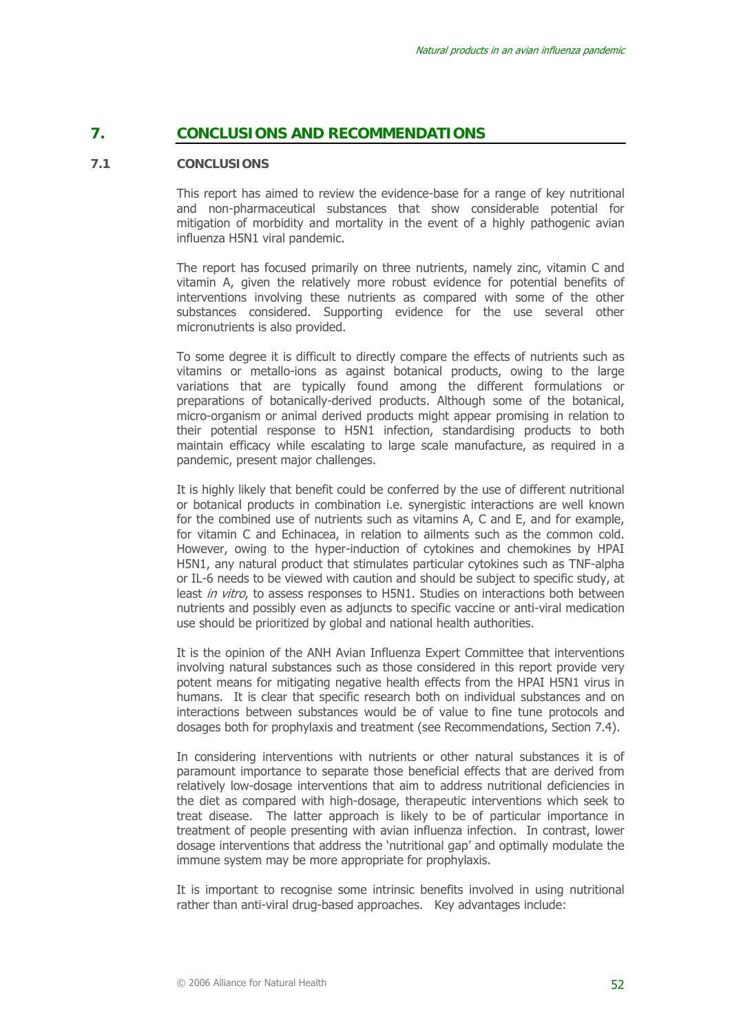# 7. CONCLUSIONS AND RECOMMENDATIONS

## 7.1 CONCLUSIONS

This report has aimed to review the evidence-base for a range of key nutritional and non-pharmaceutical substances that show considerable potential for mitigation of morbidity and mortality in the event of a highly pathogenic avian influenza H5N1 viral pandemic.

The report has focused primarily on three nutrients, namely zinc, vitamin C and vitamin A, given the relatively more robust evidence for potential benefits of interventions involving these nutrients as compared with some of the other substances considered. Supporting evidence for the use several other micronutrients is also provided.

To some degree it is difficult to directly compare the effects of nutrients such as vitamins or metallo-ions as against botanical products, owing to the large variations that are typically found among the different formulations or preparations of botanically-derived products. Although some of the botanical, micro-organism or animal derived products might appear promising in relation to their potential response to H5N1 infection, standardising products to both maintain efficacy while escalating to large scale manufacture, as required in a pandemic, present major challenges.

It is highly likely that benefit could be conferred by the use of different nutritional or botanical products in combination i.e. synergistic interactions are well known for the combined use of nutrients such as vitamins A, C and E, and for example, for vitamin C and Echinacea, in relation to ailments such as the common cold. However, owing to the hyper-induction of cytokines and chemokines by HPAI H5N1, any natural product that stimulates particular cytokines such as TNF-alpha or IL-6 needs to be viewed with caution and should be subject to specific study, at least *in vitro*, to assess responses to H5N1. Studies on interactions both between nutrients and possibly even as adjuncts to specific vaccine or anti-viral medication use should be prioritized by global and national health authorities.

It is the opinion of the ANH Avian Influenza Expert Committee that interventions involving natural substances such as those considered in this report provide very potent means for mitigating negative health effects from the HPAI H5N1 virus in humans. It is clear that specific research both on individual substances and on interactions between substances would be of value to fine tune protocols and dosages both for prophylaxis and treatment (see Recommendations, Section 7.4).

In considering interventions with nutrients or other natural substances it is of paramount importance to separate those beneficial effects that are derived from relatively low-dosage interventions that aim to address nutritional deficiencies in the diet as compared with high-dosage, therapeutic interventions which seek to treat disease. The latter approach is likely to be of particular importance in treatment of people presenting with avian influenza infection. In contrast, lower dosage interventions that address the 'nutritional gap' and optimally modulate the immune system may be more appropriate for prophylaxis.

It is important to recognise some intrinsic benefits involved in using nutritional rather than anti-viral drug-based approaches. Key advantages include: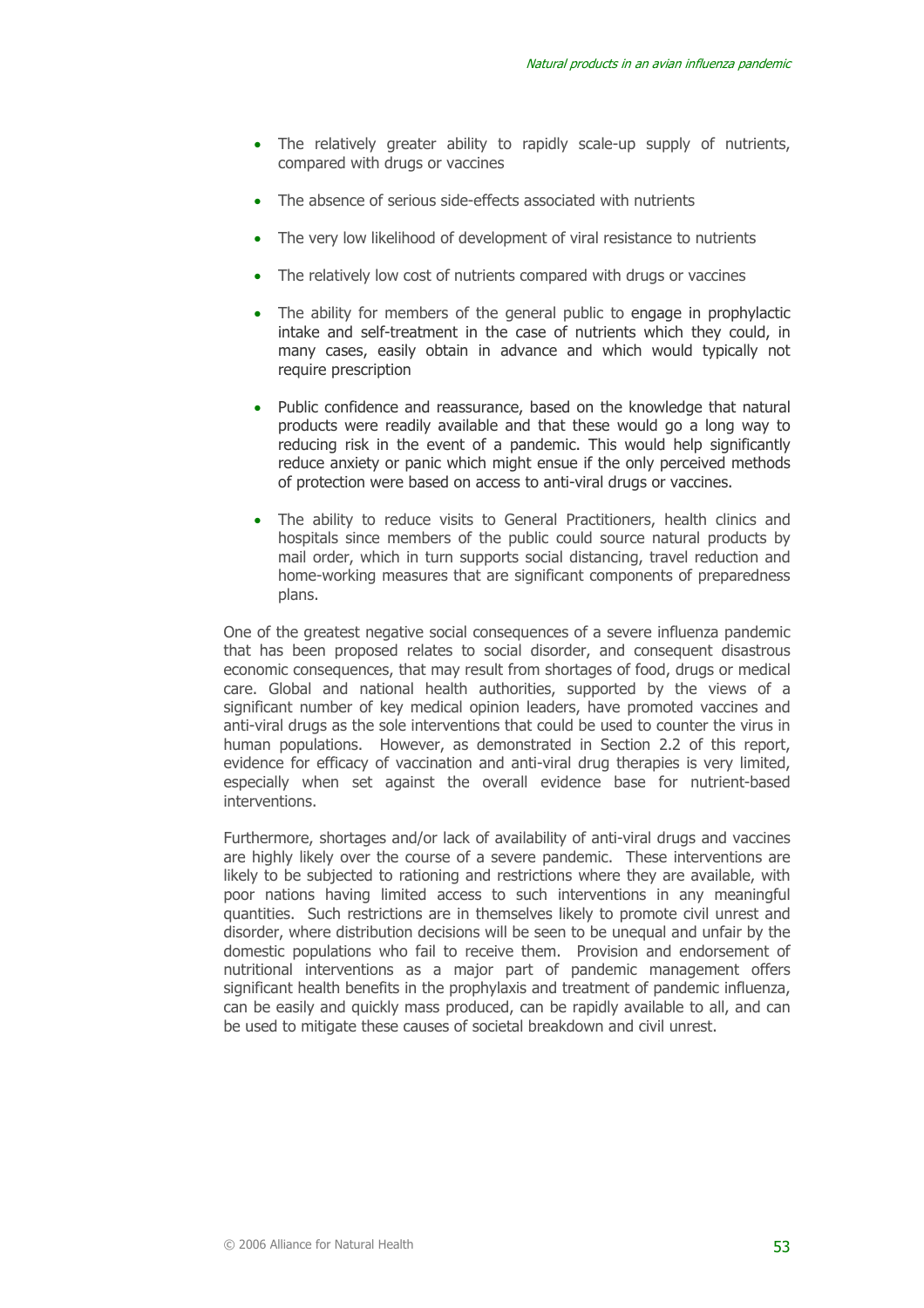- The relatively greater ability to rapidly scale-up supply of nutrients, compared with drugs or vaccines
- The absence of serious side-effects associated with nutrients
- The very low likelihood of development of viral resistance to nutrients
- The relatively low cost of nutrients compared with drugs or vaccines
- The ability for members of the general public to engage in prophylactic intake and self-treatment in the case of nutrients which they could, in many cases, easily obtain in advance and which would typically not require prescription
- Public confidence and reassurance, based on the knowledge that natural products were readily available and that these would go a long way to reducing risk in the event of a pandemic. This would help significantly reduce anxiety or panic which might ensue if the only perceived methods of protection were based on access to anti-viral drugs or vaccines.
- The ability to reduce visits to General Practitioners, health clinics and hospitals since members of the public could source natural products by mail order, which in turn supports social distancing, travel reduction and home-working measures that are significant components of preparedness plans.

One of the greatest negative social consequences of a severe influenza pandemic that has been proposed relates to social disorder, and consequent disastrous economic consequences, that may result from shortages of food, drugs or medical care. Global and national health authorities, supported by the views of a significant number of key medical opinion leaders, have promoted vaccines and anti-viral drugs as the sole interventions that could be used to counter the virus in human populations. However, as demonstrated in Section 2.2 of this report, evidence for efficacy of vaccination and anti-viral drug therapies is very limited, especially when set against the overall evidence base for nutrient-based interventions.

Furthermore, shortages and/or lack of availability of anti-viral drugs and vaccines are highly likely over the course of a severe pandemic. These interventions are likely to be subjected to rationing and restrictions where they are available, with poor nations having limited access to such interventions in any meaningful quantities. Such restrictions are in themselves likely to promote civil unrest and disorder, where distribution decisions will be seen to be unequal and unfair by the domestic populations who fail to receive them. Provision and endorsement of nutritional interventions as a major part of pandemic management offers significant health benefits in the prophylaxis and treatment of pandemic influenza, can be easily and quickly mass produced, can be rapidly available to all, and can be used to mitigate these causes of societal breakdown and civil unrest.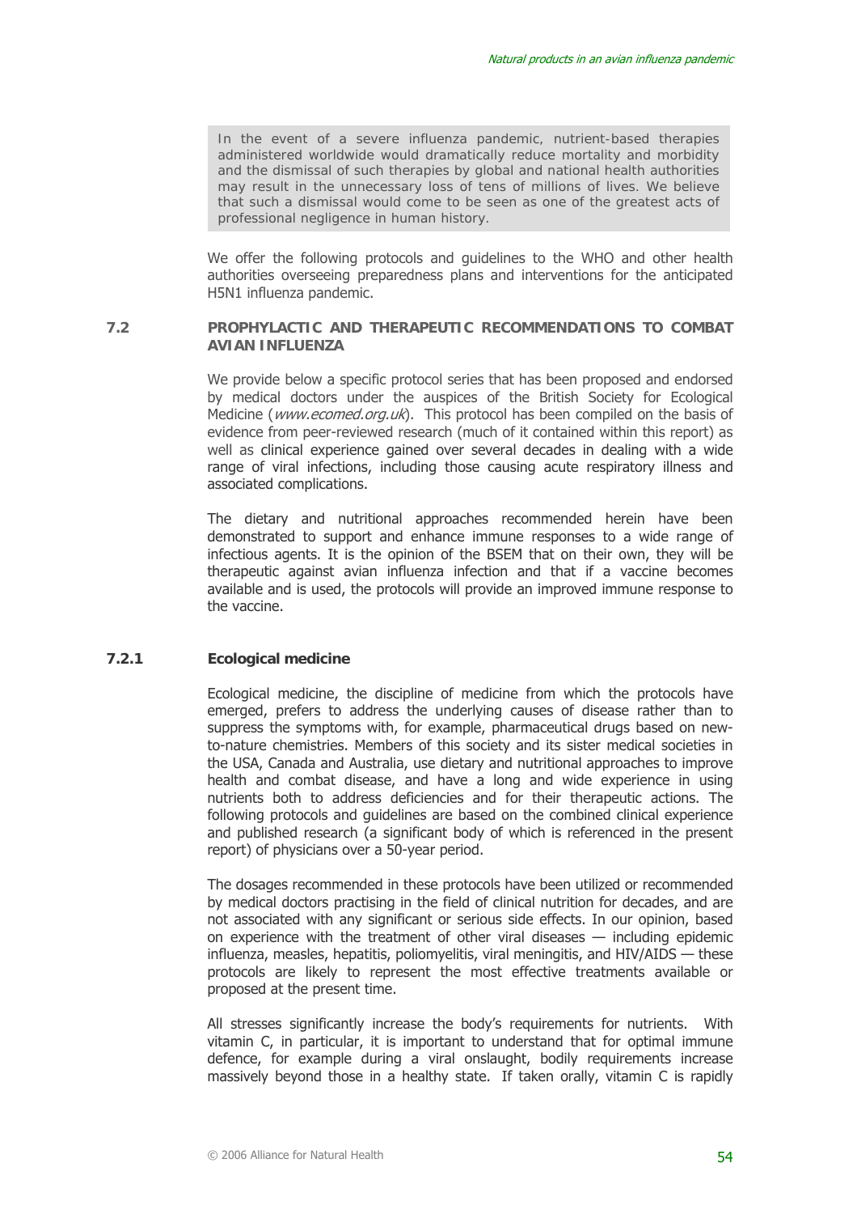> In the event of a severe influenza pandemic, nutrient-based therapies administered worldwide would dramatically reduce mortality and morbidity and the dismissal of such therapies by global and national health authorities may result in the unnecessary loss of tens of millions of lives. We believe that such a dismissal would come to be seen as one of the greatest acts of professional negligence in human history.

We offer the following protocols and guidelines to the WHO and other health authorities overseeing preparedness plans and interventions for the anticipated H5N1 influenza pandemic.

## 7.2 PROPHYLACTIC AND THERAPEUTIC RECOMMENDATIONS TO COMBAT AVIAN INFLUENZA

We provide below a specific protocol series that has been proposed and endorsed by medical doctors under the auspices of the British Society for Ecological Medicine (*www.ecomed.org.uk*). This protocol has been compiled on the basis of evidence from peer-reviewed research (much of it contained within this report) as well as clinical experience gained over several decades in dealing with a wide range of viral infections, including those causing acute respiratory illness and associated complications.

The dietary and nutritional approaches recommended herein have been demonstrated to support and enhance immune responses to a wide range of infectious agents. It is the opinion of the BSEM that on their own, they will be therapeutic against avian influenza infection and that if a vaccine becomes available and is used, the protocols will provide an improved immune response to the vaccine.

### 7.2.1 Ecological medicine

Ecological medicine, the discipline of medicine from which the protocols have emerged, prefers to address the underlying causes of disease rather than to suppress the symptoms with, for example, pharmaceutical drugs based on new-to-nature chemistries. Members of this society and its sister medical societies in the USA, Canada and Australia, use dietary and nutritional approaches to improve health and combat disease, and have a long and wide experience in using nutrients both to address deficiencies and for their therapeutic actions. The following protocols and guidelines are based on the combined clinical experience and published research (a significant body of which is referenced in the present report) of physicians over a 50-year period.

The dosages recommended in these protocols have been utilized or recommended by medical doctors practising in the field of clinical nutrition for decades, and are not associated with any significant or serious side effects. In our opinion, based on experience with the treatment of other viral diseases — including epidemic influenza, measles, hepatitis, poliomyelitis, viral meningitis, and HIV/AIDS — these protocols are likely to represent the most effective treatments available or proposed at the present time.

All stresses significantly increase the body's requirements for nutrients. With vitamin C, in particular, it is important to understand that for optimal immune defence, for example during a viral onslaught, bodily requirements increase massively beyond those in a healthy state. If taken orally, vitamin C is rapidly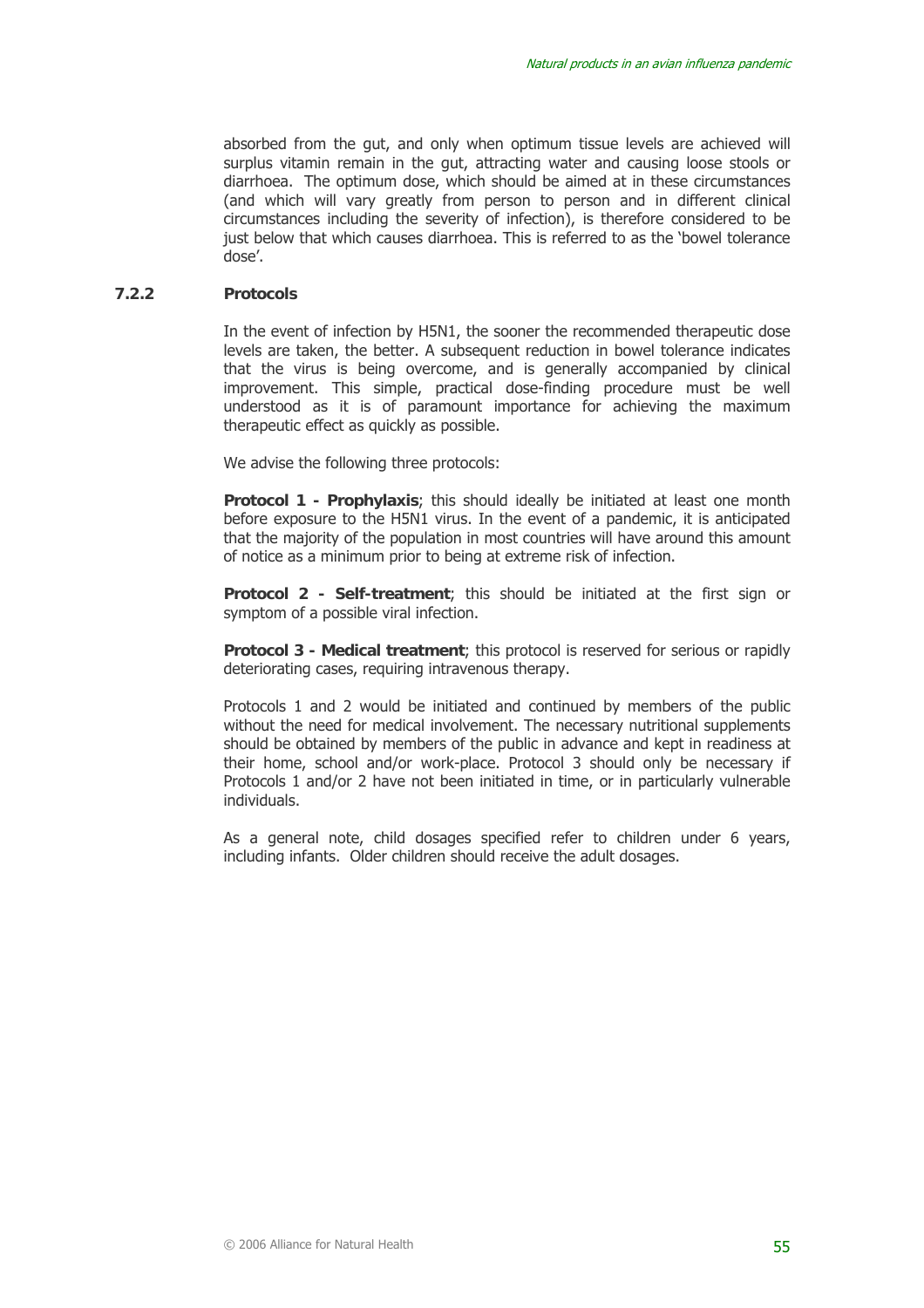absorbed from the gut, and only when optimum tissue levels are achieved will surplus vitamin remain in the gut, attracting water and causing loose stools or diarrhoea. The optimum dose, which should be aimed at in these circumstances (and which will vary greatly from person to person and in different clinical circumstances including the severity of infection), is therefore considered to be just below that which causes diarrhoea. This is referred to as the 'bowel tolerance dose'.

### 7.2.2 Protocols

In the event of infection by H5N1, the sooner the recommended therapeutic dose levels are taken, the better. A subsequent reduction in bowel tolerance indicates that the virus is being overcome, and is generally accompanied by clinical improvement. This simple, practical dose-finding procedure must be well understood as it is of paramount importance for achieving the maximum therapeutic effect as quickly as possible.

We advise the following three protocols:

**Protocol 1 - Prophylaxis**; this should ideally be initiated at least one month before exposure to the H5N1 virus. In the event of a pandemic, it is anticipated that the majority of the population in most countries will have around this amount of notice as a minimum prior to being at extreme risk of infection.

**Protocol 2 - Self-treatment**; this should be initiated at the first sign or symptom of a possible viral infection.

**Protocol 3 - Medical treatment**; this protocol is reserved for serious or rapidly deteriorating cases, requiring intravenous therapy.

Protocols 1 and 2 would be initiated and continued by members of the public without the need for medical involvement. The necessary nutritional supplements should be obtained by members of the public in advance and kept in readiness at their home, school and/or work-place. Protocol 3 should only be necessary if Protocols 1 and/or 2 have not been initiated in time, or in particularly vulnerable individuals.

As a general note, child dosages specified refer to children under 6 years, including infants. Older children should receive the adult dosages.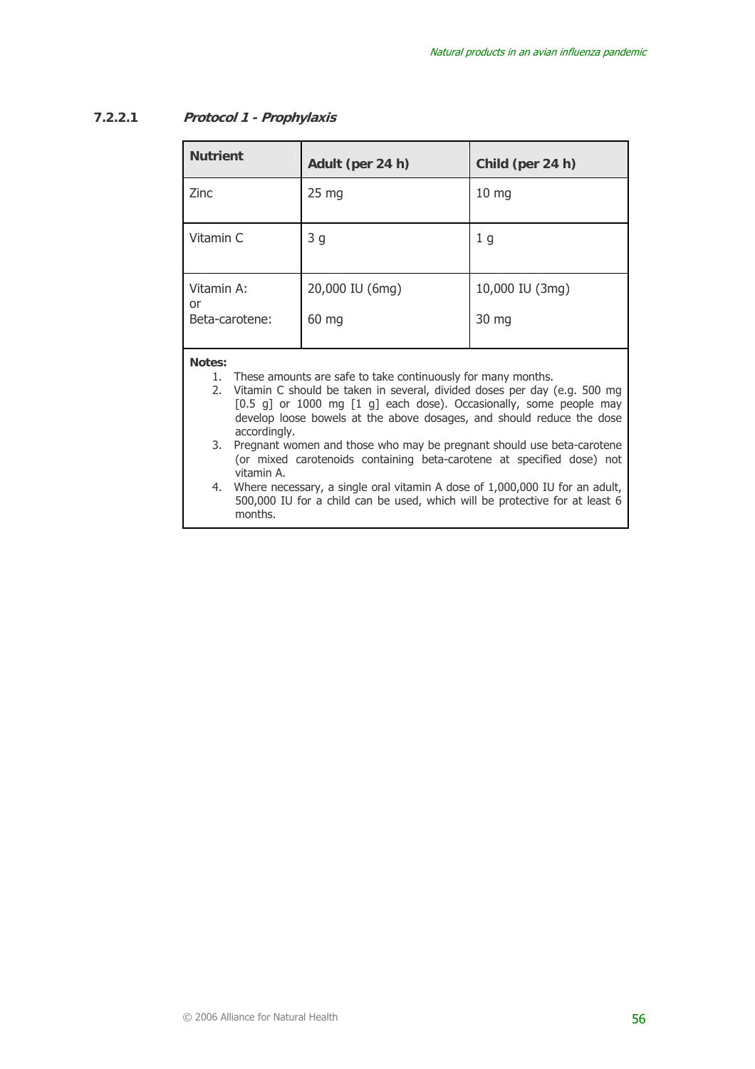#### 7.2.2.1 *Protocol 1 - Prophylaxis*

| Nutrient | Adult (per 24 h) | Child (per 24 h) |
|---|---|---|
| Zinc | 25 mg | 10 mg |
| Vitamin C | 3 g | 1 g |
| Vitamin A: or Beta-carotene: | 20,000 IU (6mg) 60 mg | 10,000 IU (3mg) 30 mg |

**Notes:**

1. These amounts are safe to take continuously for many months.
2. Vitamin C should be taken in several, divided doses per day (e.g. 500 mg [0.5 g] or 1000 mg [1 g] each dose). Occasionally, some people may develop loose bowels at the above dosages, and should reduce the dose accordingly.
3. Pregnant women and those who may be pregnant should use beta-carotene (or mixed carotenoids containing beta-carotene at specified dose) not vitamin A.
4. Where necessary, a single oral vitamin A dose of 1,000,000 IU for an adult, 500,000 IU for a child can be used, which will be protective for at least 6 months.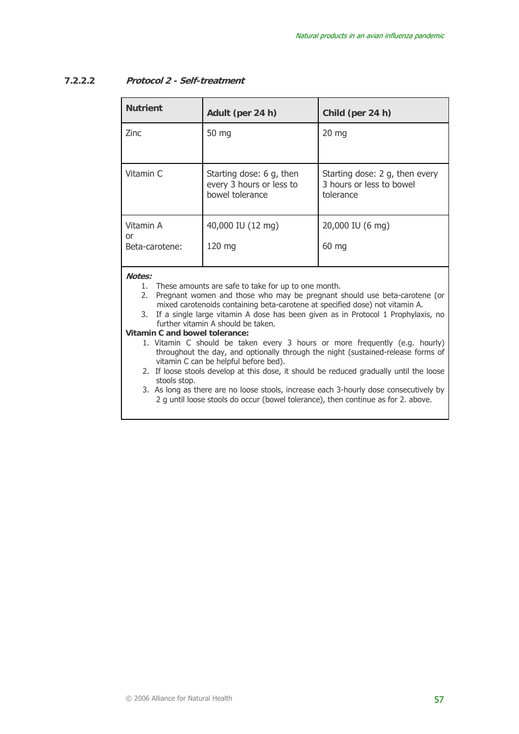#### 7.2.2.2 *Protocol 2 - Self-treatment*

| Nutrient | Adult (per 24 h) | Child (per 24 h) |
|---|---|---|
| Zinc | 50 mg | 20 mg |
| Vitamin C | Starting dose: 6 g, then every 3 hours or less to bowel tolerance | Starting dose: 2 g, then every 3 hours or less to bowel tolerance |
| Vitamin A<br>or<br>Beta-carotene: | 40,000 IU (12 mg)<br><br>120 mg | 20,000 IU (6 mg)<br><br>60 mg |

***Notes:***

1. These amounts are safe to take for up to one month.
2. Pregnant women and those who may be pregnant should use beta-carotene (or mixed carotenoids containing beta-carotene at specified dose) not vitamin A.
3. If a single large vitamin A dose has been given as in Protocol 1 Prophylaxis, no further vitamin A should be taken.

**Vitamin C and bowel tolerance:**

1. Vitamin C should be taken every 3 hours or more frequently (e.g. hourly) throughout the day, and optionally through the night (sustained-release forms of vitamin C can be helpful before bed).
2. If loose stools develop at this dose, it should be reduced gradually until the loose stools stop.
3. As long as there are no loose stools, increase each 3-hourly dose consecutively by 2 g until loose stools do occur (bowel tolerance), then continue as for 2. above.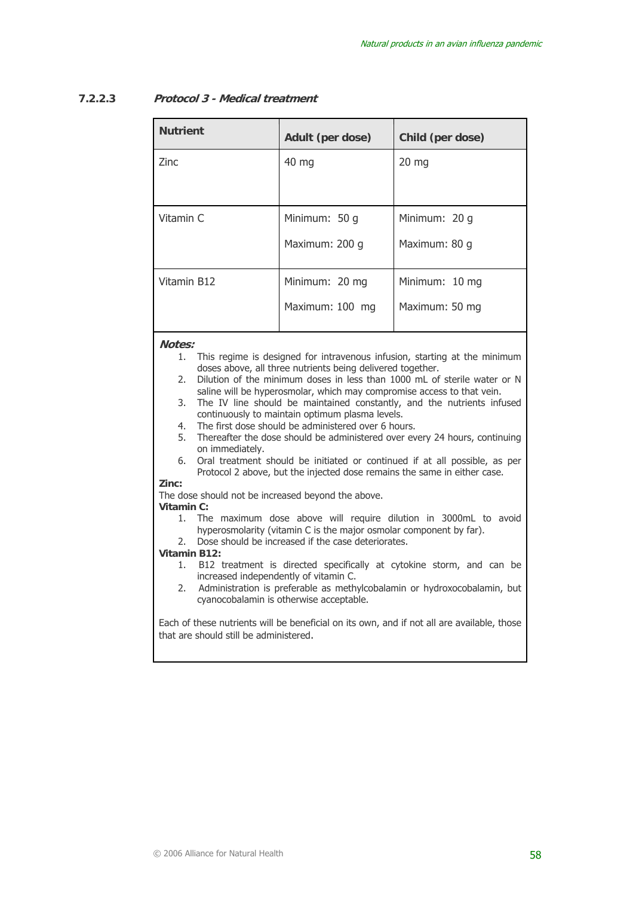### 7.2.2.3 *Protocol 3 - Medical treatment*

| Nutrient | Adult (per dose) | Child (per dose) |
|---|---|---|
| Zinc | 40 mg | 20 mg |
| Vitamin C | Minimum: 50 g<br>Maximum: 200 g | Minimum: 20 g<br>Maximum: 80 g |
| Vitamin B12 | Minimum: 20 mg<br>Maximum: 100 mg | Minimum: 10 mg<br>Maximum: 50 mg |

***Notes:***

1. This regime is designed for intravenous infusion, starting at the minimum doses above, all three nutrients being delivered together.
2. Dilution of the minimum doses in less than 1000 mL of sterile water or N saline will be hyperosmolar, which may compromise access to that vein.
3. The IV line should be maintained constantly, and the nutrients infused continuously to maintain optimum plasma levels.
4. The first dose should be administered over 6 hours.
5. Thereafter the dose should be administered over every 24 hours, continuing on immediately.
6. Oral treatment should be initiated or continued if at all possible, as per Protocol 2 above, but the injected dose remains the same in either case.

**Zinc:**

The dose should not be increased beyond the above.

**Vitamin C:**

1. The maximum dose above will require dilution in 3000mL to avoid hyperosmolarity (vitamin C is the major osmolar component by far).
2. Dose should be increased if the case deteriorates.

**Vitamin B12:**

1. B12 treatment is directed specifically at cytokine storm, and can be increased independently of vitamin C.
2. Administration is preferable as methylcobalamin or hydroxocobalamin, but cyanocobalamin is otherwise acceptable.

Each of these nutrients will be beneficial on its own, and if not all are available, those that are should still be administered.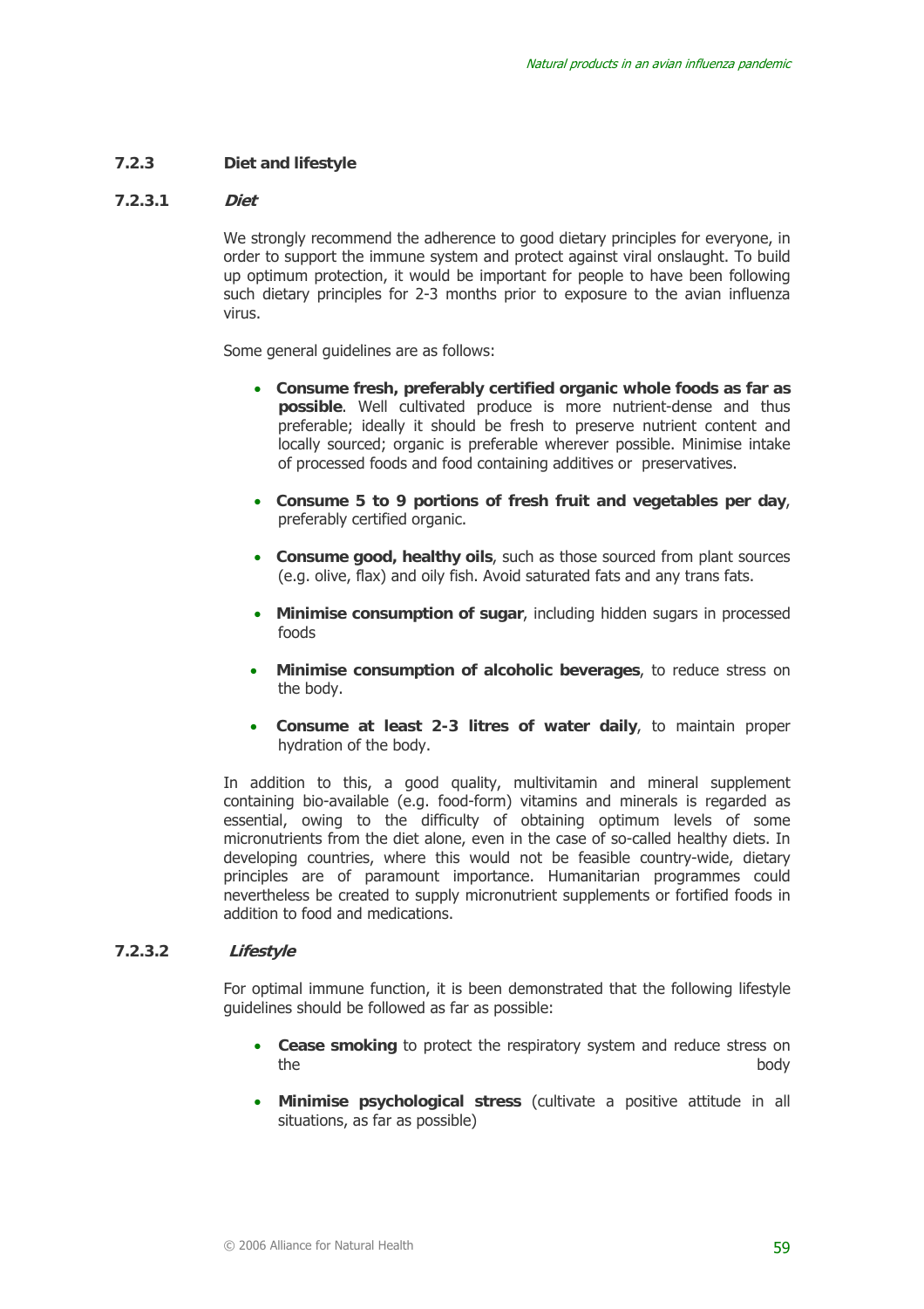### 7.2.3 Diet and lifestyle

#### 7.2.3.1 *Diet*

We strongly recommend the adherence to good dietary principles for everyone, in order to support the immune system and protect against viral onslaught. To build up optimum protection, it would be important for people to have been following such dietary principles for 2-3 months prior to exposure to the avian influenza virus.

Some general guidelines are as follows:

- **Consume fresh, preferably certified organic whole foods as far as possible**. Well cultivated produce is more nutrient-dense and thus preferable; ideally it should be fresh to preserve nutrient content and locally sourced; organic is preferable wherever possible. Minimise intake of processed foods and food containing additives or preservatives.
- **Consume 5 to 9 portions of fresh fruit and vegetables per day**, preferably certified organic.
- **Consume good, healthy oils**, such as those sourced from plant sources (e.g. olive, flax) and oily fish. Avoid saturated fats and any trans fats.
- **Minimise consumption of sugar**, including hidden sugars in processed foods
- **Minimise consumption of alcoholic beverages**, to reduce stress on the body.
- **Consume at least 2-3 litres of water daily**, to maintain proper hydration of the body.

In addition to this, a good quality, multivitamin and mineral supplement containing bio-available (e.g. food-form) vitamins and minerals is regarded as essential, owing to the difficulty of obtaining optimum levels of some micronutrients from the diet alone, even in the case of so-called healthy diets. In developing countries, where this would not be feasible country-wide, dietary principles are of paramount importance. Humanitarian programmes could nevertheless be created to supply micronutrient supplements or fortified foods in addition to food and medications.

#### 7.2.3.2 *Lifestyle*

For optimal immune function, it is been demonstrated that the following lifestyle guidelines should be followed as far as possible:

- **Cease smoking** to protect the respiratory system and reduce stress on the body
- **Minimise psychological stress** (cultivate a positive attitude in all situations, as far as possible)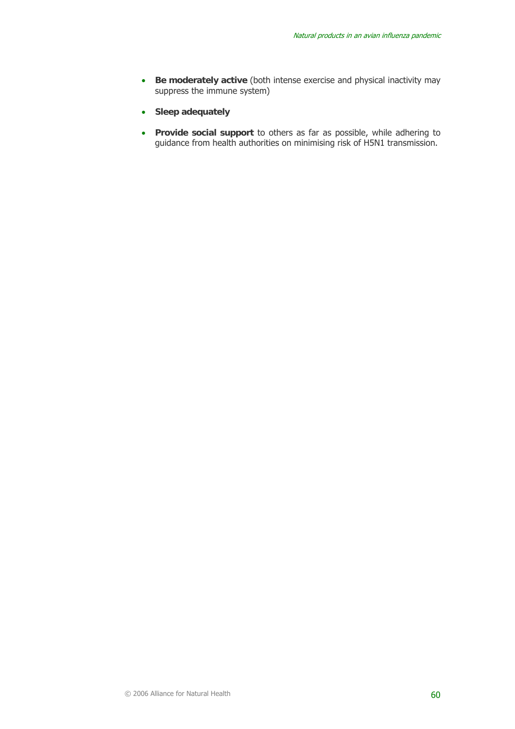- **Be moderately active** (both intense exercise and physical inactivity may suppress the immune system)
- **Sleep adequately**
- **Provide social support** to others as far as possible, while adhering to guidance from health authorities on minimising risk of H5N1 transmission.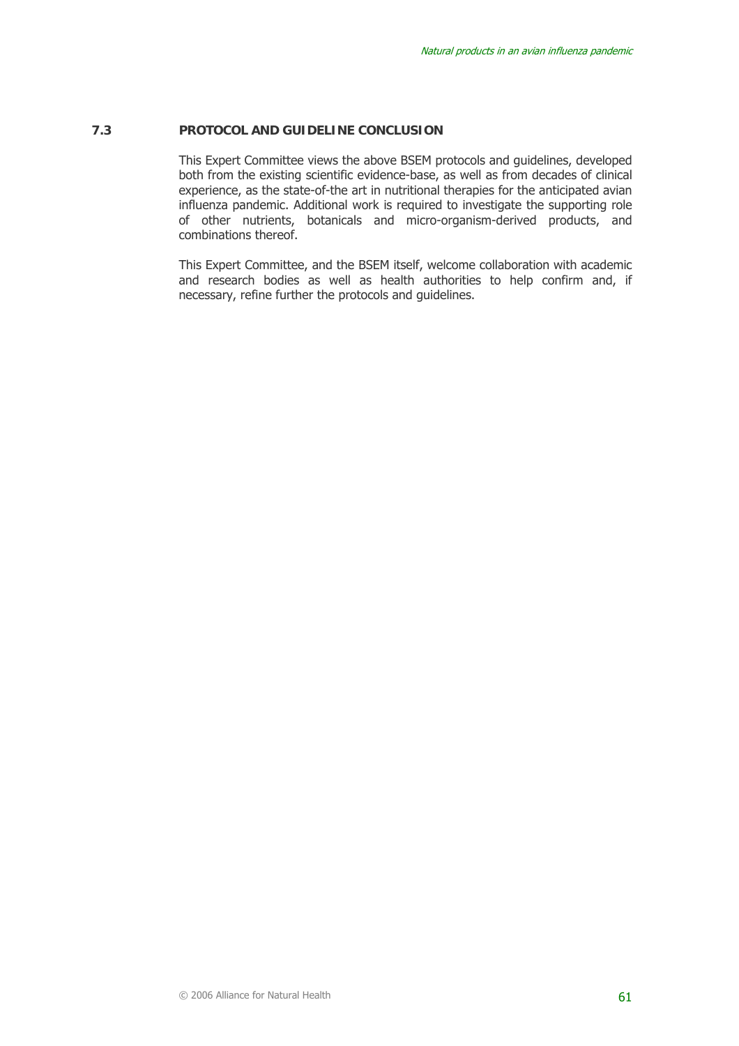### 7.3 PROTOCOL AND GUIDELINE CONCLUSION

This Expert Committee views the above BSEM protocols and guidelines, developed both from the existing scientific evidence-base, as well as from decades of clinical experience, as the state-of-the art in nutritional therapies for the anticipated avian influenza pandemic. Additional work is required to investigate the supporting role of other nutrients, botanicals and micro-organism-derived products, and combinations thereof.

This Expert Committee, and the BSEM itself, welcome collaboration with academic and research bodies as well as health authorities to help confirm and, if necessary, refine further the protocols and guidelines.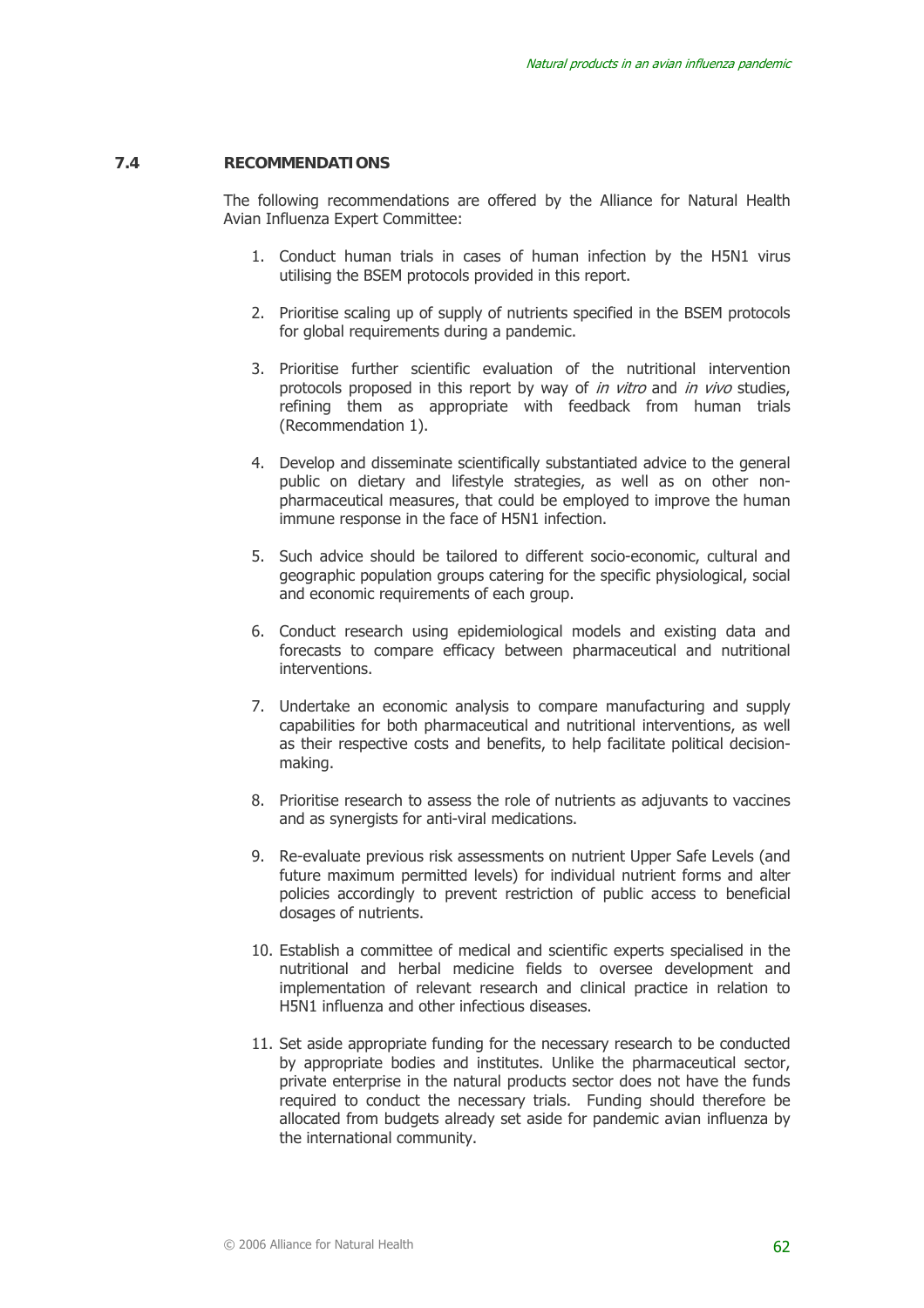## 7.4 RECOMMENDATIONS

The following recommendations are offered by the Alliance for Natural Health Avian Influenza Expert Committee:

1. Conduct human trials in cases of human infection by the H5N1 virus utilising the BSEM protocols provided in this report.

2. Prioritise scaling up of supply of nutrients specified in the BSEM protocols for global requirements during a pandemic.

3. Prioritise further scientific evaluation of the nutritional intervention protocols proposed in this report by way of *in vitro* and *in vivo* studies, refining them as appropriate with feedback from human trials (Recommendation 1).

4. Develop and disseminate scientifically substantiated advice to the general public on dietary and lifestyle strategies, as well as on other non-pharmaceutical measures, that could be employed to improve the human immune response in the face of H5N1 infection.

5. Such advice should be tailored to different socio-economic, cultural and geographic population groups catering for the specific physiological, social and economic requirements of each group.

6. Conduct research using epidemiological models and existing data and forecasts to compare efficacy between pharmaceutical and nutritional interventions.

7. Undertake an economic analysis to compare manufacturing and supply capabilities for both pharmaceutical and nutritional interventions, as well as their respective costs and benefits, to help facilitate political decision-making.

8. Prioritise research to assess the role of nutrients as adjuvants to vaccines and as synergists for anti-viral medications.

9. Re-evaluate previous risk assessments on nutrient Upper Safe Levels (and future maximum permitted levels) for individual nutrient forms and alter policies accordingly to prevent restriction of public access to beneficial dosages of nutrients.

10. Establish a committee of medical and scientific experts specialised in the nutritional and herbal medicine fields to oversee development and implementation of relevant research and clinical practice in relation to H5N1 influenza and other infectious diseases.

11. Set aside appropriate funding for the necessary research to be conducted by appropriate bodies and institutes. Unlike the pharmaceutical sector, private enterprise in the natural products sector does not have the funds required to conduct the necessary trials. Funding should therefore be allocated from budgets already set aside for pandemic avian influenza by the international community.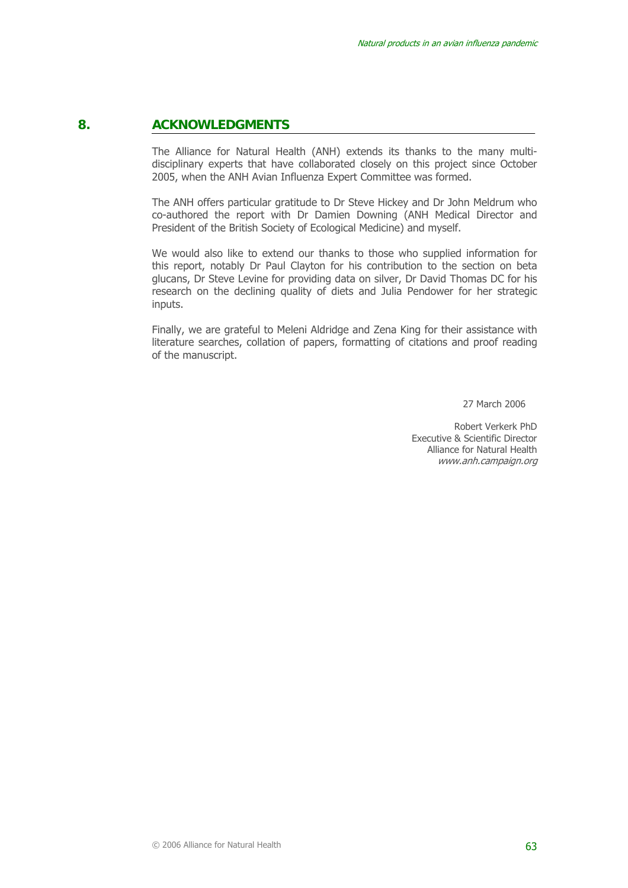## 8. ACKNOWLEDGMENTS

The Alliance for Natural Health (ANH) extends its thanks to the many multi-disciplinary experts that have collaborated closely on this project since October 2005, when the ANH Avian Influenza Expert Committee was formed.

The ANH offers particular gratitude to Dr Steve Hickey and Dr John Meldrum who co-authored the report with Dr Damien Downing (ANH Medical Director and President of the British Society of Ecological Medicine) and myself.

We would also like to extend our thanks to those who supplied information for this report, notably Dr Paul Clayton for his contribution to the section on beta glucans, Dr Steve Levine for providing data on silver, Dr David Thomas DC for his research on the declining quality of diets and Julia Pendower for her strategic inputs.

Finally, we are grateful to Meleni Aldridge and Zena King for their assistance with literature searches, collation of papers, formatting of citations and proof reading of the manuscript.

27 March 2006

Robert Verkerk PhD
Executive & Scientific Director
Alliance for Natural Health
*www.anh.campaign.org*

© 2006 Alliance for Natural Health